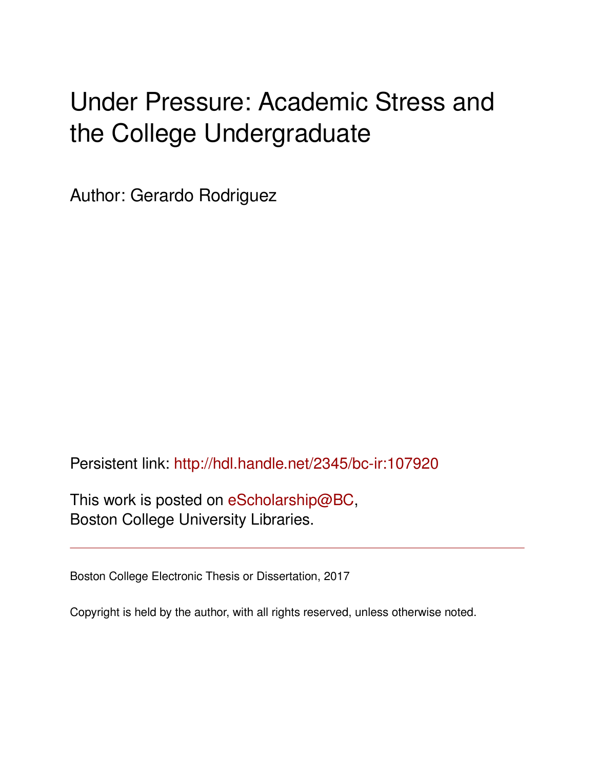# Under Pressure: Academic Stress and the College Undergraduate

Author: Gerardo Rodriguez

Persistent link: http://hdl.handle.net/2345/bc-ir:107920

This work is posted on eScholarship@BC, Boston College University Libraries.

---

Boston College Electronic Thesis or Dissertation, 2017

Copyright is held by the author, with all rights reserved, unless otherwise noted.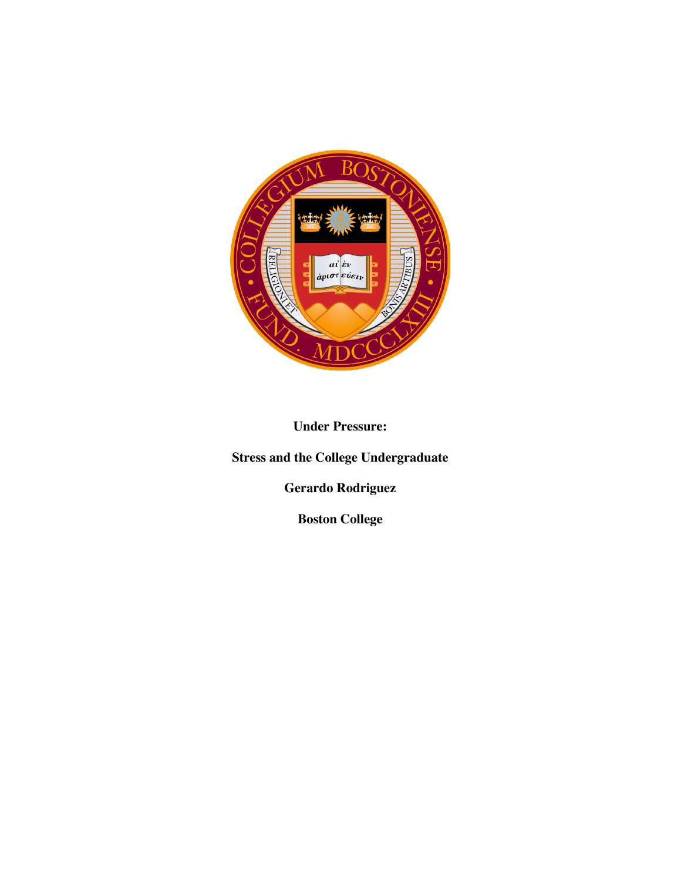**Under Pressure:**

**Stress and the College Undergraduate**

**Gerardo Rodriguez**

**Boston College**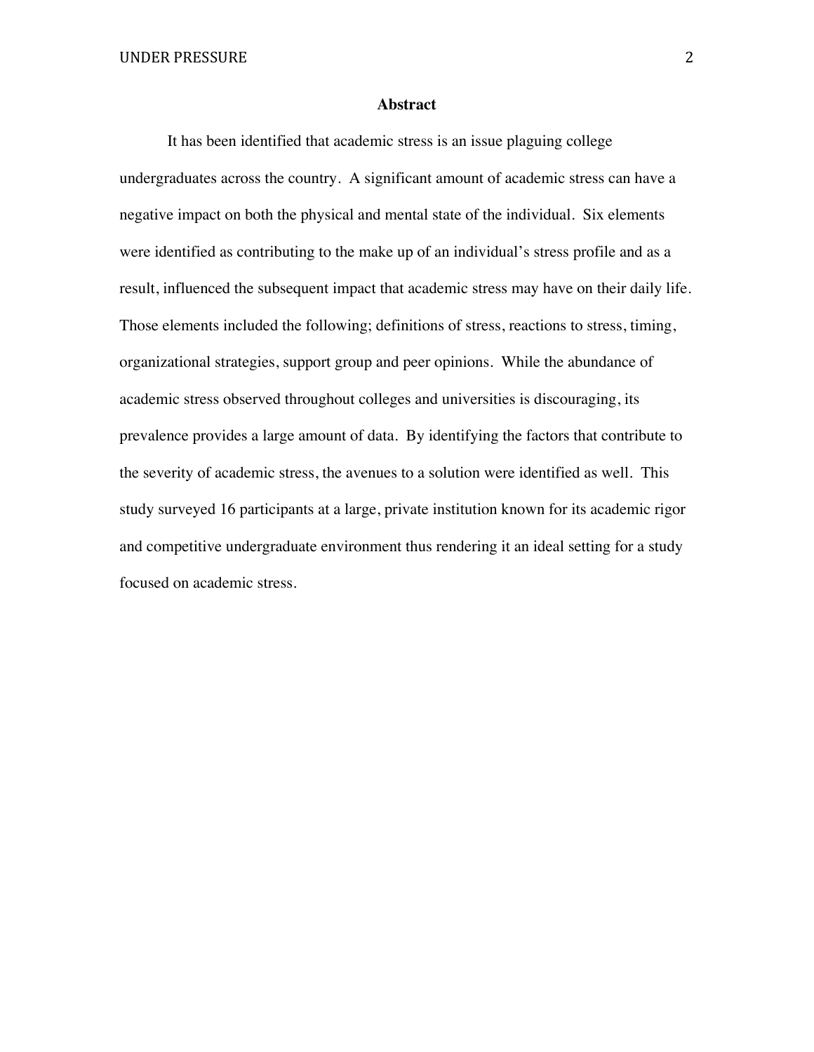# Abstract

It has been identified that academic stress is an issue plaguing college undergraduates across the country. A significant amount of academic stress can have a negative impact on both the physical and mental state of the individual. Six elements were identified as contributing to the make up of an individual's stress profile and as a result, influenced the subsequent impact that academic stress may have on their daily life. Those elements included the following; definitions of stress, reactions to stress, timing, organizational strategies, support group and peer opinions. While the abundance of academic stress observed throughout colleges and universities is discouraging, its prevalence provides a large amount of data. By identifying the factors that contribute to the severity of academic stress, the avenues to a solution were identified as well. This study surveyed 16 participants at a large, private institution known for its academic rigor and competitive undergraduate environment thus rendering it an ideal setting for a study focused on academic stress.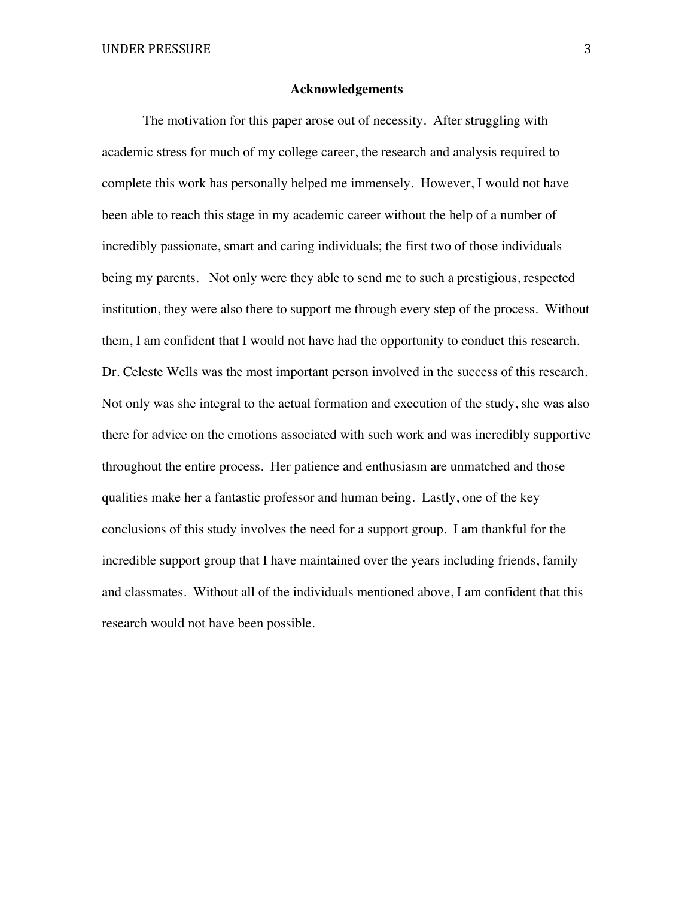## Acknowledgements

The motivation for this paper arose out of necessity. After struggling with academic stress for much of my college career, the research and analysis required to complete this work has personally helped me immensely. However, I would not have been able to reach this stage in my academic career without the help of a number of incredibly passionate, smart and caring individuals; the first two of those individuals being my parents. Not only were they able to send me to such a prestigious, respected institution, they were also there to support me through every step of the process. Without them, I am confident that I would not have had the opportunity to conduct this research. Dr. Celeste Wells was the most important person involved in the success of this research. Not only was she integral to the actual formation and execution of the study, she was also there for advice on the emotions associated with such work and was incredibly supportive throughout the entire process. Her patience and enthusiasm are unmatched and those qualities make her a fantastic professor and human being. Lastly, one of the key conclusions of this study involves the need for a support group. I am thankful for the incredible support group that I have maintained over the years including friends, family and classmates. Without all of the individuals mentioned above, I am confident that this research would not have been possible.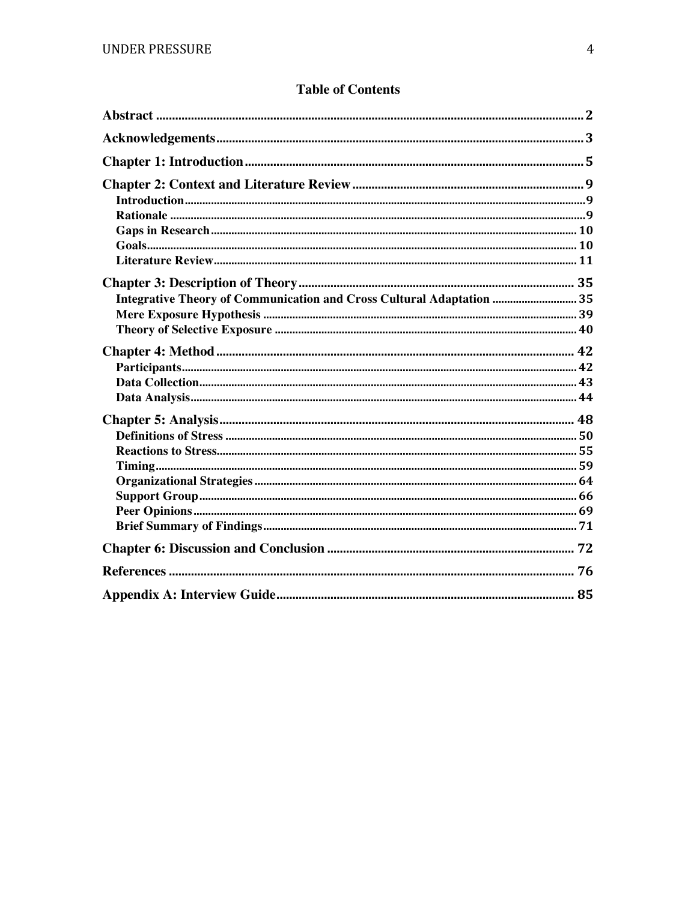# Table of Contents

**Abstract** .......... 2

**Acknowledgements** .......... 3

**Chapter 1: Introduction** .......... 5

**Chapter 2: Context and Literature Review** .......... 9

- Introduction .......... 9
- Rationale .......... 9
- Gaps in Research .......... 10
- Goals .......... 10
- Literature Review .......... 11

**Chapter 3: Description of Theory** .......... 35

- Integrative Theory of Communication and Cross Cultural Adaptation .......... 35
- Mere Exposure Hypothesis .......... 39
- Theory of Selective Exposure .......... 40

**Chapter 4: Method** .......... 42

- Participants .......... 42
- Data Collection .......... 43
- Data Analysis .......... 44

**Chapter 5: Analysis** .......... 48

- Definitions of Stress .......... 50
- Reactions to Stress .......... 55
- Timing .......... 59
- Organizational Strategies .......... 64
- Support Group .......... 66
- Peer Opinions .......... 69
- Brief Summary of Findings .......... 71

**Chapter 6: Discussion and Conclusion** .......... 72

**References** .......... 76

**Appendix A: Interview Guide** .......... 85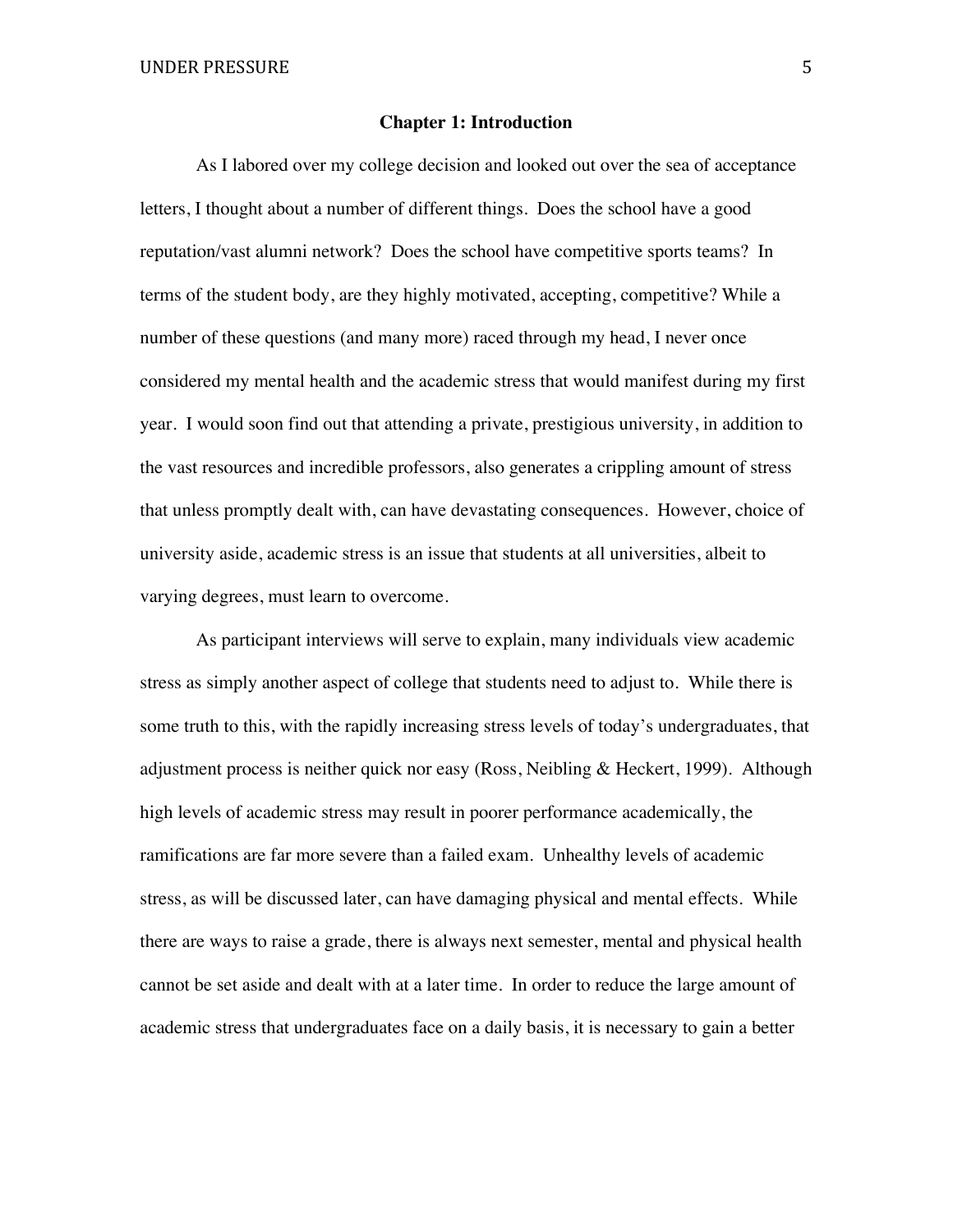# Chapter 1: Introduction

As I labored over my college decision and looked out over the sea of acceptance letters, I thought about a number of different things. Does the school have a good reputation/vast alumni network? Does the school have competitive sports teams? In terms of the student body, are they highly motivated, accepting, competitive? While a number of these questions (and many more) raced through my head, I never once considered my mental health and the academic stress that would manifest during my first year. I would soon find out that attending a private, prestigious university, in addition to the vast resources and incredible professors, also generates a crippling amount of stress that unless promptly dealt with, can have devastating consequences. However, choice of university aside, academic stress is an issue that students at all universities, albeit to varying degrees, must learn to overcome.

As participant interviews will serve to explain, many individuals view academic stress as simply another aspect of college that students need to adjust to. While there is some truth to this, with the rapidly increasing stress levels of today's undergraduates, that adjustment process is neither quick nor easy (Ross, Neibling & Heckert, 1999). Although high levels of academic stress may result in poorer performance academically, the ramifications are far more severe than a failed exam. Unhealthy levels of academic stress, as will be discussed later, can have damaging physical and mental effects. While there are ways to raise a grade, there is always next semester, mental and physical health cannot be set aside and dealt with at a later time. In order to reduce the large amount of academic stress that undergraduates face on a daily basis, it is necessary to gain a better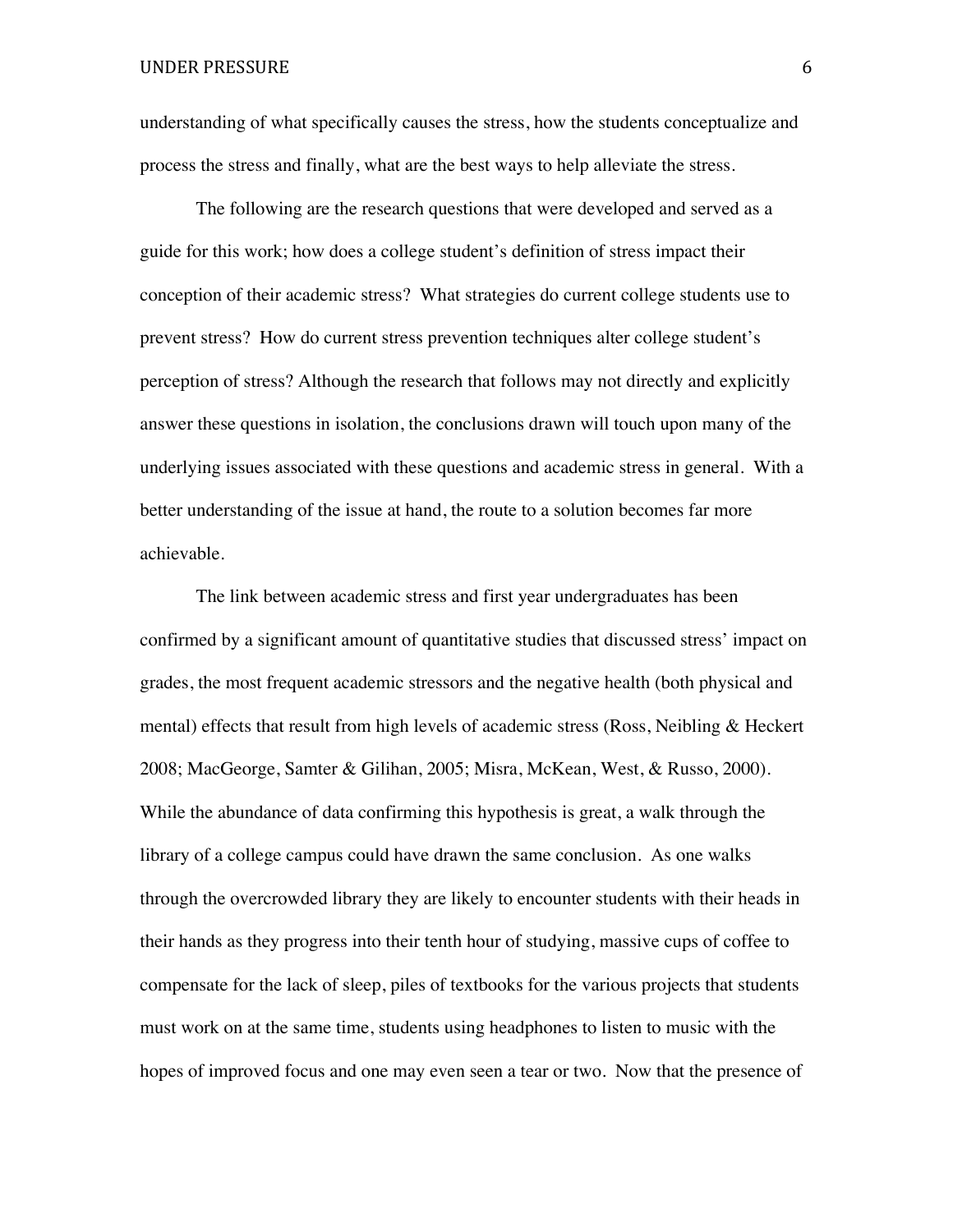understanding of what specifically causes the stress, how the students conceptualize and process the stress and finally, what are the best ways to help alleviate the stress.

The following are the research questions that were developed and served as a guide for this work; how does a college student's definition of stress impact their conception of their academic stress? What strategies do current college students use to prevent stress? How do current stress prevention techniques alter college student's perception of stress? Although the research that follows may not directly and explicitly answer these questions in isolation, the conclusions drawn will touch upon many of the underlying issues associated with these questions and academic stress in general. With a better understanding of the issue at hand, the route to a solution becomes far more achievable.

The link between academic stress and first year undergraduates has been confirmed by a significant amount of quantitative studies that discussed stress' impact on grades, the most frequent academic stressors and the negative health (both physical and mental) effects that result from high levels of academic stress (Ross, Neibling & Heckert 2008; MacGeorge, Samter & Gilihan, 2005; Misra, McKean, West, & Russo, 2000). While the abundance of data confirming this hypothesis is great, a walk through the library of a college campus could have drawn the same conclusion. As one walks through the overcrowded library they are likely to encounter students with their heads in their hands as they progress into their tenth hour of studying, massive cups of coffee to compensate for the lack of sleep, piles of textbooks for the various projects that students must work on at the same time, students using headphones to listen to music with the hopes of improved focus and one may even seen a tear or two. Now that the presence of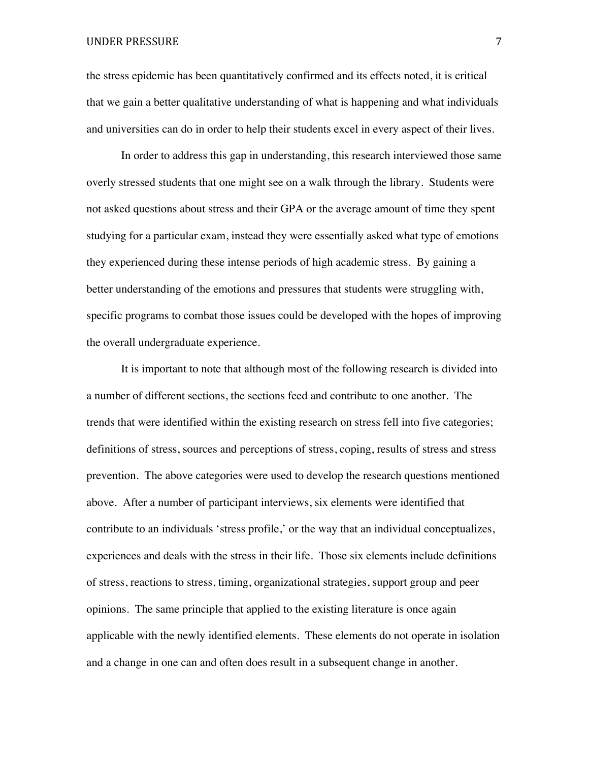the stress epidemic has been quantitatively confirmed and its effects noted, it is critical that we gain a better qualitative understanding of what is happening and what individuals and universities can do in order to help their students excel in every aspect of their lives.

In order to address this gap in understanding, this research interviewed those same overly stressed students that one might see on a walk through the library. Students were not asked questions about stress and their GPA or the average amount of time they spent studying for a particular exam, instead they were essentially asked what type of emotions they experienced during these intense periods of high academic stress. By gaining a better understanding of the emotions and pressures that students were struggling with, specific programs to combat those issues could be developed with the hopes of improving the overall undergraduate experience.

It is important to note that although most of the following research is divided into a number of different sections, the sections feed and contribute to one another. The trends that were identified within the existing research on stress fell into five categories; definitions of stress, sources and perceptions of stress, coping, results of stress and stress prevention. The above categories were used to develop the research questions mentioned above. After a number of participant interviews, six elements were identified that contribute to an individuals 'stress profile,' or the way that an individual conceptualizes, experiences and deals with the stress in their life. Those six elements include definitions of stress, reactions to stress, timing, organizational strategies, support group and peer opinions. The same principle that applied to the existing literature is once again applicable with the newly identified elements. These elements do not operate in isolation and a change in one can and often does result in a subsequent change in another.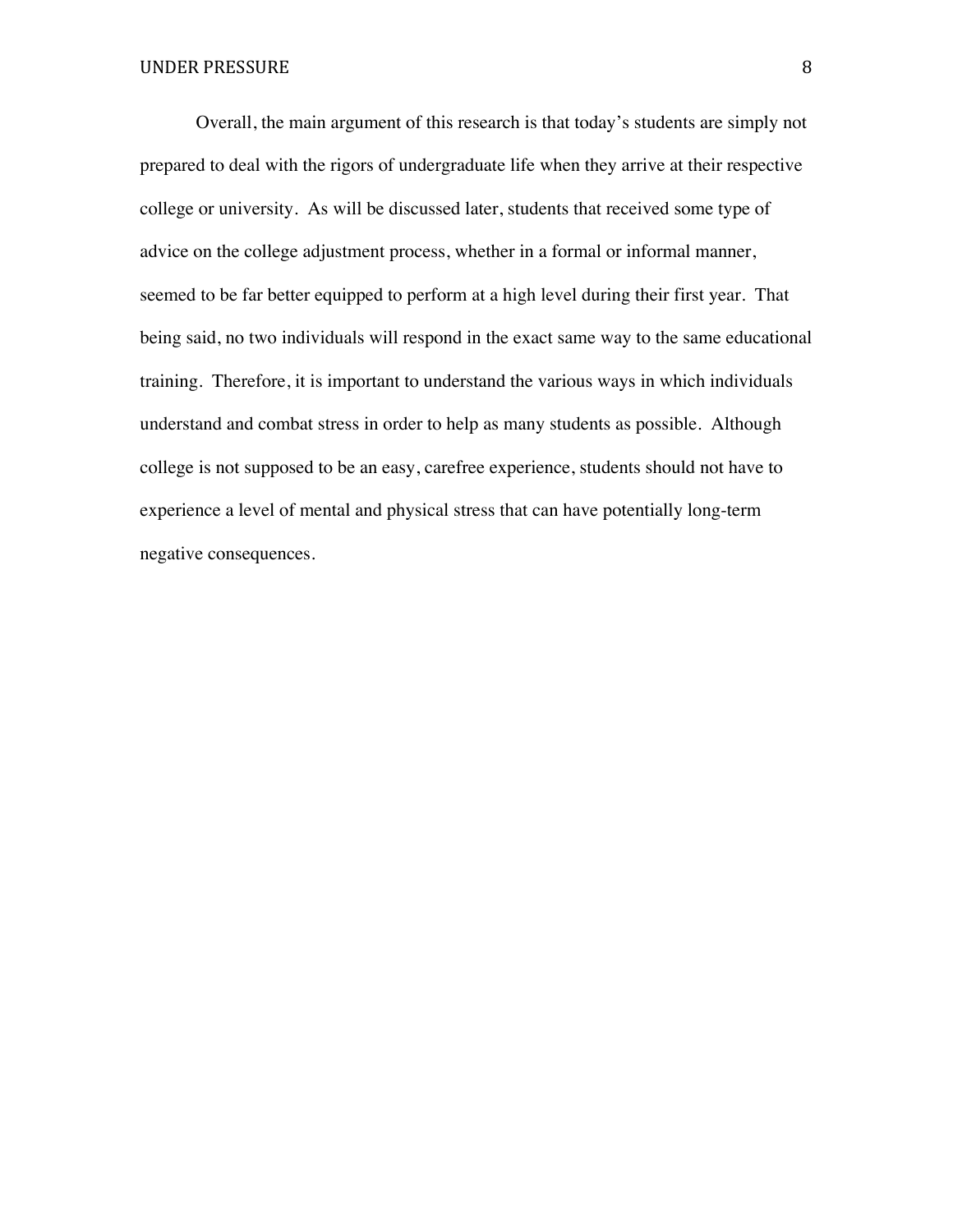Overall, the main argument of this research is that today's students are simply not prepared to deal with the rigors of undergraduate life when they arrive at their respective college or university. As will be discussed later, students that received some type of advice on the college adjustment process, whether in a formal or informal manner, seemed to be far better equipped to perform at a high level during their first year. That being said, no two individuals will respond in the exact same way to the same educational training. Therefore, it is important to understand the various ways in which individuals understand and combat stress in order to help as many students as possible. Although college is not supposed to be an easy, carefree experience, students should not have to experience a level of mental and physical stress that can have potentially long-term negative consequences.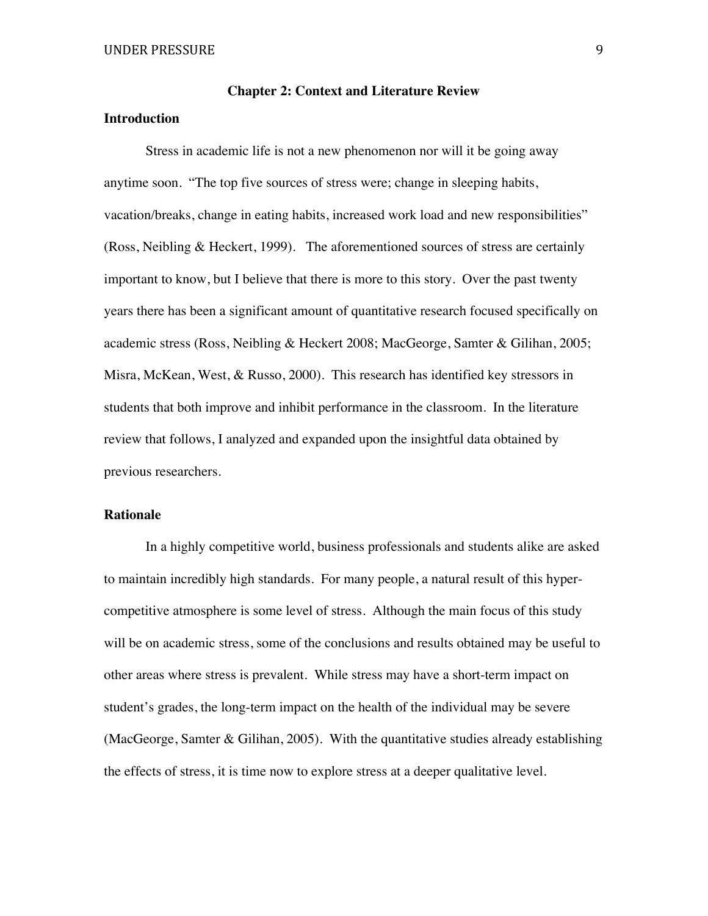## Chapter 2: Context and Literature Review

### Introduction

Stress in academic life is not a new phenomenon nor will it be going away anytime soon. "The top five sources of stress were; change in sleeping habits, vacation/breaks, change in eating habits, increased work load and new responsibilities" (Ross, Neibling & Heckert, 1999). The aforementioned sources of stress are certainly important to know, but I believe that there is more to this story. Over the past twenty years there has been a significant amount of quantitative research focused specifically on academic stress (Ross, Neibling & Heckert 2008; MacGeorge, Samter & Gilihan, 2005; Misra, McKean, West, & Russo, 2000). This research has identified key stressors in students that both improve and inhibit performance in the classroom. In the literature review that follows, I analyzed and expanded upon the insightful data obtained by previous researchers.

### Rationale

In a highly competitive world, business professionals and students alike are asked to maintain incredibly high standards. For many people, a natural result of this hyper-competitive atmosphere is some level of stress. Although the main focus of this study will be on academic stress, some of the conclusions and results obtained may be useful to other areas where stress is prevalent. While stress may have a short-term impact on student's grades, the long-term impact on the health of the individual may be severe (MacGeorge, Samter & Gilihan, 2005). With the quantitative studies already establishing the effects of stress, it is time now to explore stress at a deeper qualitative level.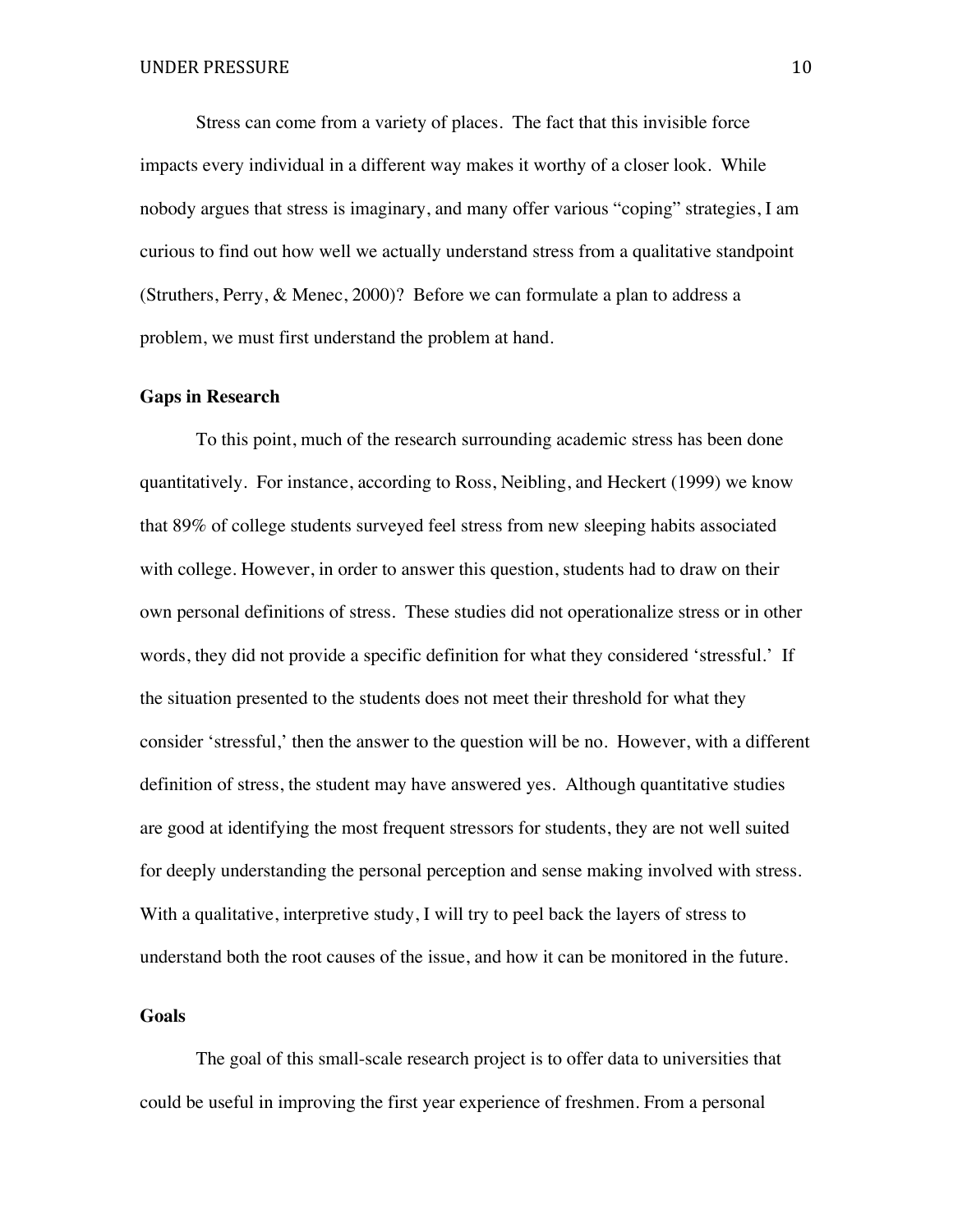Stress can come from a variety of places. The fact that this invisible force impacts every individual in a different way makes it worthy of a closer look. While nobody argues that stress is imaginary, and many offer various "coping" strategies, I am curious to find out how well we actually understand stress from a qualitative standpoint (Struthers, Perry, & Menec, 2000)? Before we can formulate a plan to address a problem, we must first understand the problem at hand.

## Gaps in Research

To this point, much of the research surrounding academic stress has been done quantitatively. For instance, according to Ross, Neibling, and Heckert (1999) we know that 89% of college students surveyed feel stress from new sleeping habits associated with college. However, in order to answer this question, students had to draw on their own personal definitions of stress. These studies did not operationalize stress or in other words, they did not provide a specific definition for what they considered 'stressful.' If the situation presented to the students does not meet their threshold for what they consider 'stressful,' then the answer to the question will be no. However, with a different definition of stress, the student may have answered yes. Although quantitative studies are good at identifying the most frequent stressors for students, they are not well suited for deeply understanding the personal perception and sense making involved with stress. With a qualitative, interpretive study, I will try to peel back the layers of stress to understand both the root causes of the issue, and how it can be monitored in the future.

## Goals

The goal of this small-scale research project is to offer data to universities that could be useful in improving the first year experience of freshmen. From a personal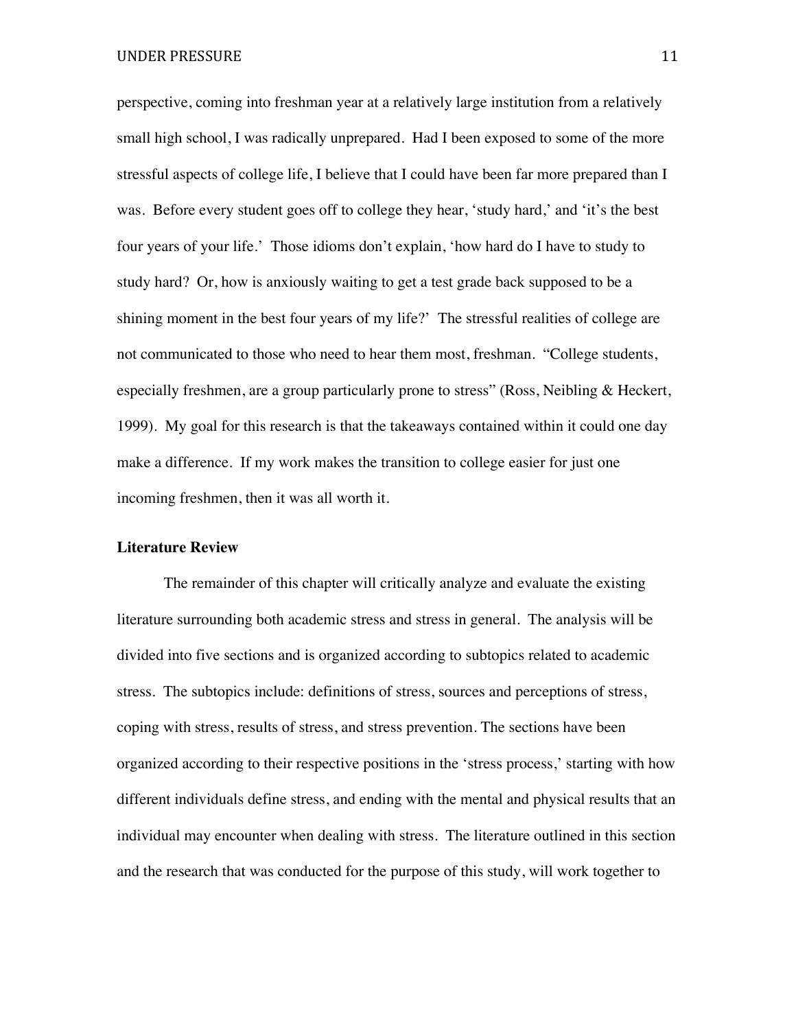perspective, coming into freshman year at a relatively large institution from a relatively small high school, I was radically unprepared. Had I been exposed to some of the more stressful aspects of college life, I believe that I could have been far more prepared than I was. Before every student goes off to college they hear, 'study hard,' and 'it's the best four years of your life.' Those idioms don't explain, 'how hard do I have to study to study hard? Or, how is anxiously waiting to get a test grade back supposed to be a shining moment in the best four years of my life?' The stressful realities of college are not communicated to those who need to hear them most, freshman. "College students, especially freshmen, are a group particularly prone to stress" (Ross, Neibling & Heckert, 1999). My goal for this research is that the takeaways contained within it could one day make a difference. If my work makes the transition to college easier for just one incoming freshmen, then it was all worth it.

**Literature Review**

The remainder of this chapter will critically analyze and evaluate the existing literature surrounding both academic stress and stress in general. The analysis will be divided into five sections and is organized according to subtopics related to academic stress. The subtopics include: definitions of stress, sources and perceptions of stress, coping with stress, results of stress, and stress prevention. The sections have been organized according to their respective positions in the 'stress process,' starting with how different individuals define stress, and ending with the mental and physical results that an individual may encounter when dealing with stress. The literature outlined in this section and the research that was conducted for the purpose of this study, will work together to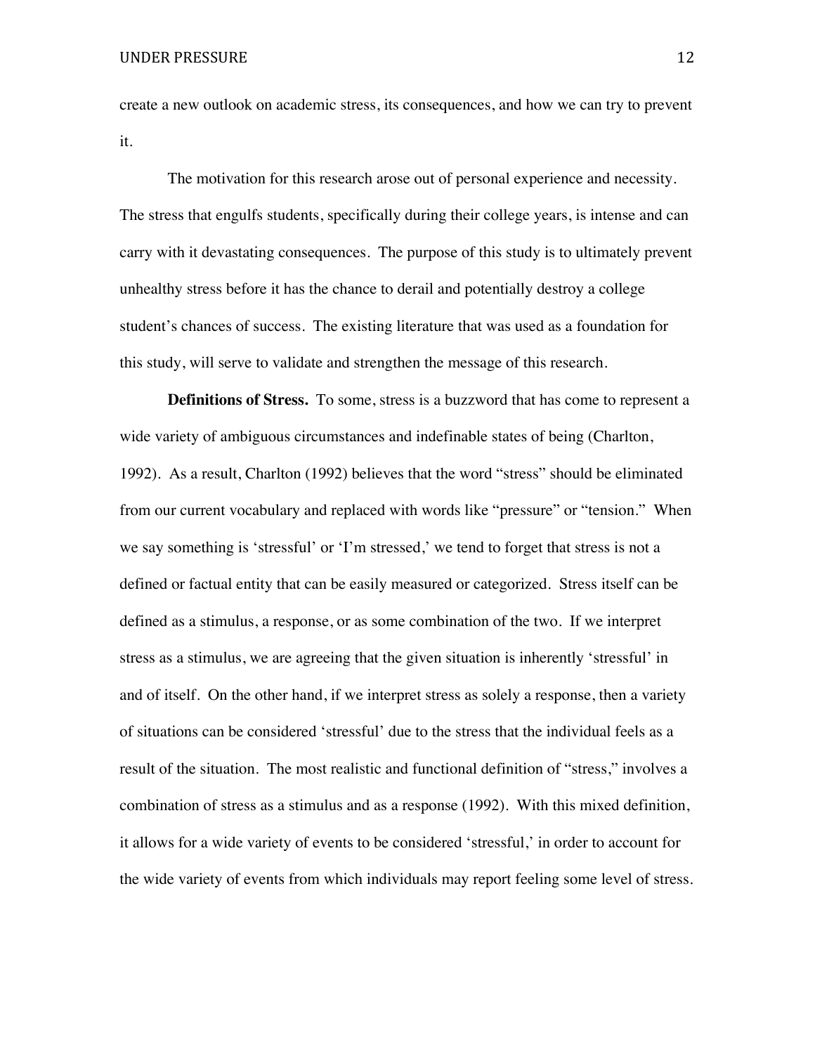create a new outlook on academic stress, its consequences, and how we can try to prevent it.

The motivation for this research arose out of personal experience and necessity. The stress that engulfs students, specifically during their college years, is intense and can carry with it devastating consequences. The purpose of this study is to ultimately prevent unhealthy stress before it has the chance to derail and potentially destroy a college student's chances of success. The existing literature that was used as a foundation for this study, will serve to validate and strengthen the message of this research.

**Definitions of Stress.** To some, stress is a buzzword that has come to represent a wide variety of ambiguous circumstances and indefinable states of being (Charlton, 1992). As a result, Charlton (1992) believes that the word "stress" should be eliminated from our current vocabulary and replaced with words like "pressure" or "tension." When we say something is 'stressful' or 'I'm stressed,' we tend to forget that stress is not a defined or factual entity that can be easily measured or categorized. Stress itself can be defined as a stimulus, a response, or as some combination of the two. If we interpret stress as a stimulus, we are agreeing that the given situation is inherently 'stressful' in and of itself. On the other hand, if we interpret stress as solely a response, then a variety of situations can be considered 'stressful' due to the stress that the individual feels as a result of the situation. The most realistic and functional definition of "stress," involves a combination of stress as a stimulus and as a response (1992). With this mixed definition, it allows for a wide variety of events to be considered 'stressful,' in order to account for the wide variety of events from which individuals may report feeling some level of stress.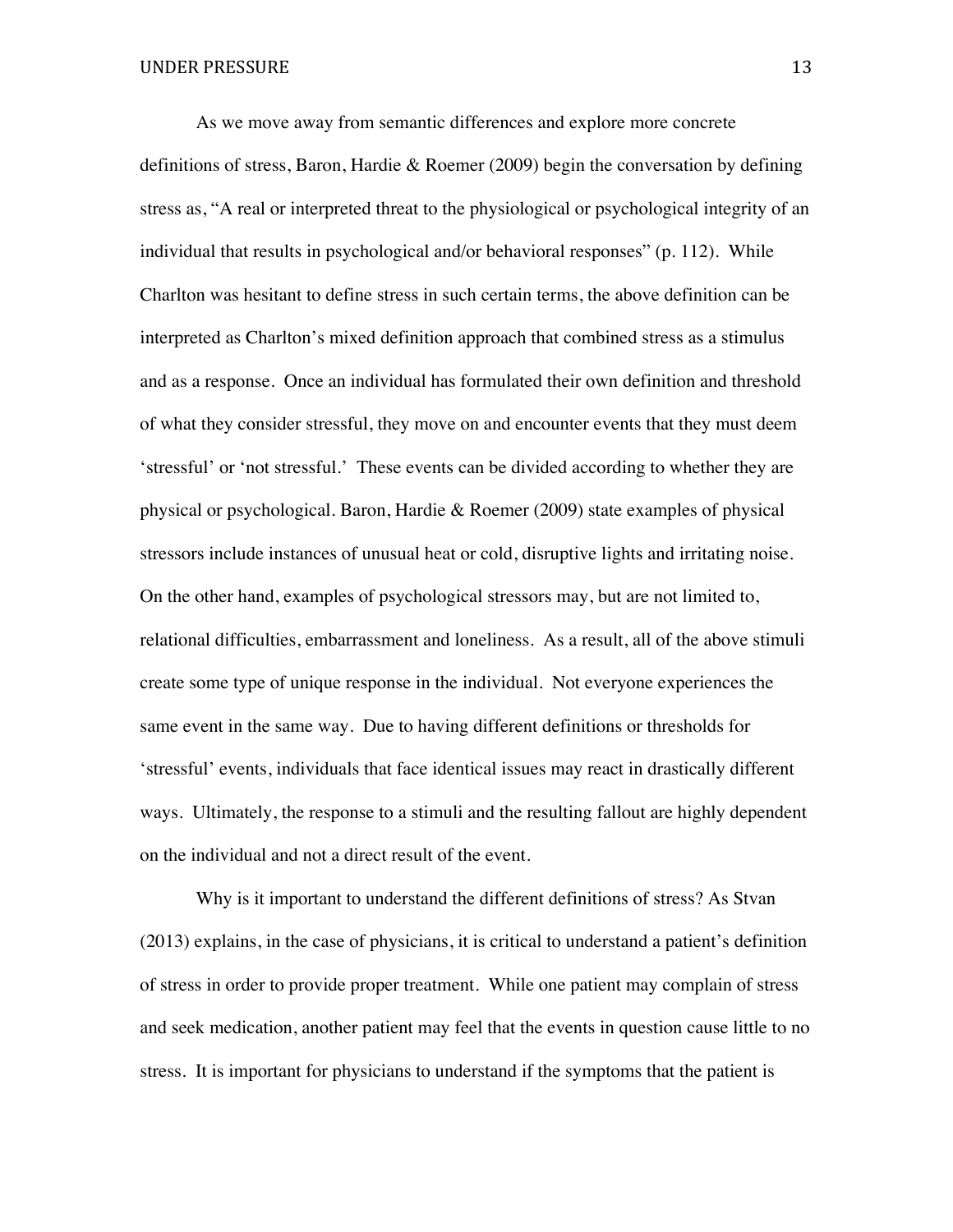As we move away from semantic differences and explore more concrete definitions of stress, Baron, Hardie & Roemer (2009) begin the conversation by defining stress as, "A real or interpreted threat to the physiological or psychological integrity of an individual that results in psychological and/or behavioral responses" (p. 112). While Charlton was hesitant to define stress in such certain terms, the above definition can be interpreted as Charlton's mixed definition approach that combined stress as a stimulus and as a response. Once an individual has formulated their own definition and threshold of what they consider stressful, they move on and encounter events that they must deem 'stressful' or 'not stressful.' These events can be divided according to whether they are physical or psychological. Baron, Hardie & Roemer (2009) state examples of physical stressors include instances of unusual heat or cold, disruptive lights and irritating noise. On the other hand, examples of psychological stressors may, but are not limited to, relational difficulties, embarrassment and loneliness. As a result, all of the above stimuli create some type of unique response in the individual. Not everyone experiences the same event in the same way. Due to having different definitions or thresholds for 'stressful' events, individuals that face identical issues may react in drastically different ways. Ultimately, the response to a stimuli and the resulting fallout are highly dependent on the individual and not a direct result of the event.

Why is it important to understand the different definitions of stress? As Stvan (2013) explains, in the case of physicians, it is critical to understand a patient's definition of stress in order to provide proper treatment. While one patient may complain of stress and seek medication, another patient may feel that the events in question cause little to no stress. It is important for physicians to understand if the symptoms that the patient is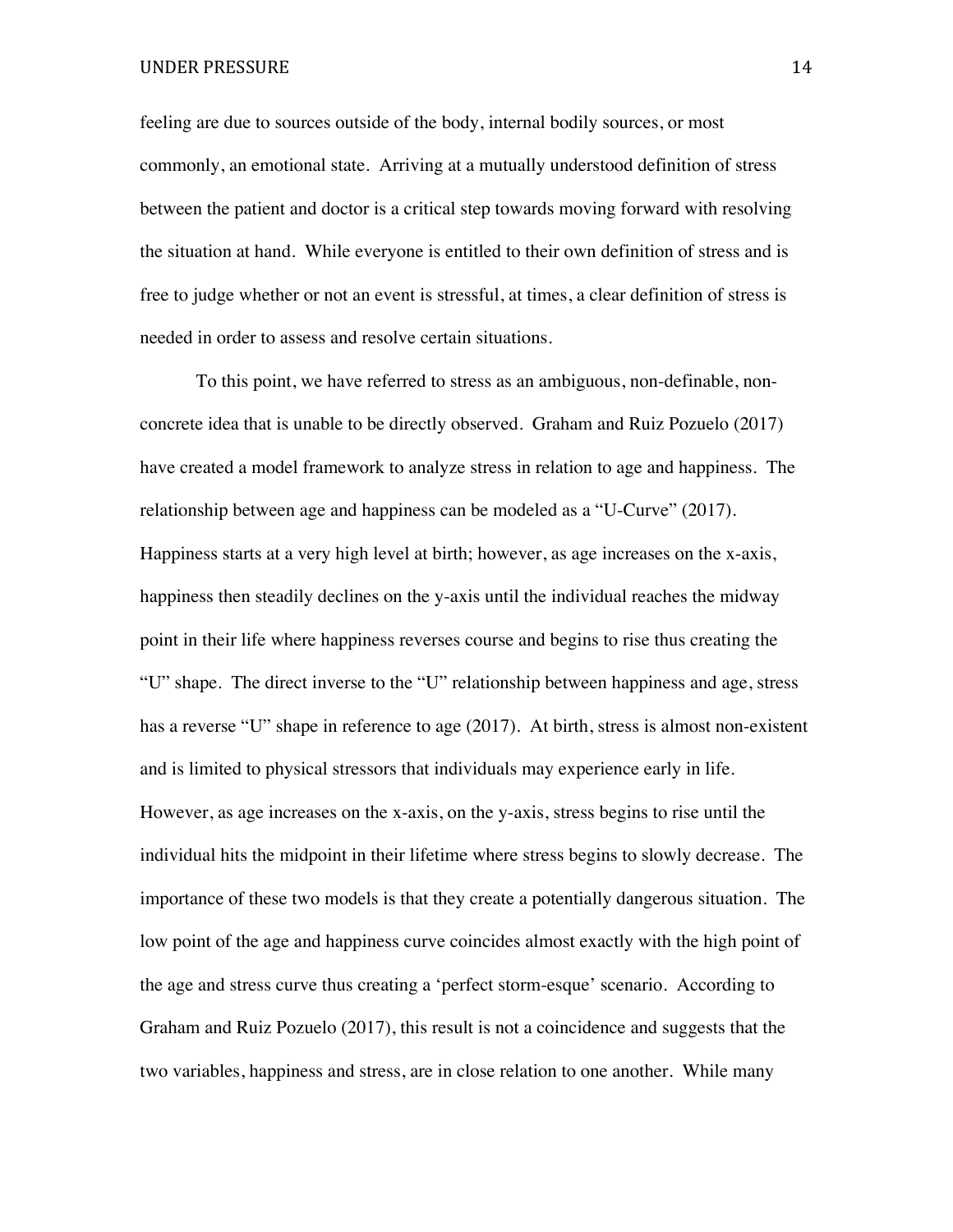feeling are due to sources outside of the body, internal bodily sources, or most commonly, an emotional state. Arriving at a mutually understood definition of stress between the patient and doctor is a critical step towards moving forward with resolving the situation at hand. While everyone is entitled to their own definition of stress and is free to judge whether or not an event is stressful, at times, a clear definition of stress is needed in order to assess and resolve certain situations.

To this point, we have referred to stress as an ambiguous, non-definable, non-concrete idea that is unable to be directly observed. Graham and Ruiz Pozuelo (2017) have created a model framework to analyze stress in relation to age and happiness. The relationship between age and happiness can be modeled as a "U-Curve" (2017). Happiness starts at a very high level at birth; however, as age increases on the x-axis, happiness then steadily declines on the y-axis until the individual reaches the midway point in their life where happiness reverses course and begins to rise thus creating the "U" shape. The direct inverse to the "U" relationship between happiness and age, stress has a reverse "U" shape in reference to age (2017). At birth, stress is almost non-existent and is limited to physical stressors that individuals may experience early in life. However, as age increases on the x-axis, on the y-axis, stress begins to rise until the individual hits the midpoint in their lifetime where stress begins to slowly decrease. The importance of these two models is that they create a potentially dangerous situation. The low point of the age and happiness curve coincides almost exactly with the high point of the age and stress curve thus creating a 'perfect storm-esque' scenario. According to Graham and Ruiz Pozuelo (2017), this result is not a coincidence and suggests that the two variables, happiness and stress, are in close relation to one another. While many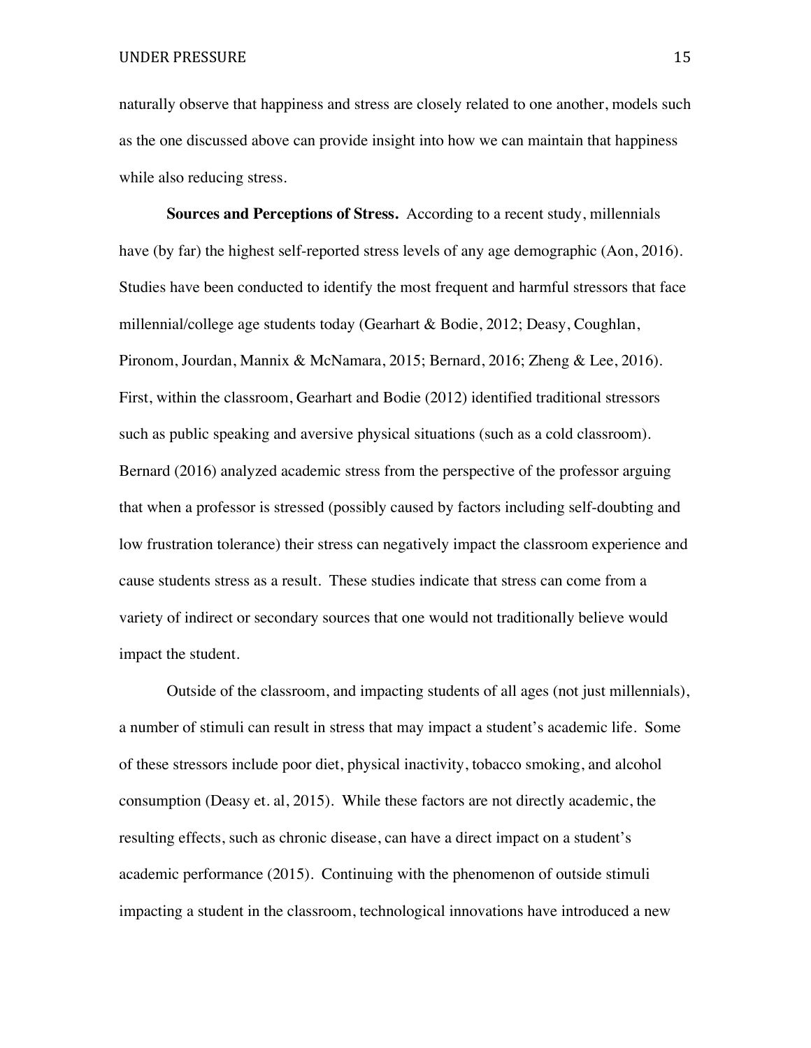naturally observe that happiness and stress are closely related to one another, models such as the one discussed above can provide insight into how we can maintain that happiness while also reducing stress.

**Sources and Perceptions of Stress.** According to a recent study, millennials have (by far) the highest self-reported stress levels of any age demographic (Aon, 2016). Studies have been conducted to identify the most frequent and harmful stressors that face millennial/college age students today (Gearhart & Bodie, 2012; Deasy, Coughlan, Pironom, Jourdan, Mannix & McNamara, 2015; Bernard, 2016; Zheng & Lee, 2016). First, within the classroom, Gearhart and Bodie (2012) identified traditional stressors such as public speaking and aversive physical situations (such as a cold classroom). Bernard (2016) analyzed academic stress from the perspective of the professor arguing that when a professor is stressed (possibly caused by factors including self-doubting and low frustration tolerance) their stress can negatively impact the classroom experience and cause students stress as a result. These studies indicate that stress can come from a variety of indirect or secondary sources that one would not traditionally believe would impact the student.

Outside of the classroom, and impacting students of all ages (not just millennials), a number of stimuli can result in stress that may impact a student's academic life. Some of these stressors include poor diet, physical inactivity, tobacco smoking, and alcohol consumption (Deasy et. al, 2015). While these factors are not directly academic, the resulting effects, such as chronic disease, can have a direct impact on a student's academic performance (2015). Continuing with the phenomenon of outside stimuli impacting a student in the classroom, technological innovations have introduced a new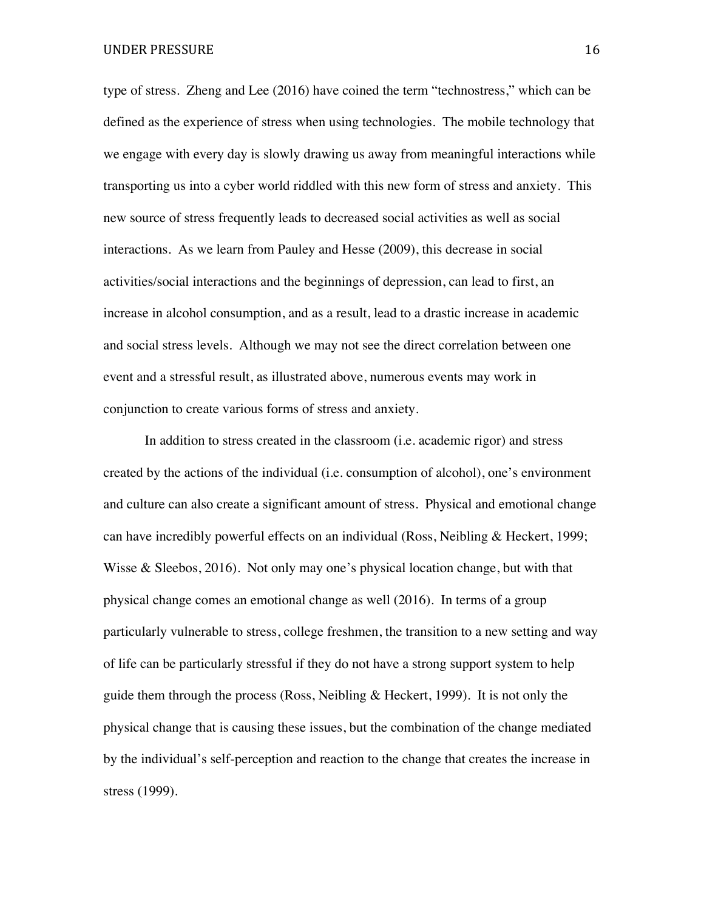type of stress. Zheng and Lee (2016) have coined the term "technostress," which can be defined as the experience of stress when using technologies. The mobile technology that we engage with every day is slowly drawing us away from meaningful interactions while transporting us into a cyber world riddled with this new form of stress and anxiety. This new source of stress frequently leads to decreased social activities as well as social interactions. As we learn from Pauley and Hesse (2009), this decrease in social activities/social interactions and the beginnings of depression, can lead to first, an increase in alcohol consumption, and as a result, lead to a drastic increase in academic and social stress levels. Although we may not see the direct correlation between one event and a stressful result, as illustrated above, numerous events may work in conjunction to create various forms of stress and anxiety.

In addition to stress created in the classroom (i.e. academic rigor) and stress created by the actions of the individual (i.e. consumption of alcohol), one's environment and culture can also create a significant amount of stress. Physical and emotional change can have incredibly powerful effects on an individual (Ross, Neibling & Heckert, 1999; Wisse & Sleebos, 2016). Not only may one's physical location change, but with that physical change comes an emotional change as well (2016). In terms of a group particularly vulnerable to stress, college freshmen, the transition to a new setting and way of life can be particularly stressful if they do not have a strong support system to help guide them through the process (Ross, Neibling & Heckert, 1999). It is not only the physical change that is causing these issues, but the combination of the change mediated by the individual's self-perception and reaction to the change that creates the increase in stress (1999).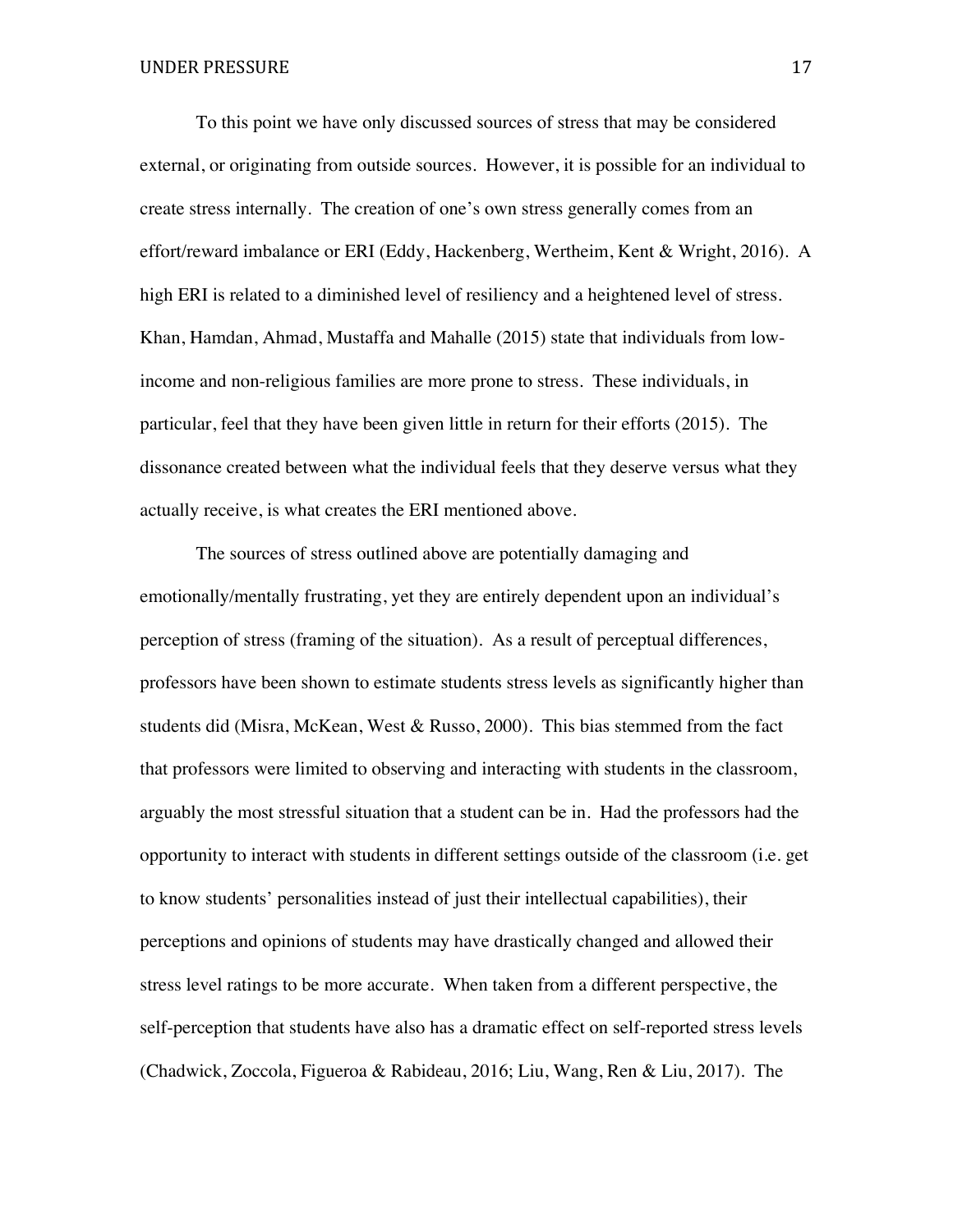To this point we have only discussed sources of stress that may be considered external, or originating from outside sources. However, it is possible for an individual to create stress internally. The creation of one's own stress generally comes from an effort/reward imbalance or ERI (Eddy, Hackenberg, Wertheim, Kent & Wright, 2016). A high ERI is related to a diminished level of resiliency and a heightened level of stress. Khan, Hamdan, Ahmad, Mustaffa and Mahalle (2015) state that individuals from low-income and non-religious families are more prone to stress. These individuals, in particular, feel that they have been given little in return for their efforts (2015). The dissonance created between what the individual feels that they deserve versus what they actually receive, is what creates the ERI mentioned above.

The sources of stress outlined above are potentially damaging and emotionally/mentally frustrating, yet they are entirely dependent upon an individual's perception of stress (framing of the situation). As a result of perceptual differences, professors have been shown to estimate students stress levels as significantly higher than students did (Misra, McKean, West & Russo, 2000). This bias stemmed from the fact that professors were limited to observing and interacting with students in the classroom, arguably the most stressful situation that a student can be in. Had the professors had the opportunity to interact with students in different settings outside of the classroom (i.e. get to know students' personalities instead of just their intellectual capabilities), their perceptions and opinions of students may have drastically changed and allowed their stress level ratings to be more accurate. When taken from a different perspective, the self-perception that students have also has a dramatic effect on self-reported stress levels (Chadwick, Zoccola, Figueroa & Rabideau, 2016; Liu, Wang, Ren & Liu, 2017). The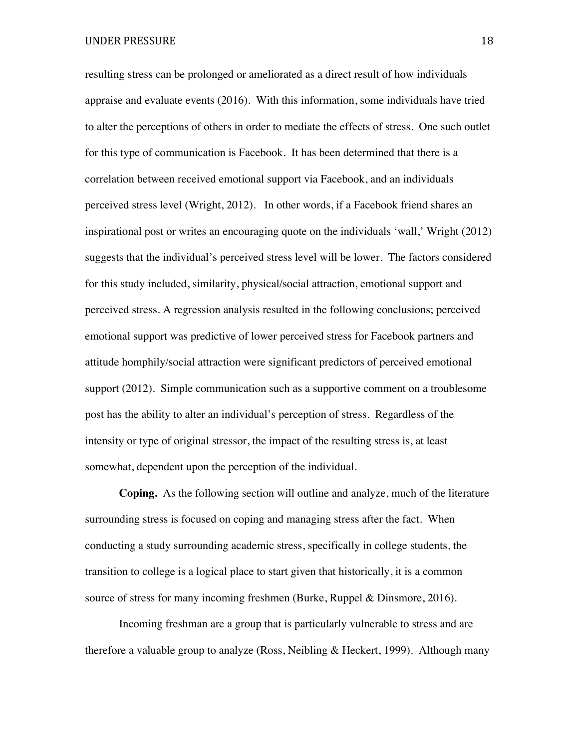resulting stress can be prolonged or ameliorated as a direct result of how individuals appraise and evaluate events (2016). With this information, some individuals have tried to alter the perceptions of others in order to mediate the effects of stress. One such outlet for this type of communication is Facebook. It has been determined that there is a correlation between received emotional support via Facebook, and an individuals perceived stress level (Wright, 2012). In other words, if a Facebook friend shares an inspirational post or writes an encouraging quote on the individuals 'wall,' Wright (2012) suggests that the individual's perceived stress level will be lower. The factors considered for this study included, similarity, physical/social attraction, emotional support and perceived stress. A regression analysis resulted in the following conclusions; perceived emotional support was predictive of lower perceived stress for Facebook partners and attitude homphily/social attraction were significant predictors of perceived emotional support (2012). Simple communication such as a supportive comment on a troublesome post has the ability to alter an individual's perception of stress. Regardless of the intensity or type of original stressor, the impact of the resulting stress is, at least somewhat, dependent upon the perception of the individual.

**Coping.** As the following section will outline and analyze, much of the literature surrounding stress is focused on coping and managing stress after the fact. When conducting a study surrounding academic stress, specifically in college students, the transition to college is a logical place to start given that historically, it is a common source of stress for many incoming freshmen (Burke, Ruppel & Dinsmore, 2016).

Incoming freshman are a group that is particularly vulnerable to stress and are therefore a valuable group to analyze (Ross, Neibling & Heckert, 1999). Although many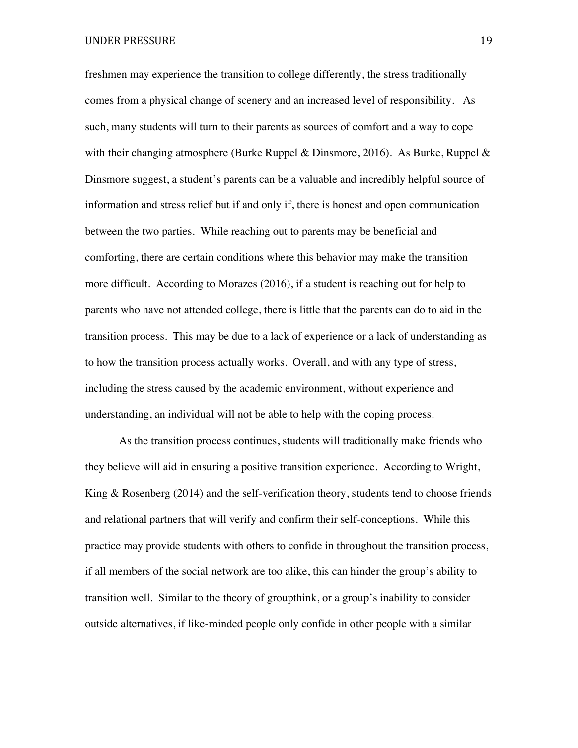freshmen may experience the transition to college differently, the stress traditionally comes from a physical change of scenery and an increased level of responsibility. As such, many students will turn to their parents as sources of comfort and a way to cope with their changing atmosphere (Burke Ruppel & Dinsmore, 2016). As Burke, Ruppel & Dinsmore suggest, a student's parents can be a valuable and incredibly helpful source of information and stress relief but if and only if, there is honest and open communication between the two parties. While reaching out to parents may be beneficial and comforting, there are certain conditions where this behavior may make the transition more difficult. According to Morazes (2016), if a student is reaching out for help to parents who have not attended college, there is little that the parents can do to aid in the transition process. This may be due to a lack of experience or a lack of understanding as to how the transition process actually works. Overall, and with any type of stress, including the stress caused by the academic environment, without experience and understanding, an individual will not be able to help with the coping process.

As the transition process continues, students will traditionally make friends who they believe will aid in ensuring a positive transition experience. According to Wright, King & Rosenberg (2014) and the self-verification theory, students tend to choose friends and relational partners that will verify and confirm their self-conceptions. While this practice may provide students with others to confide in throughout the transition process, if all members of the social network are too alike, this can hinder the group's ability to transition well. Similar to the theory of groupthink, or a group's inability to consider outside alternatives, if like-minded people only confide in other people with a similar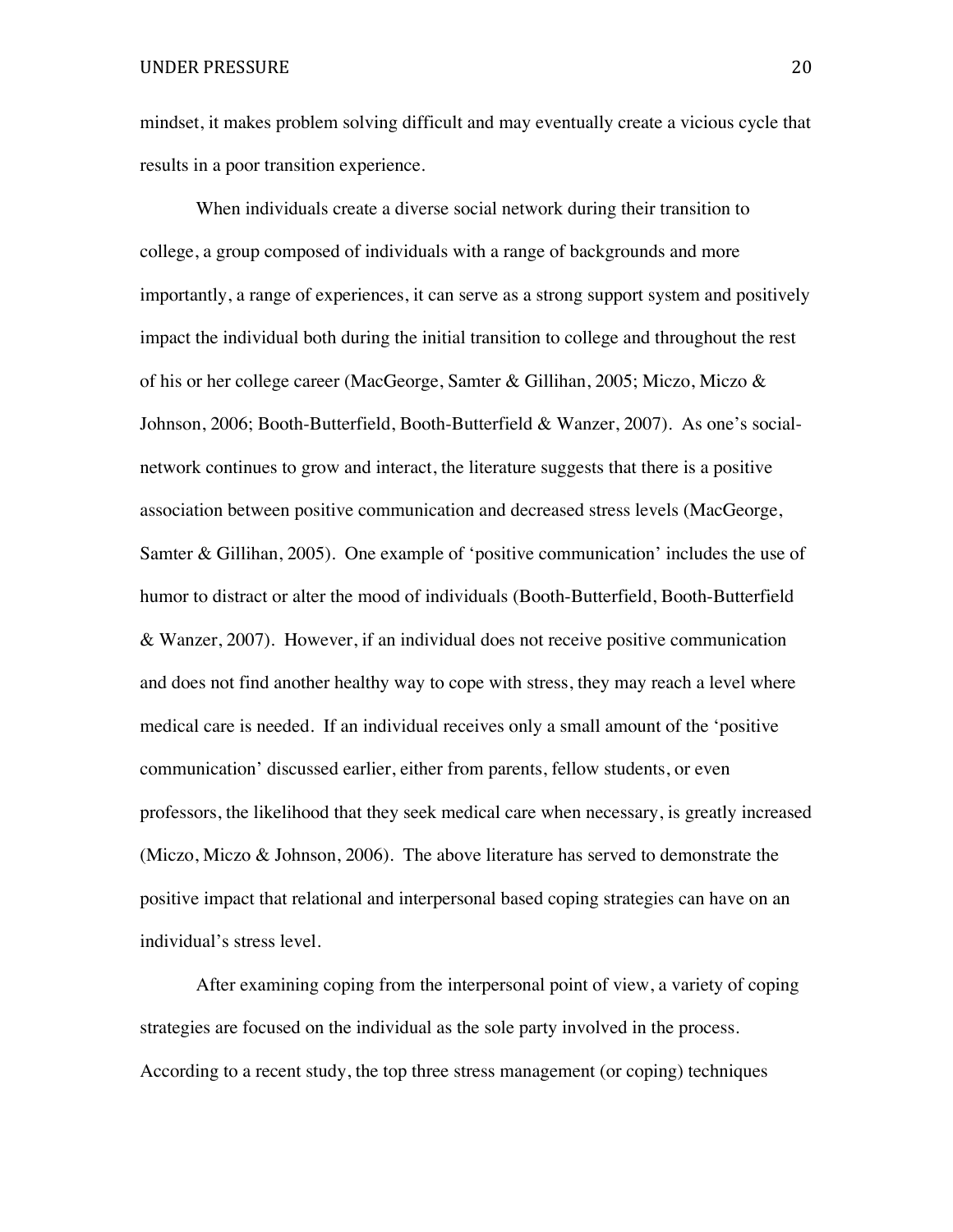mindset, it makes problem solving difficult and may eventually create a vicious cycle that results in a poor transition experience.

When individuals create a diverse social network during their transition to college, a group composed of individuals with a range of backgrounds and more importantly, a range of experiences, it can serve as a strong support system and positively impact the individual both during the initial transition to college and throughout the rest of his or her college career (MacGeorge, Samter & Gillihan, 2005; Miczo, Miczo & Johnson, 2006; Booth-Butterfield, Booth-Butterfield & Wanzer, 2007). As one's social-network continues to grow and interact, the literature suggests that there is a positive association between positive communication and decreased stress levels (MacGeorge, Samter & Gillihan, 2005). One example of 'positive communication' includes the use of humor to distract or alter the mood of individuals (Booth-Butterfield, Booth-Butterfield & Wanzer, 2007). However, if an individual does not receive positive communication and does not find another healthy way to cope with stress, they may reach a level where medical care is needed. If an individual receives only a small amount of the 'positive communication' discussed earlier, either from parents, fellow students, or even professors, the likelihood that they seek medical care when necessary, is greatly increased (Miczo, Miczo & Johnson, 2006). The above literature has served to demonstrate the positive impact that relational and interpersonal based coping strategies can have on an individual's stress level.

After examining coping from the interpersonal point of view, a variety of coping strategies are focused on the individual as the sole party involved in the process. According to a recent study, the top three stress management (or coping) techniques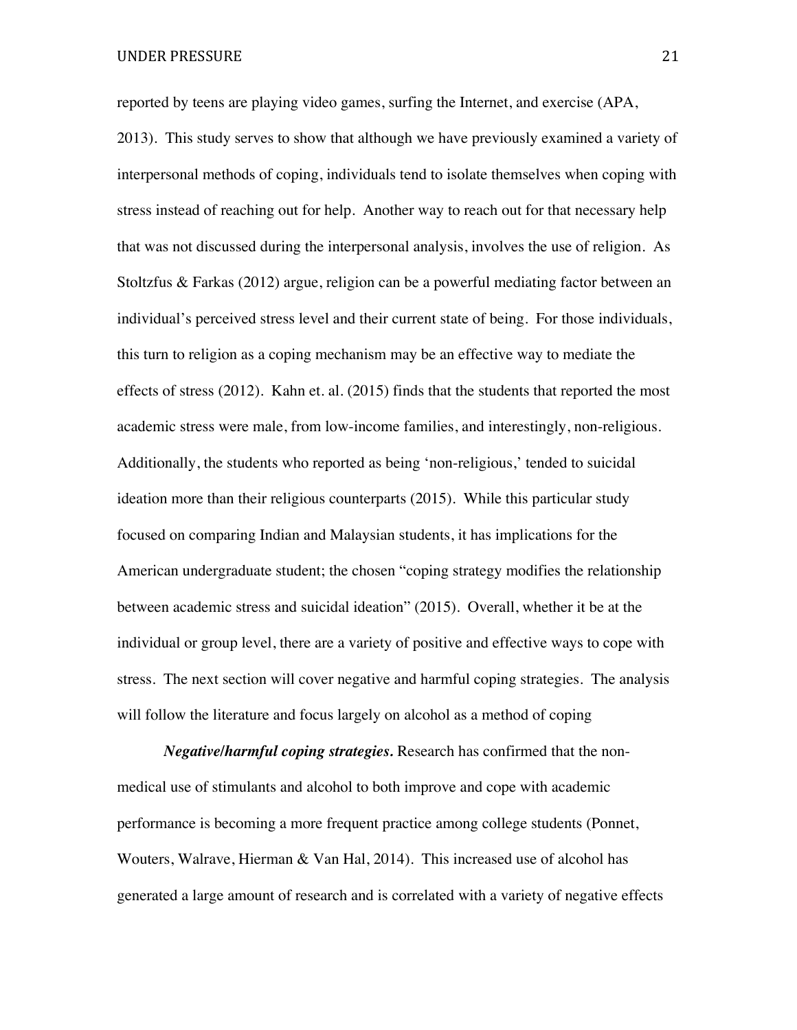reported by teens are playing video games, surfing the Internet, and exercise (APA, 2013). This study serves to show that although we have previously examined a variety of interpersonal methods of coping, individuals tend to isolate themselves when coping with stress instead of reaching out for help. Another way to reach out for that necessary help that was not discussed during the interpersonal analysis, involves the use of religion. As Stoltzfus & Farkas (2012) argue, religion can be a powerful mediating factor between an individual's perceived stress level and their current state of being. For those individuals, this turn to religion as a coping mechanism may be an effective way to mediate the effects of stress (2012). Kahn et. al. (2015) finds that the students that reported the most academic stress were male, from low-income families, and interestingly, non-religious. Additionally, the students who reported as being 'non-religious,' tended to suicidal ideation more than their religious counterparts (2015). While this particular study focused on comparing Indian and Malaysian students, it has implications for the American undergraduate student; the chosen "coping strategy modifies the relationship between academic stress and suicidal ideation" (2015). Overall, whether it be at the individual or group level, there are a variety of positive and effective ways to cope with stress. The next section will cover negative and harmful coping strategies. The analysis will follow the literature and focus largely on alcohol as a method of coping

***Negative/harmful coping strategies.*** Research has confirmed that the non-medical use of stimulants and alcohol to both improve and cope with academic performance is becoming a more frequent practice among college students (Ponnet, Wouters, Walrave, Hierman & Van Hal, 2014). This increased use of alcohol has generated a large amount of research and is correlated with a variety of negative effects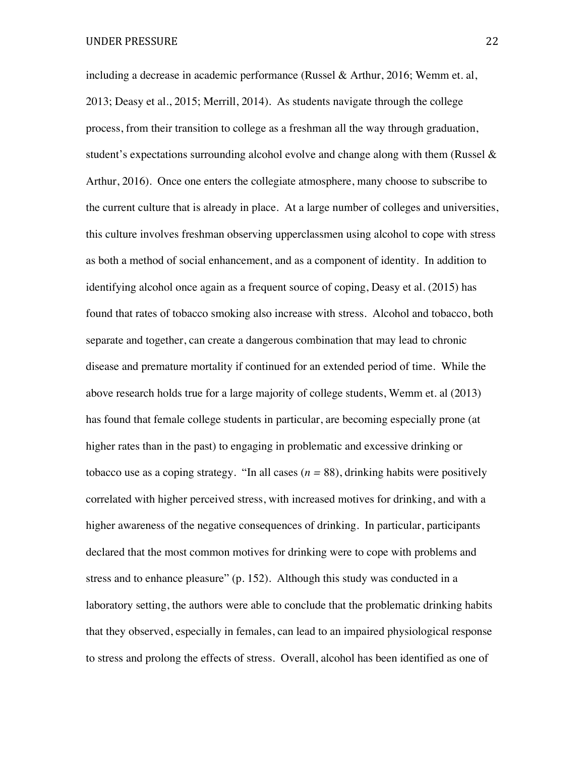including a decrease in academic performance (Russel & Arthur, 2016; Wemm et. al, 2013; Deasy et al., 2015; Merrill, 2014). As students navigate through the college process, from their transition to college as a freshman all the way through graduation, student's expectations surrounding alcohol evolve and change along with them (Russel & Arthur, 2016). Once one enters the collegiate atmosphere, many choose to subscribe to the current culture that is already in place. At a large number of colleges and universities, this culture involves freshman observing upperclassmen using alcohol to cope with stress as both a method of social enhancement, and as a component of identity. In addition to identifying alcohol once again as a frequent source of coping, Deasy et al. (2015) has found that rates of tobacco smoking also increase with stress. Alcohol and tobacco, both separate and together, can create a dangerous combination that may lead to chronic disease and premature mortality if continued for an extended period of time. While the above research holds true for a large majority of college students, Wemm et. al (2013) has found that female college students in particular, are becoming especially prone (at higher rates than in the past) to engaging in problematic and excessive drinking or tobacco use as a coping strategy. "In all cases ($n$ = 88), drinking habits were positively correlated with higher perceived stress, with increased motives for drinking, and with a higher awareness of the negative consequences of drinking. In particular, participants declared that the most common motives for drinking were to cope with problems and stress and to enhance pleasure" (p. 152). Although this study was conducted in a laboratory setting, the authors were able to conclude that the problematic drinking habits that they observed, especially in females, can lead to an impaired physiological response to stress and prolong the effects of stress. Overall, alcohol has been identified as one of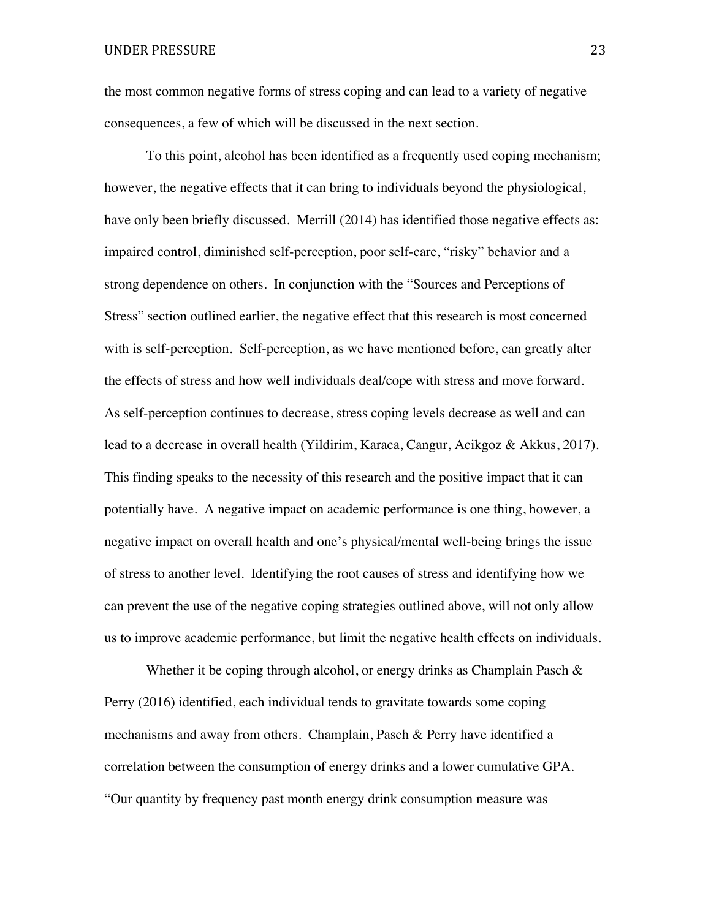the most common negative forms of stress coping and can lead to a variety of negative consequences, a few of which will be discussed in the next section.

To this point, alcohol has been identified as a frequently used coping mechanism; however, the negative effects that it can bring to individuals beyond the physiological, have only been briefly discussed. Merrill (2014) has identified those negative effects as: impaired control, diminished self-perception, poor self-care, "risky" behavior and a strong dependence on others. In conjunction with the "Sources and Perceptions of Stress" section outlined earlier, the negative effect that this research is most concerned with is self-perception. Self-perception, as we have mentioned before, can greatly alter the effects of stress and how well individuals deal/cope with stress and move forward. As self-perception continues to decrease, stress coping levels decrease as well and can lead to a decrease in overall health (Yildirim, Karaca, Cangur, Acikgoz & Akkus, 2017). This finding speaks to the necessity of this research and the positive impact that it can potentially have. A negative impact on academic performance is one thing, however, a negative impact on overall health and one's physical/mental well-being brings the issue of stress to another level. Identifying the root causes of stress and identifying how we can prevent the use of the negative coping strategies outlined above, will not only allow us to improve academic performance, but limit the negative health effects on individuals.

Whether it be coping through alcohol, or energy drinks as Champlain Pasch & Perry (2016) identified, each individual tends to gravitate towards some coping mechanisms and away from others. Champlain, Pasch & Perry have identified a correlation between the consumption of energy drinks and a lower cumulative GPA. "Our quantity by frequency past month energy drink consumption measure was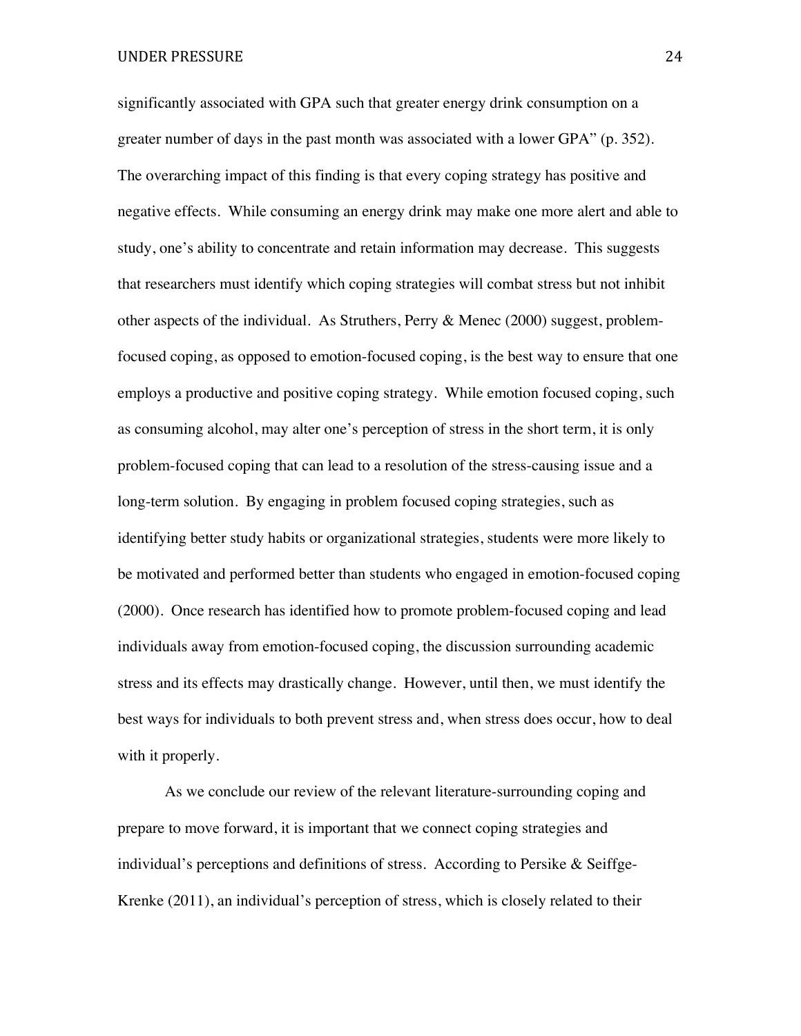significantly associated with GPA such that greater energy drink consumption on a greater number of days in the past month was associated with a lower GPA" (p. 352). The overarching impact of this finding is that every coping strategy has positive and negative effects. While consuming an energy drink may make one more alert and able to study, one's ability to concentrate and retain information may decrease. This suggests that researchers must identify which coping strategies will combat stress but not inhibit other aspects of the individual. As Struthers, Perry & Menec (2000) suggest, problem-focused coping, as opposed to emotion-focused coping, is the best way to ensure that one employs a productive and positive coping strategy. While emotion focused coping, such as consuming alcohol, may alter one's perception of stress in the short term, it is only problem-focused coping that can lead to a resolution of the stress-causing issue and a long-term solution. By engaging in problem focused coping strategies, such as identifying better study habits or organizational strategies, students were more likely to be motivated and performed better than students who engaged in emotion-focused coping (2000). Once research has identified how to promote problem-focused coping and lead individuals away from emotion-focused coping, the discussion surrounding academic stress and its effects may drastically change. However, until then, we must identify the best ways for individuals to both prevent stress and, when stress does occur, how to deal with it properly.

As we conclude our review of the relevant literature-surrounding coping and prepare to move forward, it is important that we connect coping strategies and individual's perceptions and definitions of stress. According to Persike & Seiffge-Krenke (2011), an individual's perception of stress, which is closely related to their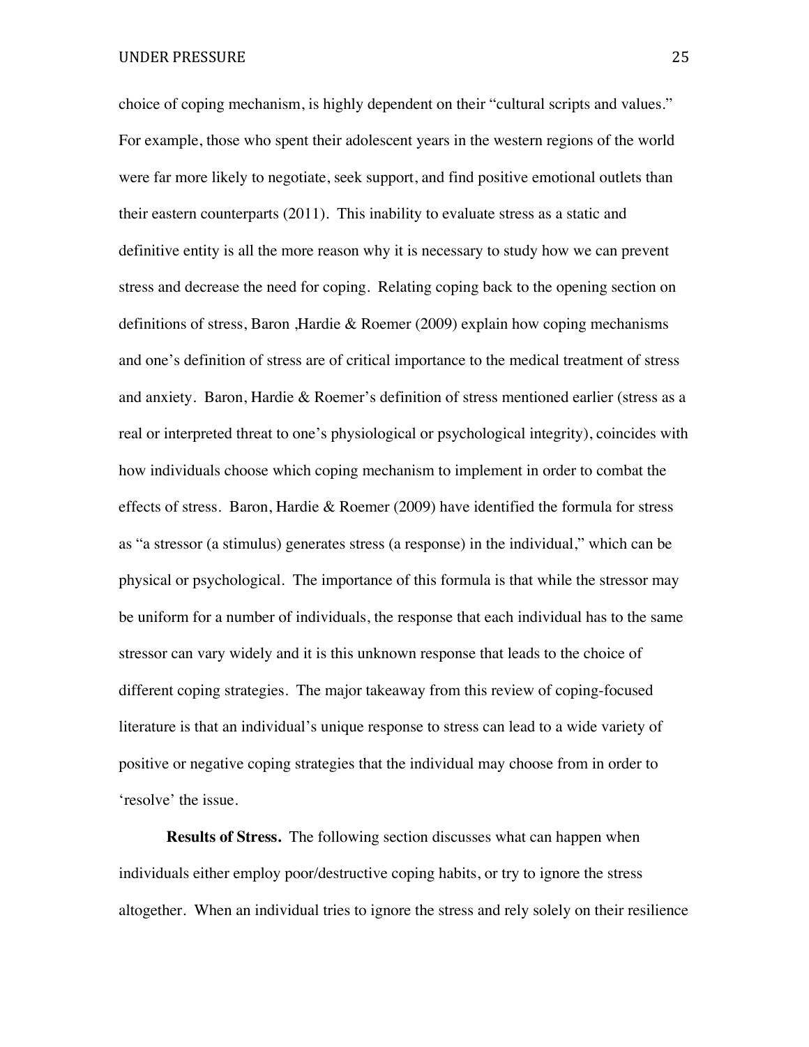choice of coping mechanism, is highly dependent on their "cultural scripts and values." For example, those who spent their adolescent years in the western regions of the world were far more likely to negotiate, seek support, and find positive emotional outlets than their eastern counterparts (2011). This inability to evaluate stress as a static and definitive entity is all the more reason why it is necessary to study how we can prevent stress and decrease the need for coping. Relating coping back to the opening section on definitions of stress, Baron ,Hardie & Roemer (2009) explain how coping mechanisms and one's definition of stress are of critical importance to the medical treatment of stress and anxiety. Baron, Hardie & Roemer's definition of stress mentioned earlier (stress as a real or interpreted threat to one's physiological or psychological integrity), coincides with how individuals choose which coping mechanism to implement in order to combat the effects of stress. Baron, Hardie & Roemer (2009) have identified the formula for stress as "a stressor (a stimulus) generates stress (a response) in the individual," which can be physical or psychological. The importance of this formula is that while the stressor may be uniform for a number of individuals, the response that each individual has to the same stressor can vary widely and it is this unknown response that leads to the choice of different coping strategies. The major takeaway from this review of coping-focused literature is that an individual's unique response to stress can lead to a wide variety of positive or negative coping strategies that the individual may choose from in order to 'resolve' the issue.

**Results of Stress.** The following section discusses what can happen when individuals either employ poor/destructive coping habits, or try to ignore the stress altogether. When an individual tries to ignore the stress and rely solely on their resilience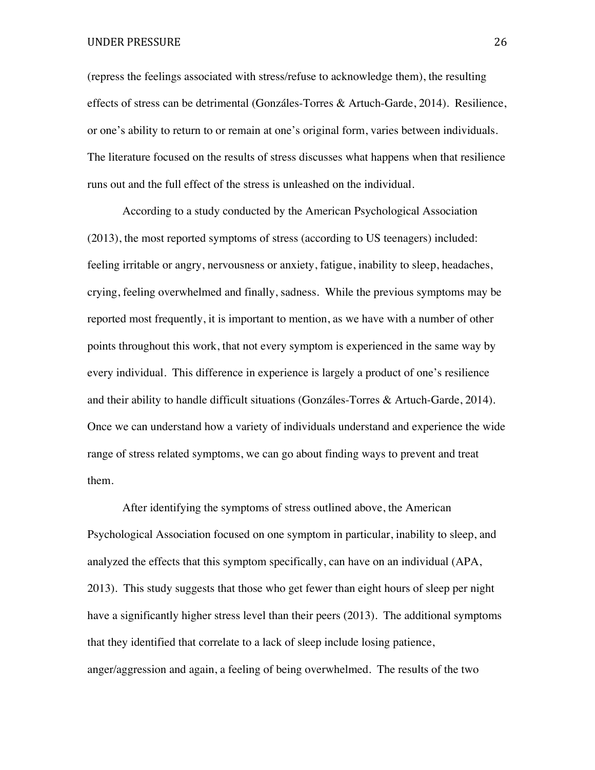(repress the feelings associated with stress/refuse to acknowledge them), the resulting effects of stress can be detrimental (Gonzáles-Torres & Artuch-Garde, 2014). Resilience, or one's ability to return to or remain at one's original form, varies between individuals. The literature focused on the results of stress discusses what happens when that resilience runs out and the full effect of the stress is unleashed on the individual.

According to a study conducted by the American Psychological Association (2013), the most reported symptoms of stress (according to US teenagers) included: feeling irritable or angry, nervousness or anxiety, fatigue, inability to sleep, headaches, crying, feeling overwhelmed and finally, sadness. While the previous symptoms may be reported most frequently, it is important to mention, as we have with a number of other points throughout this work, that not every symptom is experienced in the same way by every individual. This difference in experience is largely a product of one's resilience and their ability to handle difficult situations (Gonzáles-Torres & Artuch-Garde, 2014). Once we can understand how a variety of individuals understand and experience the wide range of stress related symptoms, we can go about finding ways to prevent and treat them.

After identifying the symptoms of stress outlined above, the American Psychological Association focused on one symptom in particular, inability to sleep, and analyzed the effects that this symptom specifically, can have on an individual (APA, 2013). This study suggests that those who get fewer than eight hours of sleep per night have a significantly higher stress level than their peers (2013). The additional symptoms that they identified that correlate to a lack of sleep include losing patience, anger/aggression and again, a feeling of being overwhelmed. The results of the two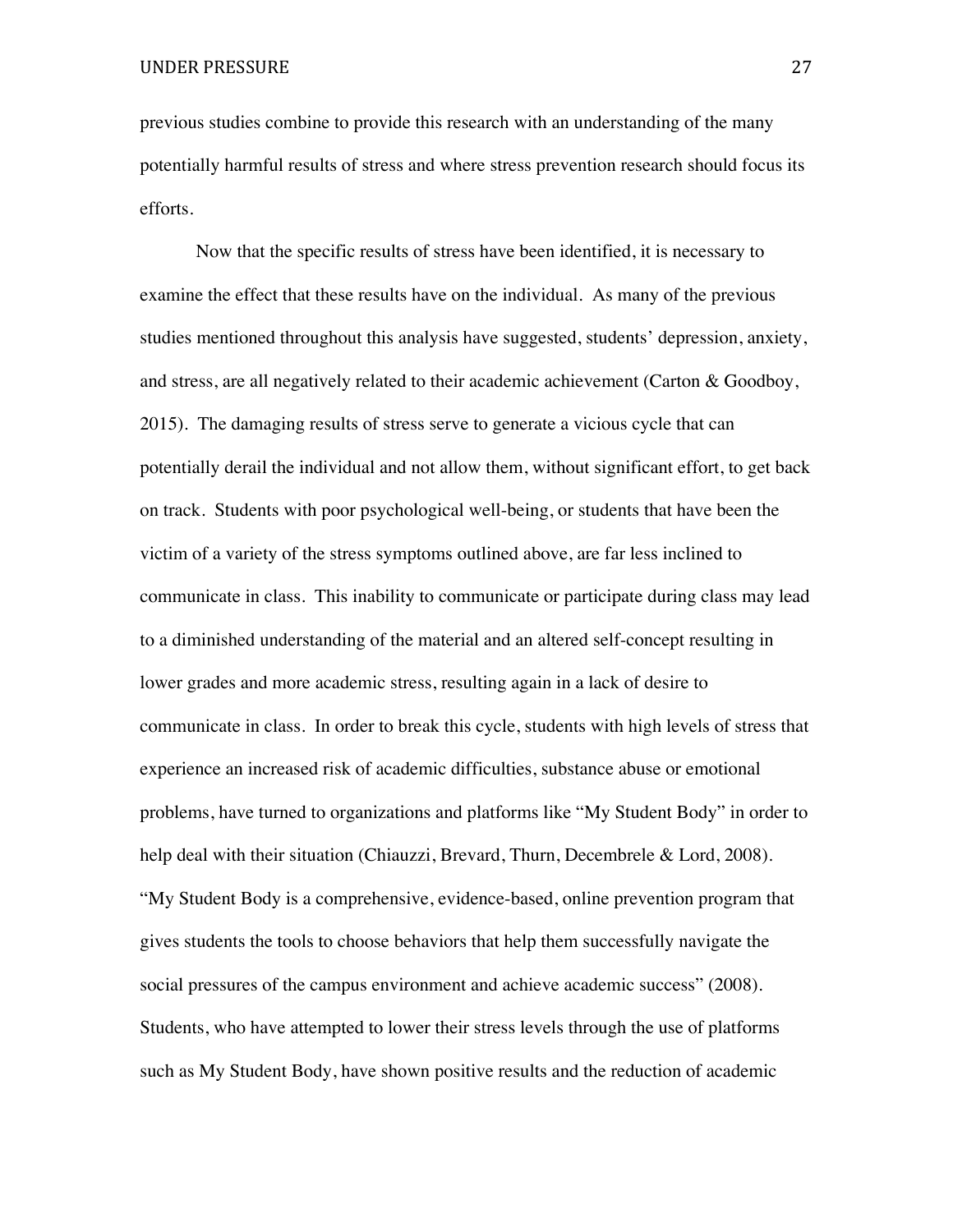previous studies combine to provide this research with an understanding of the many potentially harmful results of stress and where stress prevention research should focus its efforts.

Now that the specific results of stress have been identified, it is necessary to examine the effect that these results have on the individual. As many of the previous studies mentioned throughout this analysis have suggested, students' depression, anxiety, and stress, are all negatively related to their academic achievement (Carton & Goodboy, 2015). The damaging results of stress serve to generate a vicious cycle that can potentially derail the individual and not allow them, without significant effort, to get back on track. Students with poor psychological well-being, or students that have been the victim of a variety of the stress symptoms outlined above, are far less inclined to communicate in class. This inability to communicate or participate during class may lead to a diminished understanding of the material and an altered self-concept resulting in lower grades and more academic stress, resulting again in a lack of desire to communicate in class. In order to break this cycle, students with high levels of stress that experience an increased risk of academic difficulties, substance abuse or emotional problems, have turned to organizations and platforms like "My Student Body" in order to help deal with their situation (Chiauzzi, Brevard, Thurn, Decembrele & Lord, 2008). "My Student Body is a comprehensive, evidence-based, online prevention program that gives students the tools to choose behaviors that help them successfully navigate the social pressures of the campus environment and achieve academic success" (2008). Students, who have attempted to lower their stress levels through the use of platforms such as My Student Body, have shown positive results and the reduction of academic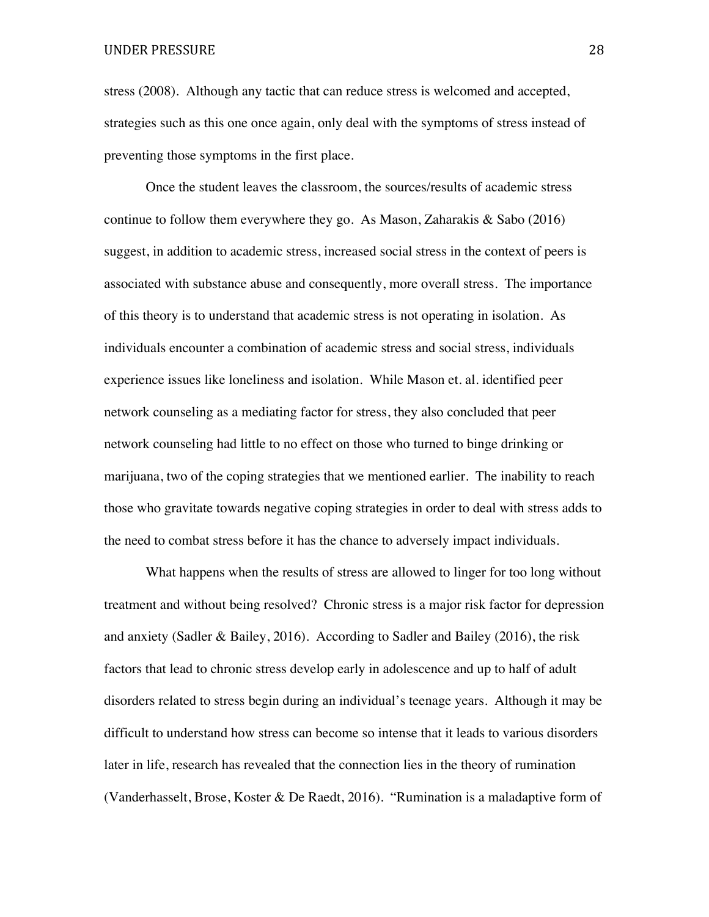stress (2008). Although any tactic that can reduce stress is welcomed and accepted, strategies such as this one once again, only deal with the symptoms of stress instead of preventing those symptoms in the first place.

Once the student leaves the classroom, the sources/results of academic stress continue to follow them everywhere they go. As Mason, Zaharakis & Sabo (2016) suggest, in addition to academic stress, increased social stress in the context of peers is associated with substance abuse and consequently, more overall stress. The importance of this theory is to understand that academic stress is not operating in isolation. As individuals encounter a combination of academic stress and social stress, individuals experience issues like loneliness and isolation. While Mason et. al. identified peer network counseling as a mediating factor for stress, they also concluded that peer network counseling had little to no effect on those who turned to binge drinking or marijuana, two of the coping strategies that we mentioned earlier. The inability to reach those who gravitate towards negative coping strategies in order to deal with stress adds to the need to combat stress before it has the chance to adversely impact individuals.

What happens when the results of stress are allowed to linger for too long without treatment and without being resolved? Chronic stress is a major risk factor for depression and anxiety (Sadler & Bailey, 2016). According to Sadler and Bailey (2016), the risk factors that lead to chronic stress develop early in adolescence and up to half of adult disorders related to stress begin during an individual's teenage years. Although it may be difficult to understand how stress can become so intense that it leads to various disorders later in life, research has revealed that the connection lies in the theory of rumination (Vanderhasselt, Brose, Koster & De Raedt, 2016). "Rumination is a maladaptive form of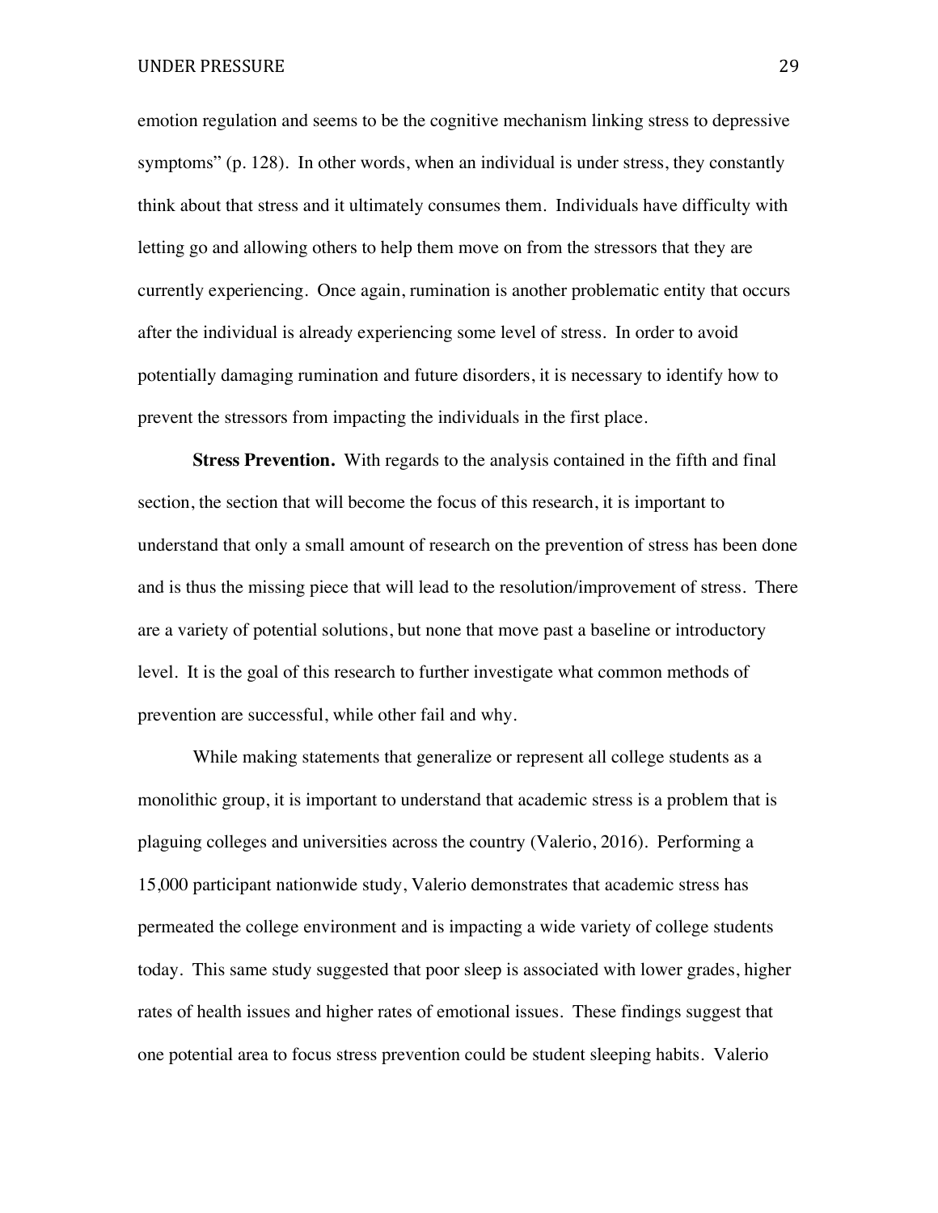emotion regulation and seems to be the cognitive mechanism linking stress to depressive symptoms" (p. 128). In other words, when an individual is under stress, they constantly think about that stress and it ultimately consumes them. Individuals have difficulty with letting go and allowing others to help them move on from the stressors that they are currently experiencing. Once again, rumination is another problematic entity that occurs after the individual is already experiencing some level of stress. In order to avoid potentially damaging rumination and future disorders, it is necessary to identify how to prevent the stressors from impacting the individuals in the first place.

**Stress Prevention.** With regards to the analysis contained in the fifth and final section, the section that will become the focus of this research, it is important to understand that only a small amount of research on the prevention of stress has been done and is thus the missing piece that will lead to the resolution/improvement of stress. There are a variety of potential solutions, but none that move past a baseline or introductory level. It is the goal of this research to further investigate what common methods of prevention are successful, while other fail and why.

While making statements that generalize or represent all college students as a monolithic group, it is important to understand that academic stress is a problem that is plaguing colleges and universities across the country (Valerio, 2016). Performing a 15,000 participant nationwide study, Valerio demonstrates that academic stress has permeated the college environment and is impacting a wide variety of college students today. This same study suggested that poor sleep is associated with lower grades, higher rates of health issues and higher rates of emotional issues. These findings suggest that one potential area to focus stress prevention could be student sleeping habits. Valerio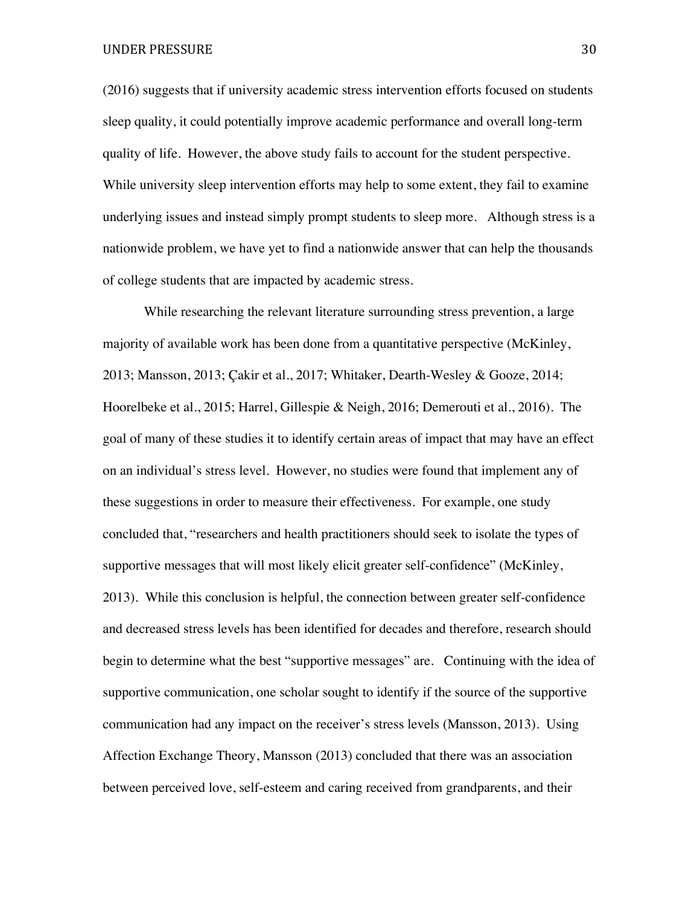(2016) suggests that if university academic stress intervention efforts focused on students sleep quality, it could potentially improve academic performance and overall long-term quality of life. However, the above study fails to account for the student perspective. While university sleep intervention efforts may help to some extent, they fail to examine underlying issues and instead simply prompt students to sleep more. Although stress is a nationwide problem, we have yet to find a nationwide answer that can help the thousands of college students that are impacted by academic stress.

While researching the relevant literature surrounding stress prevention, a large majority of available work has been done from a quantitative perspective (McKinley, 2013; Mansson, 2013; Çakir et al., 2017; Whitaker, Dearth-Wesley & Gooze, 2014; Hoorelbeke et al., 2015; Harrel, Gillespie & Neigh, 2016; Demerouti et al., 2016). The goal of many of these studies it to identify certain areas of impact that may have an effect on an individual's stress level. However, no studies were found that implement any of these suggestions in order to measure their effectiveness. For example, one study concluded that, "researchers and health practitioners should seek to isolate the types of supportive messages that will most likely elicit greater self-confidence" (McKinley, 2013). While this conclusion is helpful, the connection between greater self-confidence and decreased stress levels has been identified for decades and therefore, research should begin to determine what the best "supportive messages" are. Continuing with the idea of supportive communication, one scholar sought to identify if the source of the supportive communication had any impact on the receiver's stress levels (Mansson, 2013). Using Affection Exchange Theory, Mansson (2013) concluded that there was an association between perceived love, self-esteem and caring received from grandparents, and their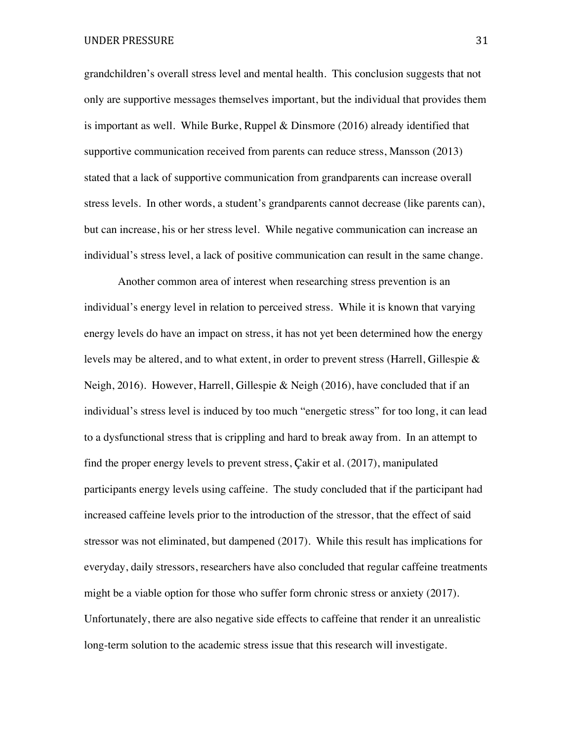grandchildren's overall stress level and mental health. This conclusion suggests that not only are supportive messages themselves important, but the individual that provides them is important as well. While Burke, Ruppel & Dinsmore (2016) already identified that supportive communication received from parents can reduce stress, Mansson (2013) stated that a lack of supportive communication from grandparents can increase overall stress levels. In other words, a student's grandparents cannot decrease (like parents can), but can increase, his or her stress level. While negative communication can increase an individual's stress level, a lack of positive communication can result in the same change.

Another common area of interest when researching stress prevention is an individual's energy level in relation to perceived stress. While it is known that varying energy levels do have an impact on stress, it has not yet been determined how the energy levels may be altered, and to what extent, in order to prevent stress (Harrell, Gillespie & Neigh, 2016). However, Harrell, Gillespie & Neigh (2016), have concluded that if an individual's stress level is induced by too much "energetic stress" for too long, it can lead to a dysfunctional stress that is crippling and hard to break away from. In an attempt to find the proper energy levels to prevent stress, Çakir et al. (2017), manipulated participants energy levels using caffeine. The study concluded that if the participant had increased caffeine levels prior to the introduction of the stressor, that the effect of said stressor was not eliminated, but dampened (2017). While this result has implications for everyday, daily stressors, researchers have also concluded that regular caffeine treatments might be a viable option for those who suffer form chronic stress or anxiety (2017). Unfortunately, there are also negative side effects to caffeine that render it an unrealistic long-term solution to the academic stress issue that this research will investigate.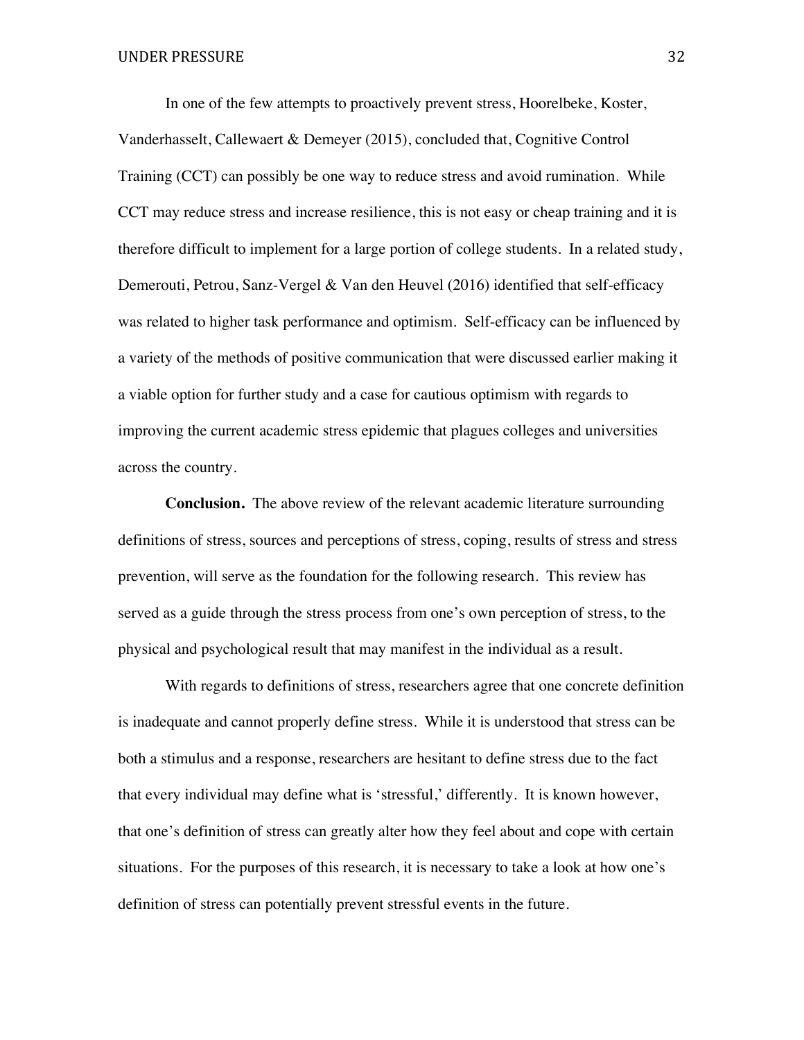In one of the few attempts to proactively prevent stress, Hoorelbeke, Koster, Vanderhasselt, Callewaert & Demeyer (2015), concluded that, Cognitive Control Training (CCT) can possibly be one way to reduce stress and avoid rumination. While CCT may reduce stress and increase resilience, this is not easy or cheap training and it is therefore difficult to implement for a large portion of college students. In a related study, Demerouti, Petrou, Sanz-Vergel & Van den Heuvel (2016) identified that self-efficacy was related to higher task performance and optimism. Self-efficacy can be influenced by a variety of the methods of positive communication that were discussed earlier making it a viable option for further study and a case for cautious optimism with regards to improving the current academic stress epidemic that plagues colleges and universities across the country.

**Conclusion.** The above review of the relevant academic literature surrounding definitions of stress, sources and perceptions of stress, coping, results of stress and stress prevention, will serve as the foundation for the following research. This review has served as a guide through the stress process from one's own perception of stress, to the physical and psychological result that may manifest in the individual as a result.

With regards to definitions of stress, researchers agree that one concrete definition is inadequate and cannot properly define stress. While it is understood that stress can be both a stimulus and a response, researchers are hesitant to define stress due to the fact that every individual may define what is 'stressful,' differently. It is known however, that one's definition of stress can greatly alter how they feel about and cope with certain situations. For the purposes of this research, it is necessary to take a look at how one's definition of stress can potentially prevent stressful events in the future.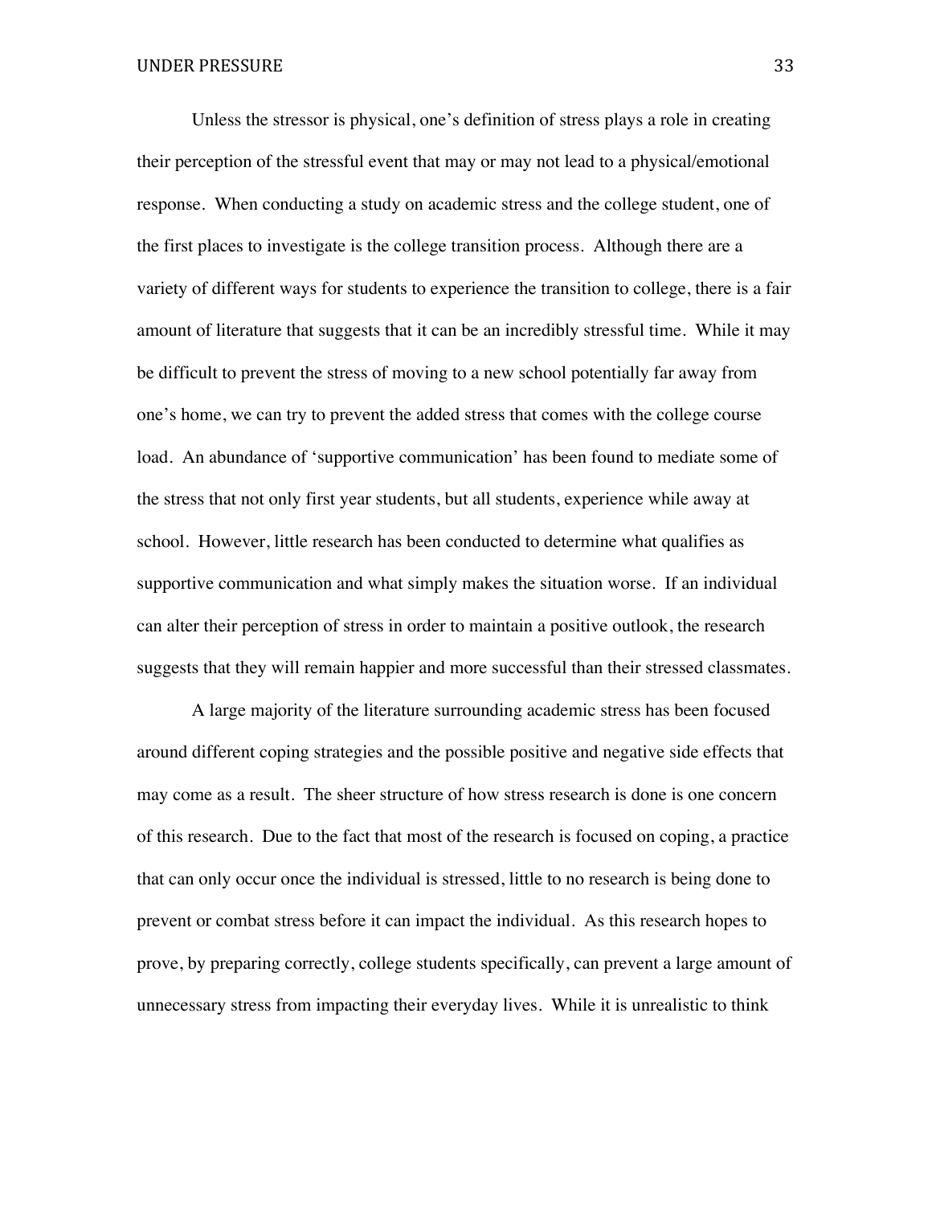Unless the stressor is physical, one's definition of stress plays a role in creating their perception of the stressful event that may or may not lead to a physical/emotional response. When conducting a study on academic stress and the college student, one of the first places to investigate is the college transition process. Although there are a variety of different ways for students to experience the transition to college, there is a fair amount of literature that suggests that it can be an incredibly stressful time. While it may be difficult to prevent the stress of moving to a new school potentially far away from one's home, we can try to prevent the added stress that comes with the college course load. An abundance of 'supportive communication' has been found to mediate some of the stress that not only first year students, but all students, experience while away at school. However, little research has been conducted to determine what qualifies as supportive communication and what simply makes the situation worse. If an individual can alter their perception of stress in order to maintain a positive outlook, the research suggests that they will remain happier and more successful than their stressed classmates.

A large majority of the literature surrounding academic stress has been focused around different coping strategies and the possible positive and negative side effects that may come as a result. The sheer structure of how stress research is done is one concern of this research. Due to the fact that most of the research is focused on coping, a practice that can only occur once the individual is stressed, little to no research is being done to prevent or combat stress before it can impact the individual. As this research hopes to prove, by preparing correctly, college students specifically, can prevent a large amount of unnecessary stress from impacting their everyday lives. While it is unrealistic to think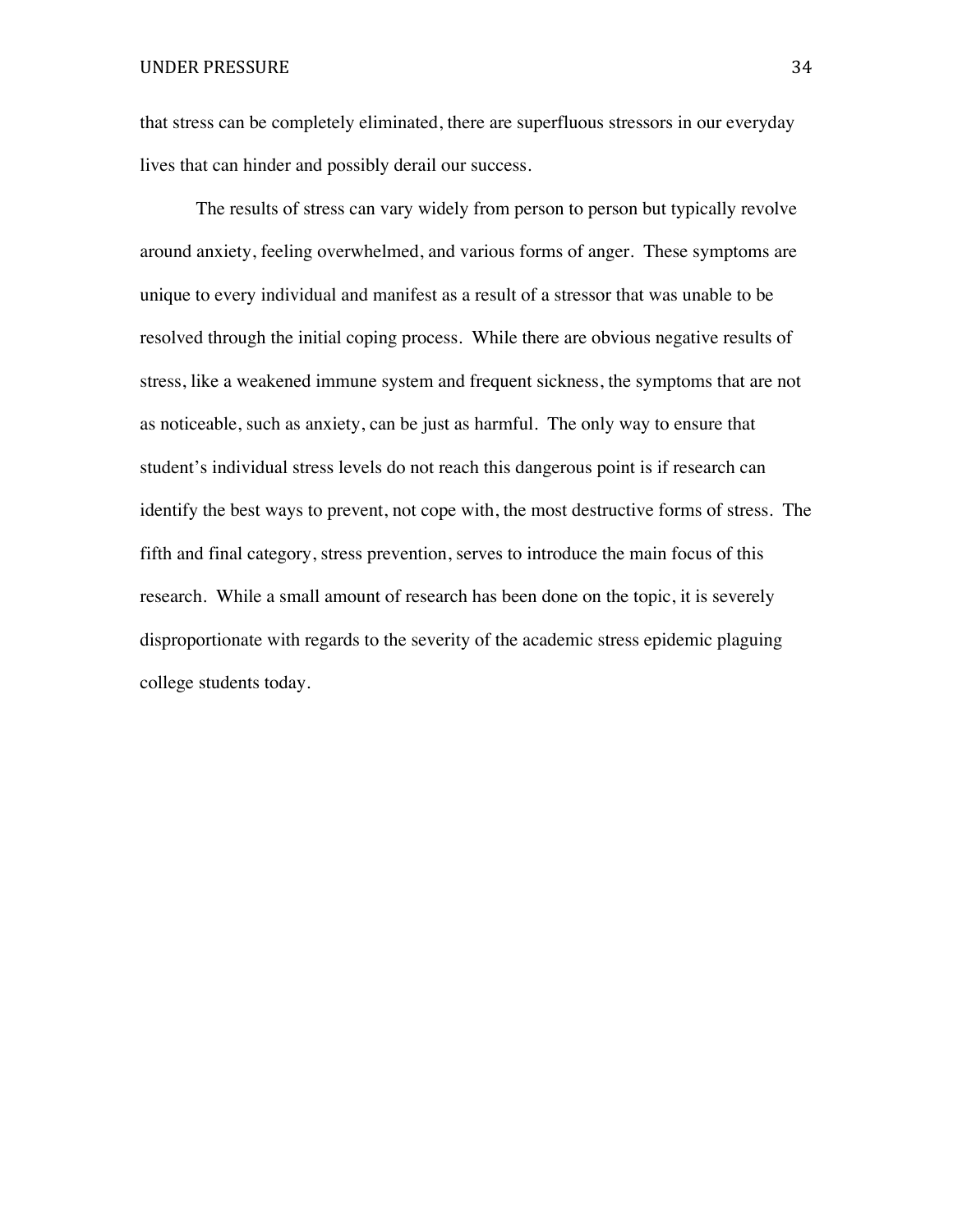that stress can be completely eliminated, there are superfluous stressors in our everyday lives that can hinder and possibly derail our success.

The results of stress can vary widely from person to person but typically revolve around anxiety, feeling overwhelmed, and various forms of anger. These symptoms are unique to every individual and manifest as a result of a stressor that was unable to be resolved through the initial coping process. While there are obvious negative results of stress, like a weakened immune system and frequent sickness, the symptoms that are not as noticeable, such as anxiety, can be just as harmful. The only way to ensure that student's individual stress levels do not reach this dangerous point is if research can identify the best ways to prevent, not cope with, the most destructive forms of stress. The fifth and final category, stress prevention, serves to introduce the main focus of this research. While a small amount of research has been done on the topic, it is severely disproportionate with regards to the severity of the academic stress epidemic plaguing college students today.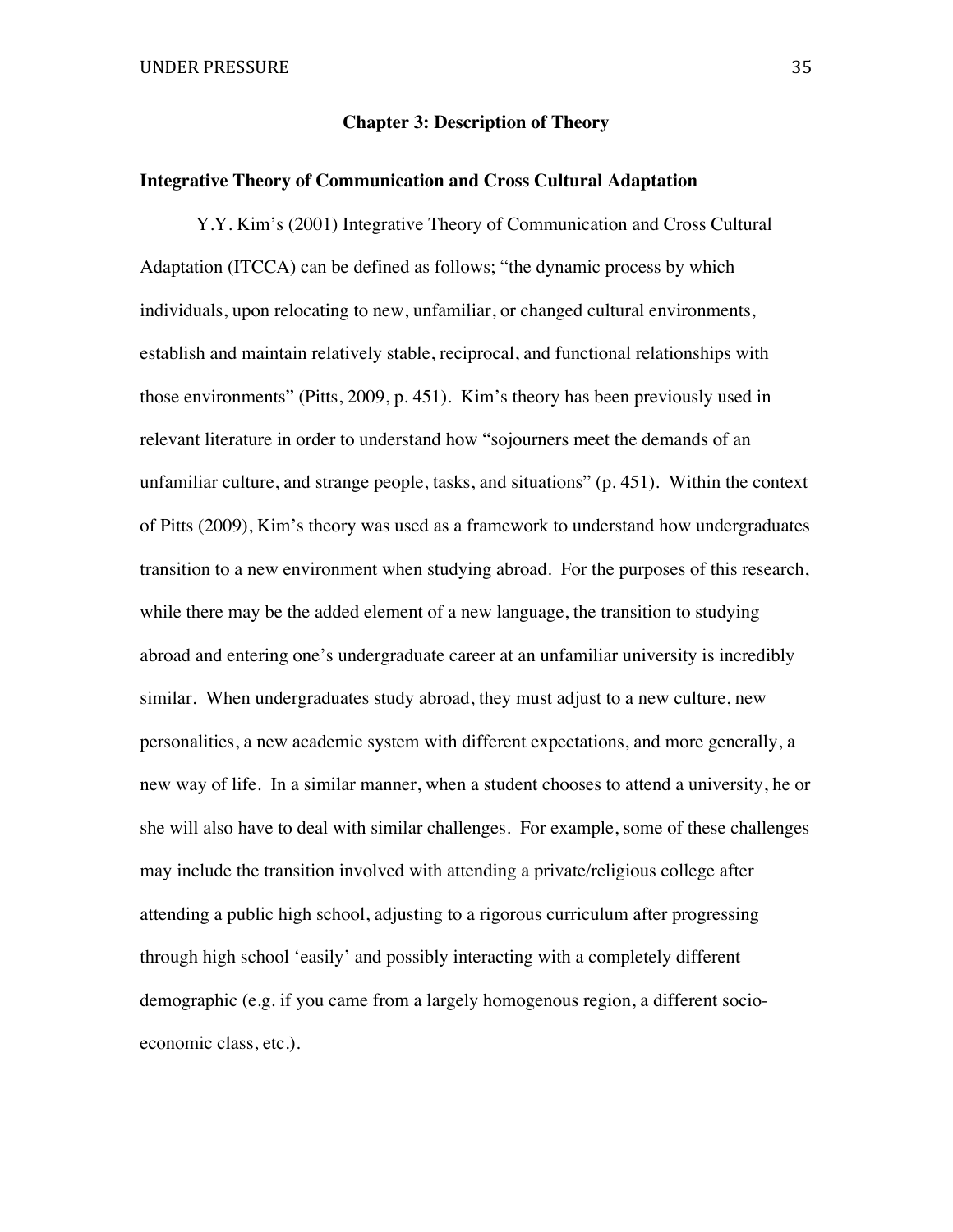# Chapter 3: Description of Theory

## Integrative Theory of Communication and Cross Cultural Adaptation

Y.Y. Kim's (2001) Integrative Theory of Communication and Cross Cultural Adaptation (ITCCA) can be defined as follows; "the dynamic process by which individuals, upon relocating to new, unfamiliar, or changed cultural environments, establish and maintain relatively stable, reciprocal, and functional relationships with those environments" (Pitts, 2009, p. 451). Kim's theory has been previously used in relevant literature in order to understand how "sojourners meet the demands of an unfamiliar culture, and strange people, tasks, and situations" (p. 451). Within the context of Pitts (2009), Kim's theory was used as a framework to understand how undergraduates transition to a new environment when studying abroad. For the purposes of this research, while there may be the added element of a new language, the transition to studying abroad and entering one's undergraduate career at an unfamiliar university is incredibly similar. When undergraduates study abroad, they must adjust to a new culture, new personalities, a new academic system with different expectations, and more generally, a new way of life. In a similar manner, when a student chooses to attend a university, he or she will also have to deal with similar challenges. For example, some of these challenges may include the transition involved with attending a private/religious college after attending a public high school, adjusting to a rigorous curriculum after progressing through high school 'easily' and possibly interacting with a completely different demographic (e.g. if you came from a largely homogenous region, a different socio-economic class, etc.).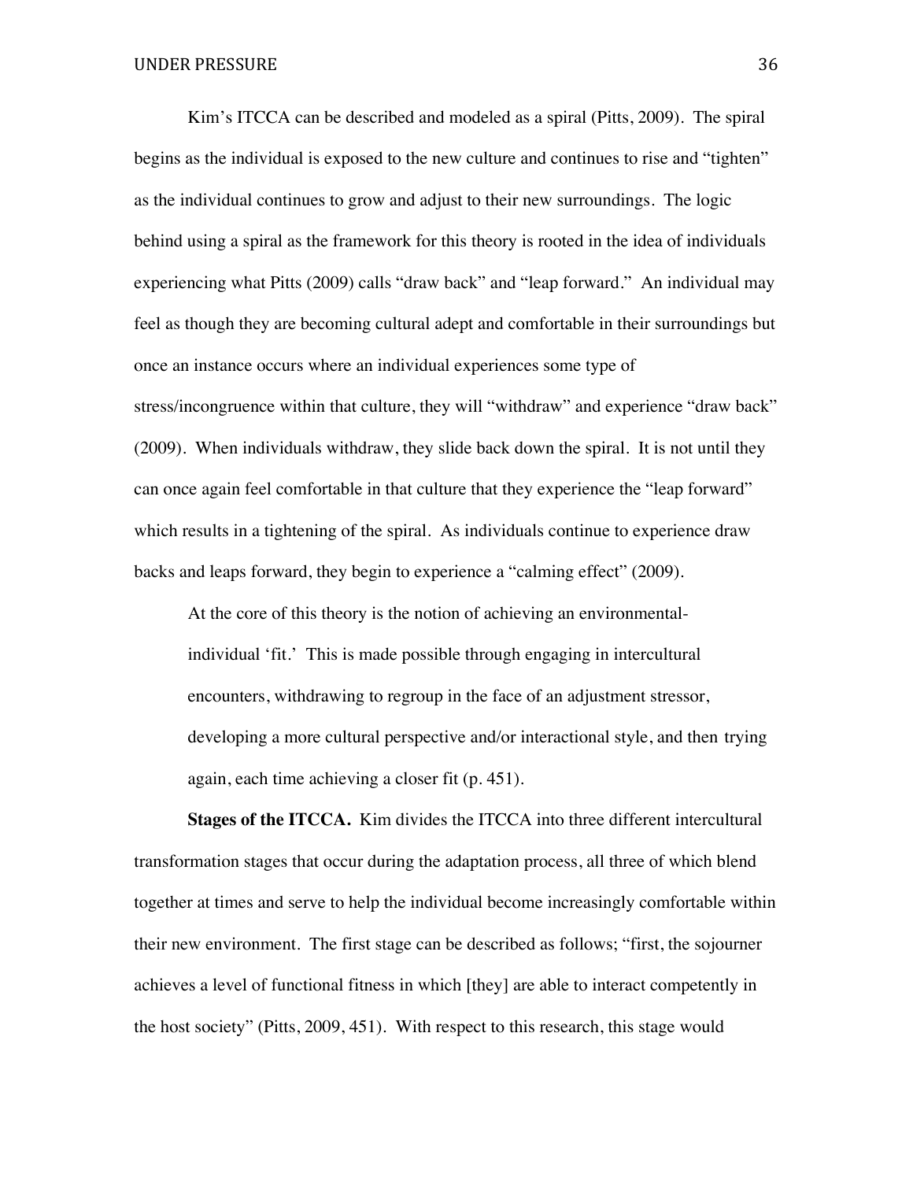Kim's ITCCA can be described and modeled as a spiral (Pitts, 2009). The spiral begins as the individual is exposed to the new culture and continues to rise and "tighten" as the individual continues to grow and adjust to their new surroundings. The logic behind using a spiral as the framework for this theory is rooted in the idea of individuals experiencing what Pitts (2009) calls "draw back" and "leap forward." An individual may feel as though they are becoming cultural adept and comfortable in their surroundings but once an instance occurs where an individual experiences some type of stress/incongruence within that culture, they will "withdraw" and experience "draw back" (2009). When individuals withdraw, they slide back down the spiral. It is not until they can once again feel comfortable in that culture that they experience the "leap forward" which results in a tightening of the spiral. As individuals continue to experience draw backs and leaps forward, they begin to experience a "calming effect" (2009).

> At the core of this theory is the notion of achieving an environmental-individual 'fit.' This is made possible through engaging in intercultural encounters, withdrawing to regroup in the face of an adjustment stressor, developing a more cultural perspective and/or interactional style, and then trying again, each time achieving a closer fit (p. 451).

**Stages of the ITCCA.** Kim divides the ITCCA into three different intercultural transformation stages that occur during the adaptation process, all three of which blend together at times and serve to help the individual become increasingly comfortable within their new environment. The first stage can be described as follows; "first, the sojourner achieves a level of functional fitness in which [they] are able to interact competently in the host society" (Pitts, 2009, 451). With respect to this research, this stage would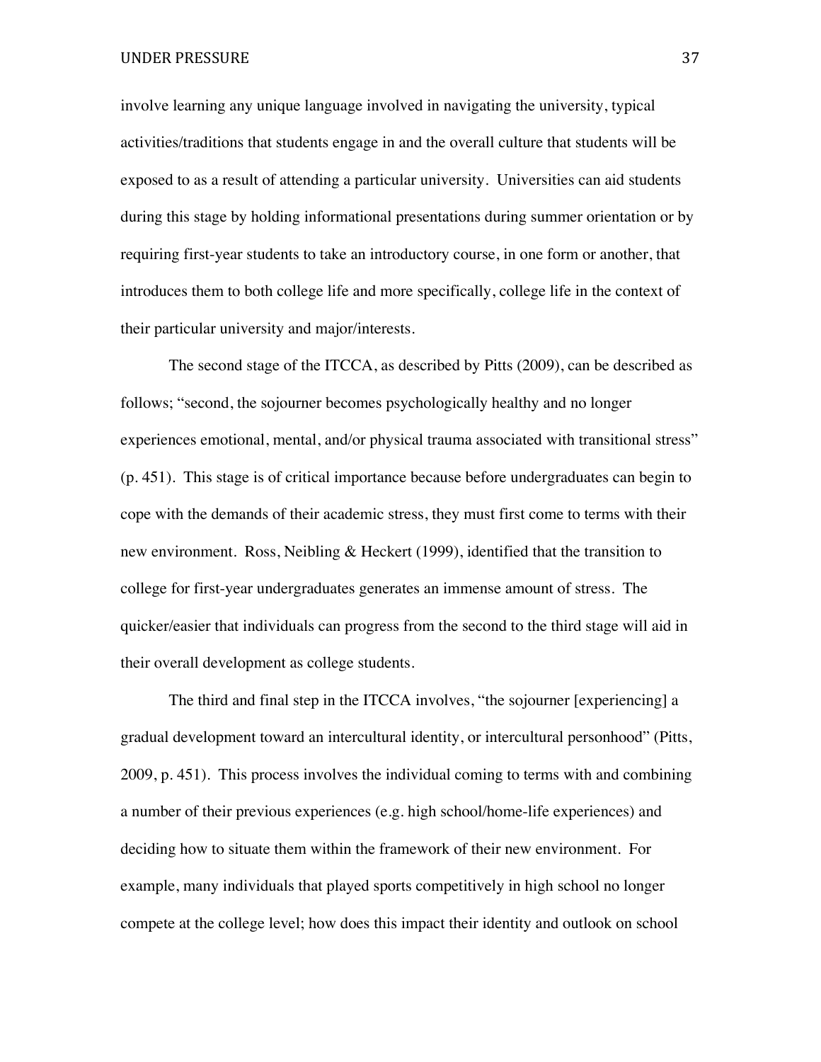involve learning any unique language involved in navigating the university, typical activities/traditions that students engage in and the overall culture that students will be exposed to as a result of attending a particular university. Universities can aid students during this stage by holding informational presentations during summer orientation or by requiring first-year students to take an introductory course, in one form or another, that introduces them to both college life and more specifically, college life in the context of their particular university and major/interests.

The second stage of the ITCCA, as described by Pitts (2009), can be described as follows; "second, the sojourner becomes psychologically healthy and no longer experiences emotional, mental, and/or physical trauma associated with transitional stress" (p. 451). This stage is of critical importance because before undergraduates can begin to cope with the demands of their academic stress, they must first come to terms with their new environment. Ross, Neibling & Heckert (1999), identified that the transition to college for first-year undergraduates generates an immense amount of stress. The quicker/easier that individuals can progress from the second to the third stage will aid in their overall development as college students.

The third and final step in the ITCCA involves, "the sojourner [experiencing] a gradual development toward an intercultural identity, or intercultural personhood" (Pitts, 2009, p. 451). This process involves the individual coming to terms with and combining a number of their previous experiences (e.g. high school/home-life experiences) and deciding how to situate them within the framework of their new environment. For example, many individuals that played sports competitively in high school no longer compete at the college level; how does this impact their identity and outlook on school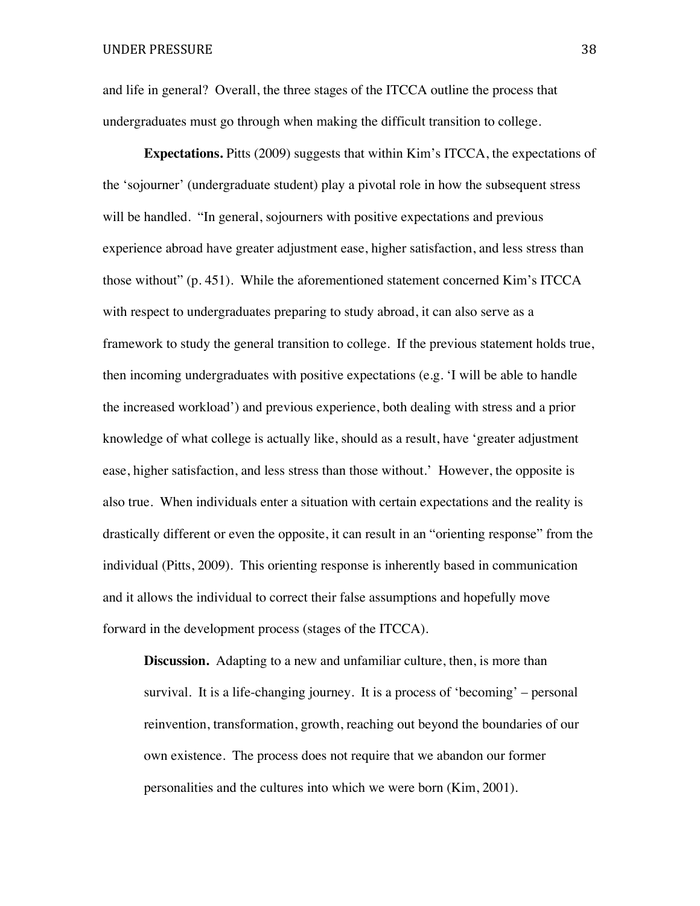and life in general? Overall, the three stages of the ITCCA outline the process that undergraduates must go through when making the difficult transition to college.

**Expectations.** Pitts (2009) suggests that within Kim's ITCCA, the expectations of the 'sojourner' (undergraduate student) play a pivotal role in how the subsequent stress will be handled. "In general, sojourners with positive expectations and previous experience abroad have greater adjustment ease, higher satisfaction, and less stress than those without" (p. 451). While the aforementioned statement concerned Kim's ITCCA with respect to undergraduates preparing to study abroad, it can also serve as a framework to study the general transition to college. If the previous statement holds true, then incoming undergraduates with positive expectations (e.g. 'I will be able to handle the increased workload') and previous experience, both dealing with stress and a prior knowledge of what college is actually like, should as a result, have 'greater adjustment ease, higher satisfaction, and less stress than those without.' However, the opposite is also true. When individuals enter a situation with certain expectations and the reality is drastically different or even the opposite, it can result in an "orienting response" from the individual (Pitts, 2009). This orienting response is inherently based in communication and it allows the individual to correct their false assumptions and hopefully move forward in the development process (stages of the ITCCA).

> **Discussion.** Adapting to a new and unfamiliar culture, then, is more than survival. It is a life-changing journey. It is a process of 'becoming' – personal reinvention, transformation, growth, reaching out beyond the boundaries of our own existence. The process does not require that we abandon our former personalities and the cultures into which we were born (Kim, 2001).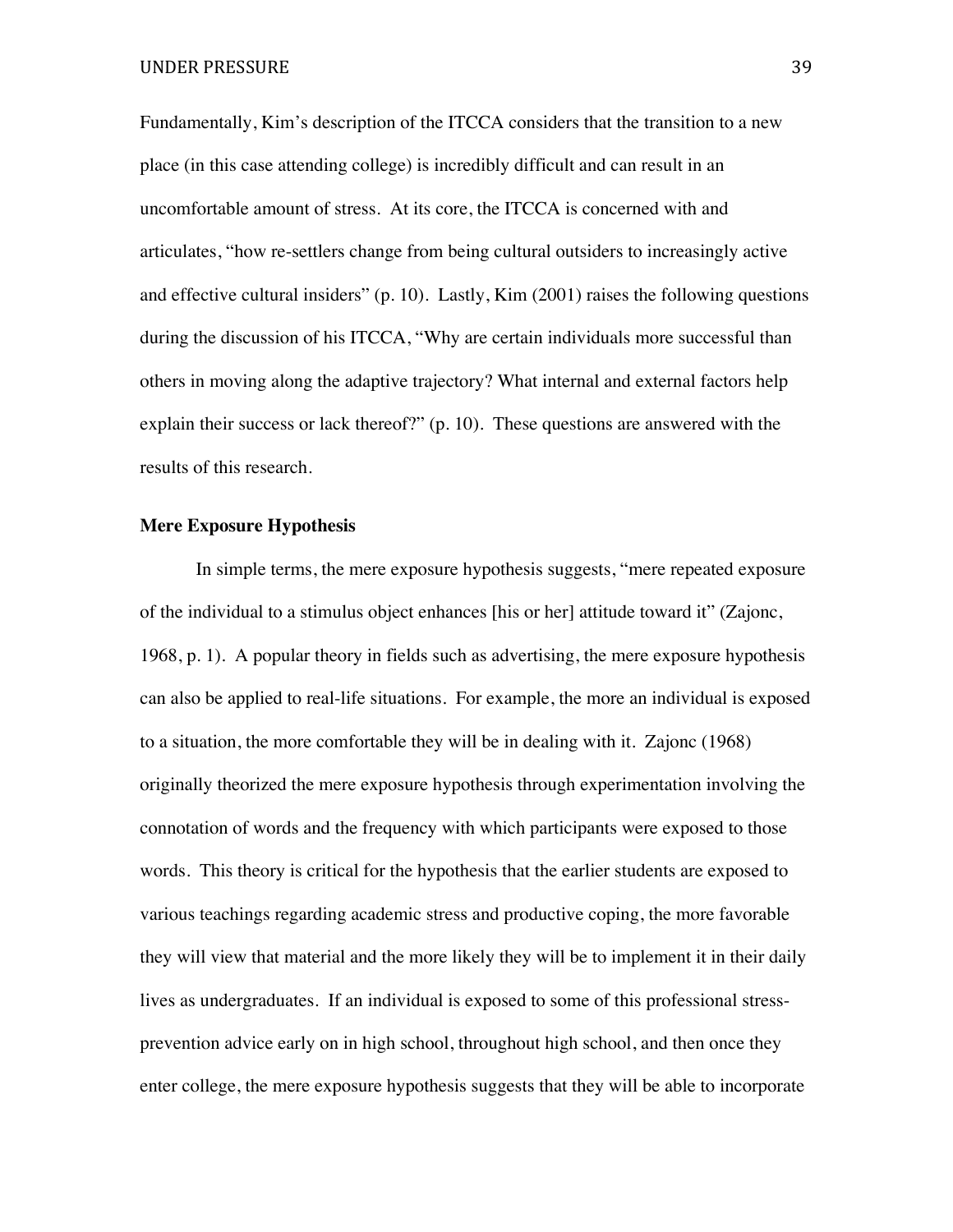Fundamentally, Kim's description of the ITCCA considers that the transition to a new place (in this case attending college) is incredibly difficult and can result in an uncomfortable amount of stress. At its core, the ITCCA is concerned with and articulates, "how re-settlers change from being cultural outsiders to increasingly active and effective cultural insiders" (p. 10). Lastly, Kim (2001) raises the following questions during the discussion of his ITCCA, "Why are certain individuals more successful than others in moving along the adaptive trajectory? What internal and external factors help explain their success or lack thereof?" (p. 10). These questions are answered with the results of this research.

**Mere Exposure Hypothesis**

In simple terms, the mere exposure hypothesis suggests, "mere repeated exposure of the individual to a stimulus object enhances [his or her] attitude toward it" (Zajonc, 1968, p. 1). A popular theory in fields such as advertising, the mere exposure hypothesis can also be applied to real-life situations. For example, the more an individual is exposed to a situation, the more comfortable they will be in dealing with it. Zajonc (1968) originally theorized the mere exposure hypothesis through experimentation involving the connotation of words and the frequency with which participants were exposed to those words. This theory is critical for the hypothesis that the earlier students are exposed to various teachings regarding academic stress and productive coping, the more favorable they will view that material and the more likely they will be to implement it in their daily lives as undergraduates. If an individual is exposed to some of this professional stress-prevention advice early on in high school, throughout high school, and then once they enter college, the mere exposure hypothesis suggests that they will be able to incorporate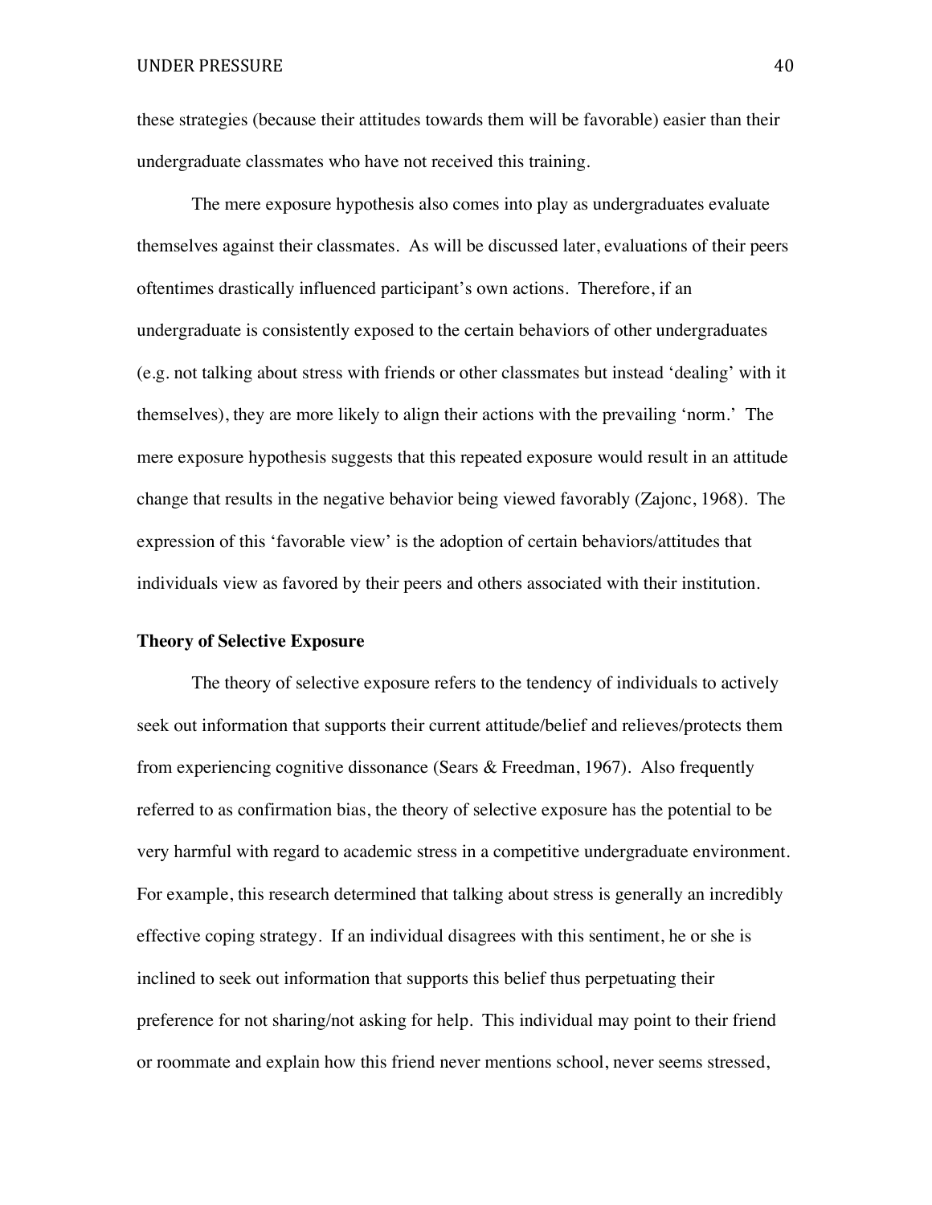these strategies (because their attitudes towards them will be favorable) easier than their undergraduate classmates who have not received this training.

The mere exposure hypothesis also comes into play as undergraduates evaluate themselves against their classmates. As will be discussed later, evaluations of their peers oftentimes drastically influenced participant's own actions. Therefore, if an undergraduate is consistently exposed to the certain behaviors of other undergraduates (e.g. not talking about stress with friends or other classmates but instead 'dealing' with it themselves), they are more likely to align their actions with the prevailing 'norm.' The mere exposure hypothesis suggests that this repeated exposure would result in an attitude change that results in the negative behavior being viewed favorably (Zajonc, 1968). The expression of this 'favorable view' is the adoption of certain behaviors/attitudes that individuals view as favored by their peers and others associated with their institution.

**Theory of Selective Exposure**

The theory of selective exposure refers to the tendency of individuals to actively seek out information that supports their current attitude/belief and relieves/protects them from experiencing cognitive dissonance (Sears & Freedman, 1967). Also frequently referred to as confirmation bias, the theory of selective exposure has the potential to be very harmful with regard to academic stress in a competitive undergraduate environment. For example, this research determined that talking about stress is generally an incredibly effective coping strategy. If an individual disagrees with this sentiment, he or she is inclined to seek out information that supports this belief thus perpetuating their preference for not sharing/not asking for help. This individual may point to their friend or roommate and explain how this friend never mentions school, never seems stressed,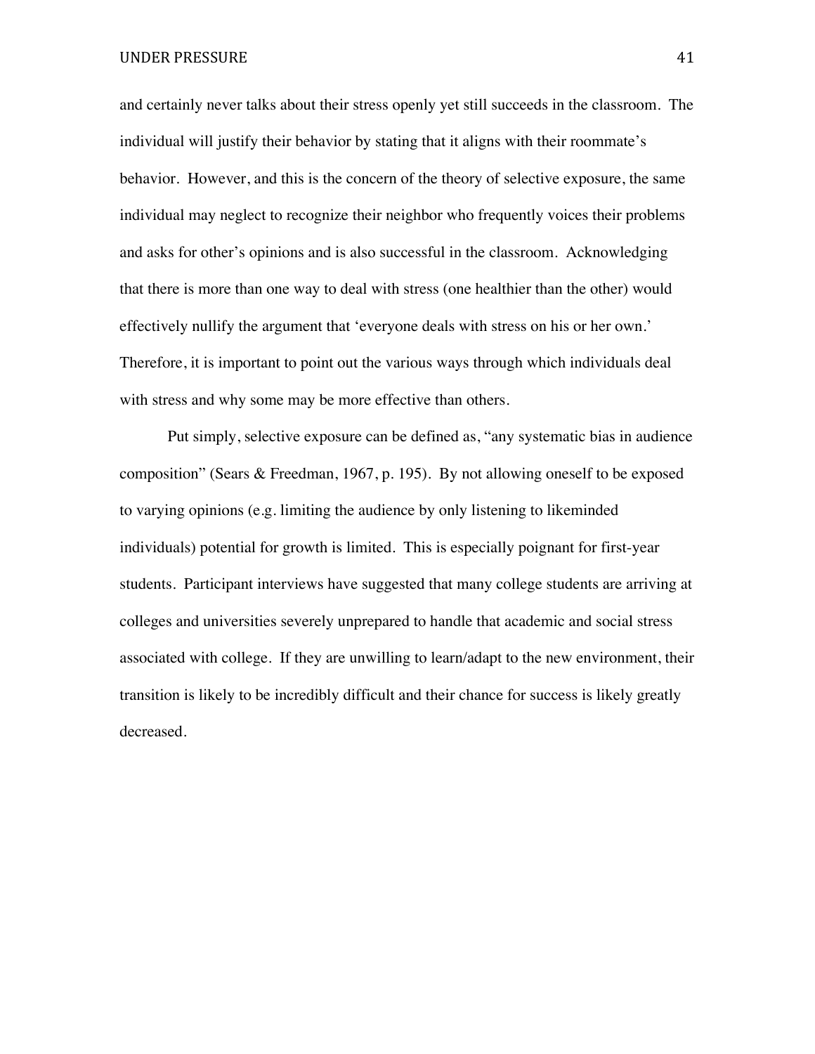and certainly never talks about their stress openly yet still succeeds in the classroom. The individual will justify their behavior by stating that it aligns with their roommate's behavior. However, and this is the concern of the theory of selective exposure, the same individual may neglect to recognize their neighbor who frequently voices their problems and asks for other's opinions and is also successful in the classroom. Acknowledging that there is more than one way to deal with stress (one healthier than the other) would effectively nullify the argument that 'everyone deals with stress on his or her own.' Therefore, it is important to point out the various ways through which individuals deal with stress and why some may be more effective than others.

Put simply, selective exposure can be defined as, "any systematic bias in audience composition" (Sears & Freedman, 1967, p. 195). By not allowing oneself to be exposed to varying opinions (e.g. limiting the audience by only listening to likeminded individuals) potential for growth is limited. This is especially poignant for first-year students. Participant interviews have suggested that many college students are arriving at colleges and universities severely unprepared to handle that academic and social stress associated with college. If they are unwilling to learn/adapt to the new environment, their transition is likely to be incredibly difficult and their chance for success is likely greatly decreased.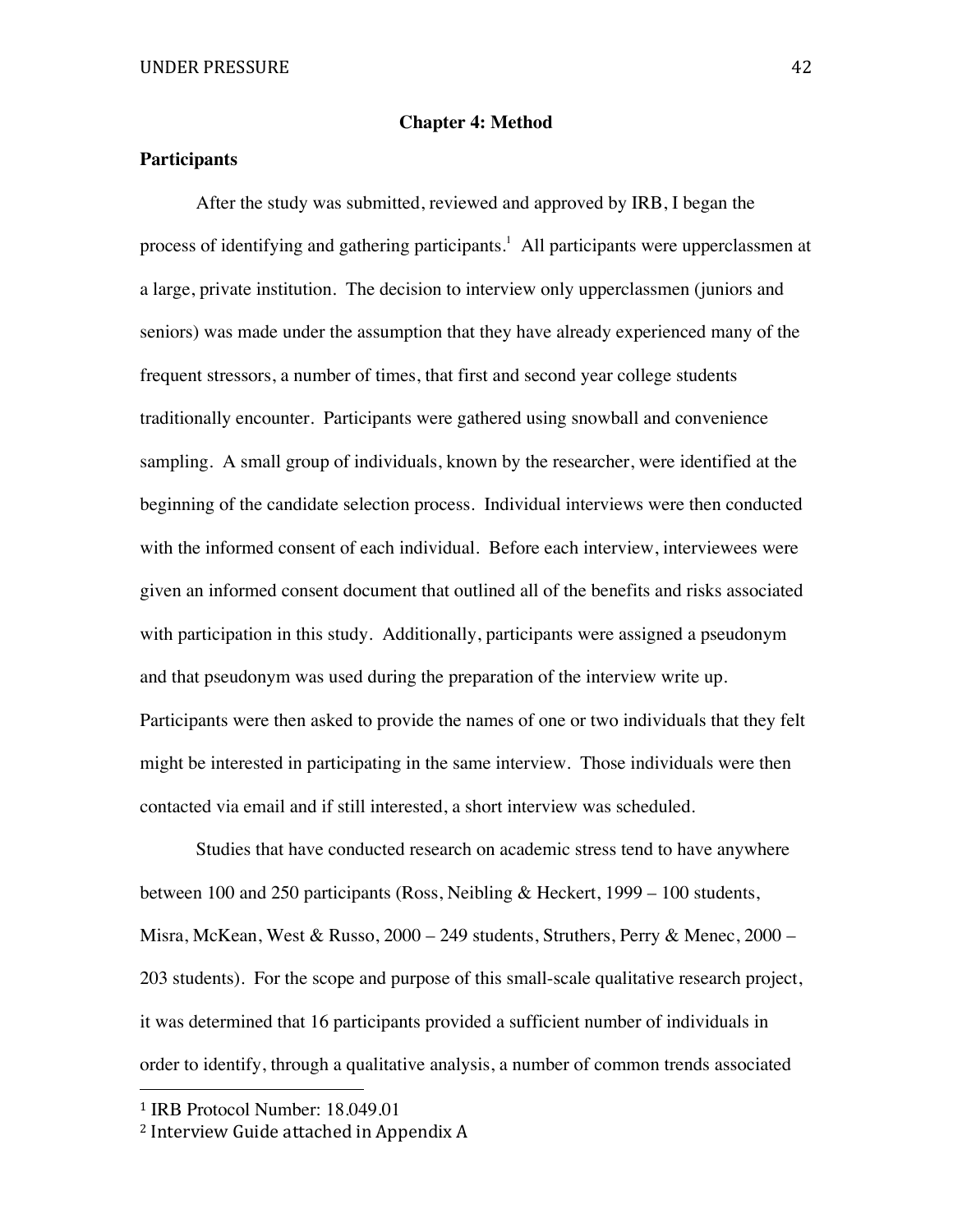# Chapter 4: Method

## Participants

After the study was submitted, reviewed and approved by IRB, I began the process of identifying and gathering participants.[1] All participants were upperclassmen at a large, private institution. The decision to interview only upperclassmen (juniors and seniors) was made under the assumption that they have already experienced many of the frequent stressors, a number of times, that first and second year college students traditionally encounter. Participants were gathered using snowball and convenience sampling. A small group of individuals, known by the researcher, were identified at the beginning of the candidate selection process. Individual interviews were then conducted with the informed consent of each individual. Before each interview, interviewees were given an informed consent document that outlined all of the benefits and risks associated with participation in this study. Additionally, participants were assigned a pseudonym and that pseudonym was used during the preparation of the interview write up. Participants were then asked to provide the names of one or two individuals that they felt might be interested in participating in the same interview. Those individuals were then contacted via email and if still interested, a short interview was scheduled.

Studies that have conducted research on academic stress tend to have anywhere between 100 and 250 participants (Ross, Neibling & Heckert, 1999 – 100 students, Misra, McKean, West & Russo, 2000 – 249 students, Struthers, Perry & Menec, 2000 – 203 students). For the scope and purpose of this small-scale qualitative research project, it was determined that 16 participants provided a sufficient number of individuals in order to identify, through a qualitative analysis, a number of common trends associated

---

[1] IRB Protocol Number: 18.049.01

[2] Interview Guide attached in Appendix A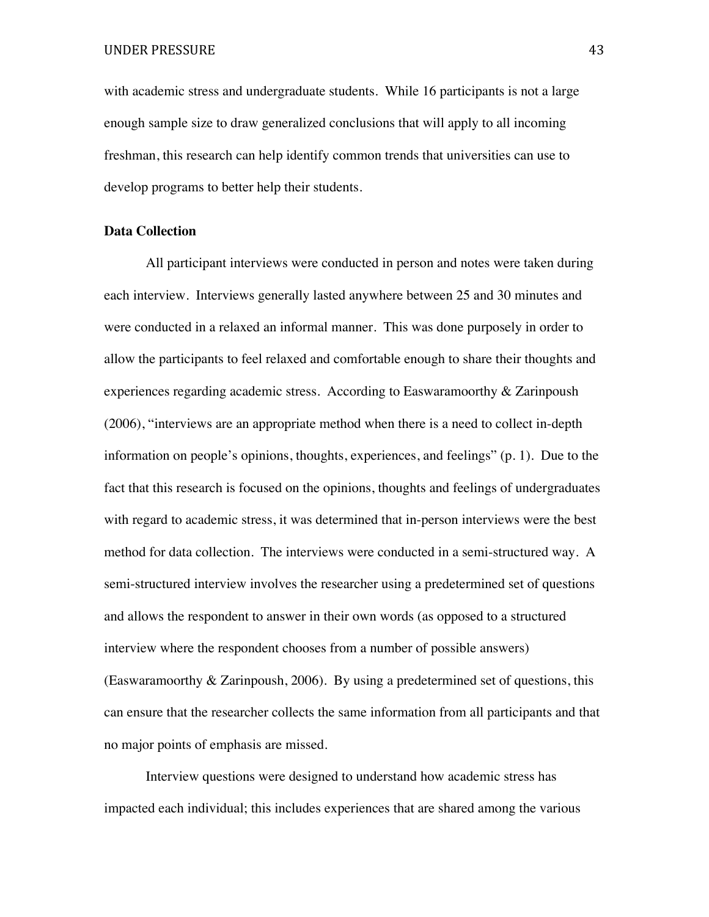with academic stress and undergraduate students. While 16 participants is not a large enough sample size to draw generalized conclusions that will apply to all incoming freshman, this research can help identify common trends that universities can use to develop programs to better help their students.

**Data Collection**

All participant interviews were conducted in person and notes were taken during each interview. Interviews generally lasted anywhere between 25 and 30 minutes and were conducted in a relaxed an informal manner. This was done purposely in order to allow the participants to feel relaxed and comfortable enough to share their thoughts and experiences regarding academic stress. According to Easwaramoorthy & Zarinpoush (2006), "interviews are an appropriate method when there is a need to collect in-depth information on people's opinions, thoughts, experiences, and feelings" (p. 1). Due to the fact that this research is focused on the opinions, thoughts and feelings of undergraduates with regard to academic stress, it was determined that in-person interviews were the best method for data collection. The interviews were conducted in a semi-structured way. A semi-structured interview involves the researcher using a predetermined set of questions and allows the respondent to answer in their own words (as opposed to a structured interview where the respondent chooses from a number of possible answers) (Easwaramoorthy & Zarinpoush, 2006). By using a predetermined set of questions, this can ensure that the researcher collects the same information from all participants and that no major points of emphasis are missed.

Interview questions were designed to understand how academic stress has impacted each individual; this includes experiences that are shared among the various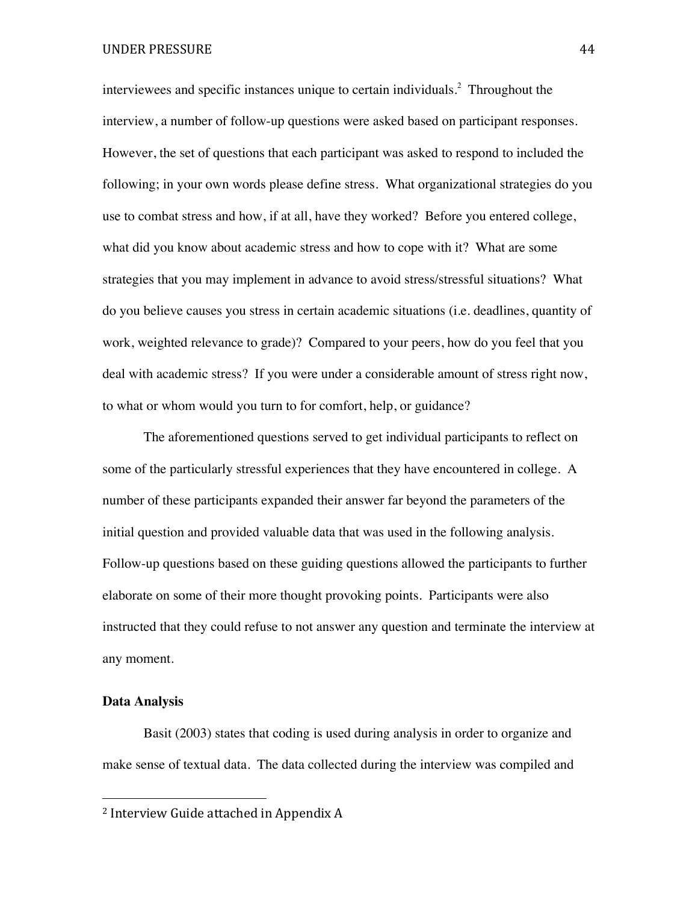interviewees and specific instances unique to certain individuals.[2] Throughout the interview, a number of follow-up questions were asked based on participant responses. However, the set of questions that each participant was asked to respond to included the following; in your own words please define stress. What organizational strategies do you use to combat stress and how, if at all, have they worked? Before you entered college, what did you know about academic stress and how to cope with it? What are some strategies that you may implement in advance to avoid stress/stressful situations? What do you believe causes you stress in certain academic situations (i.e. deadlines, quantity of work, weighted relevance to grade)? Compared to your peers, how do you feel that you deal with academic stress? If you were under a considerable amount of stress right now, to what or whom would you turn to for comfort, help, or guidance?

The aforementioned questions served to get individual participants to reflect on some of the particularly stressful experiences that they have encountered in college. A number of these participants expanded their answer far beyond the parameters of the initial question and provided valuable data that was used in the following analysis. Follow-up questions based on these guiding questions allowed the participants to further elaborate on some of their more thought provoking points. Participants were also instructed that they could refuse to not answer any question and terminate the interview at any moment.

**Data Analysis**

Basit (2003) states that coding is used during analysis in order to organize and make sense of textual data. The data collected during the interview was compiled and

---

[2] Interview Guide attached in Appendix A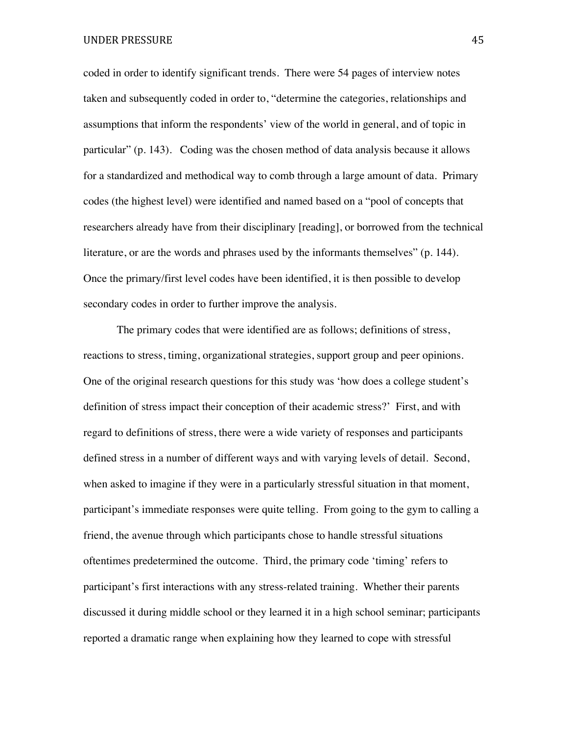coded in order to identify significant trends. There were 54 pages of interview notes taken and subsequently coded in order to, "determine the categories, relationships and assumptions that inform the respondents' view of the world in general, and of topic in particular" (p. 143). Coding was the chosen method of data analysis because it allows for a standardized and methodical way to comb through a large amount of data. Primary codes (the highest level) were identified and named based on a "pool of concepts that researchers already have from their disciplinary [reading], or borrowed from the technical literature, or are the words and phrases used by the informants themselves" (p. 144). Once the primary/first level codes have been identified, it is then possible to develop secondary codes in order to further improve the analysis.

The primary codes that were identified are as follows; definitions of stress, reactions to stress, timing, organizational strategies, support group and peer opinions. One of the original research questions for this study was 'how does a college student's definition of stress impact their conception of their academic stress?' First, and with regard to definitions of stress, there were a wide variety of responses and participants defined stress in a number of different ways and with varying levels of detail. Second, when asked to imagine if they were in a particularly stressful situation in that moment, participant's immediate responses were quite telling. From going to the gym to calling a friend, the avenue through which participants chose to handle stressful situations oftentimes predetermined the outcome. Third, the primary code 'timing' refers to participant's first interactions with any stress-related training. Whether their parents discussed it during middle school or they learned it in a high school seminar; participants reported a dramatic range when explaining how they learned to cope with stressful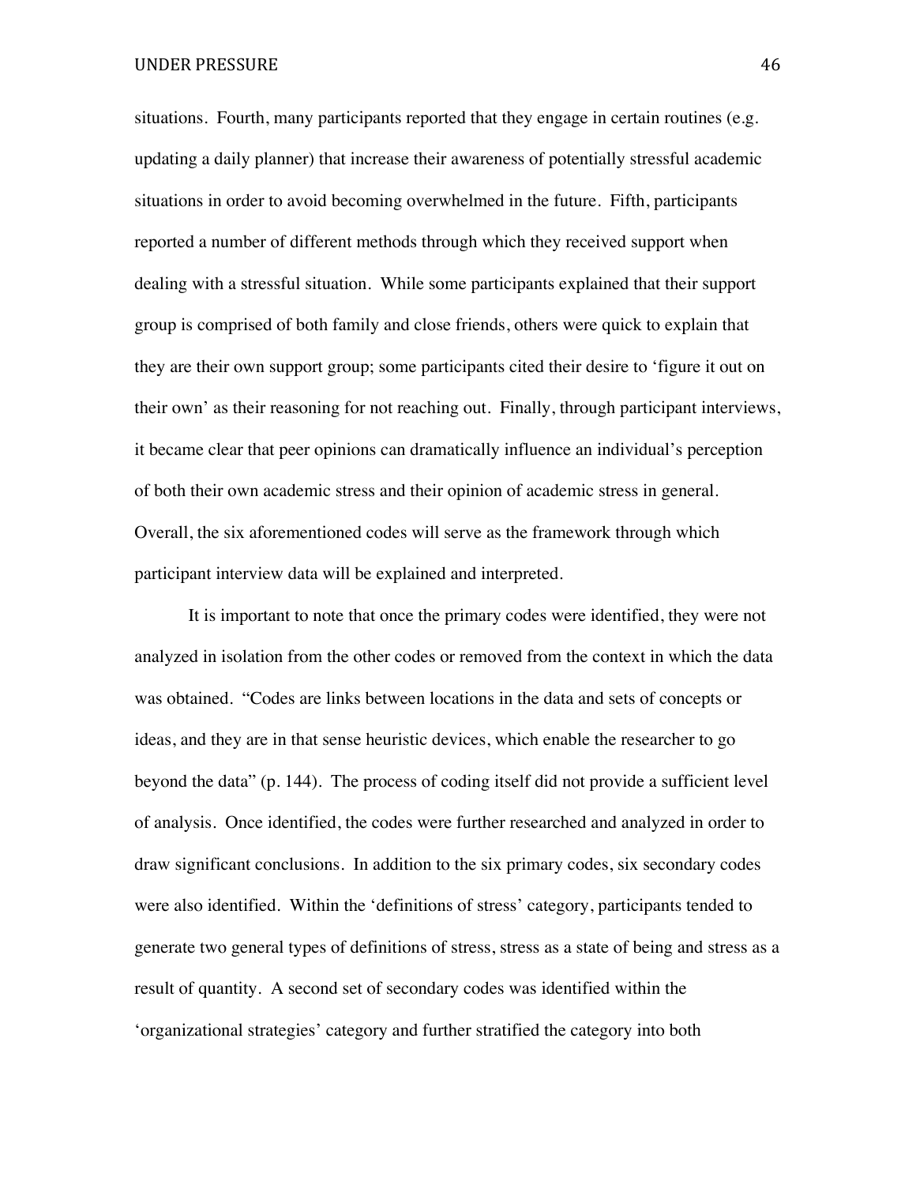situations. Fourth, many participants reported that they engage in certain routines (e.g. updating a daily planner) that increase their awareness of potentially stressful academic situations in order to avoid becoming overwhelmed in the future. Fifth, participants reported a number of different methods through which they received support when dealing with a stressful situation. While some participants explained that their support group is comprised of both family and close friends, others were quick to explain that they are their own support group; some participants cited their desire to 'figure it out on their own' as their reasoning for not reaching out. Finally, through participant interviews, it became clear that peer opinions can dramatically influence an individual's perception of both their own academic stress and their opinion of academic stress in general. Overall, the six aforementioned codes will serve as the framework through which participant interview data will be explained and interpreted.

It is important to note that once the primary codes were identified, they were not analyzed in isolation from the other codes or removed from the context in which the data was obtained. "Codes are links between locations in the data and sets of concepts or ideas, and they are in that sense heuristic devices, which enable the researcher to go beyond the data" (p. 144). The process of coding itself did not provide a sufficient level of analysis. Once identified, the codes were further researched and analyzed in order to draw significant conclusions. In addition to the six primary codes, six secondary codes were also identified. Within the 'definitions of stress' category, participants tended to generate two general types of definitions of stress, stress as a state of being and stress as a result of quantity. A second set of secondary codes was identified within the 'organizational strategies' category and further stratified the category into both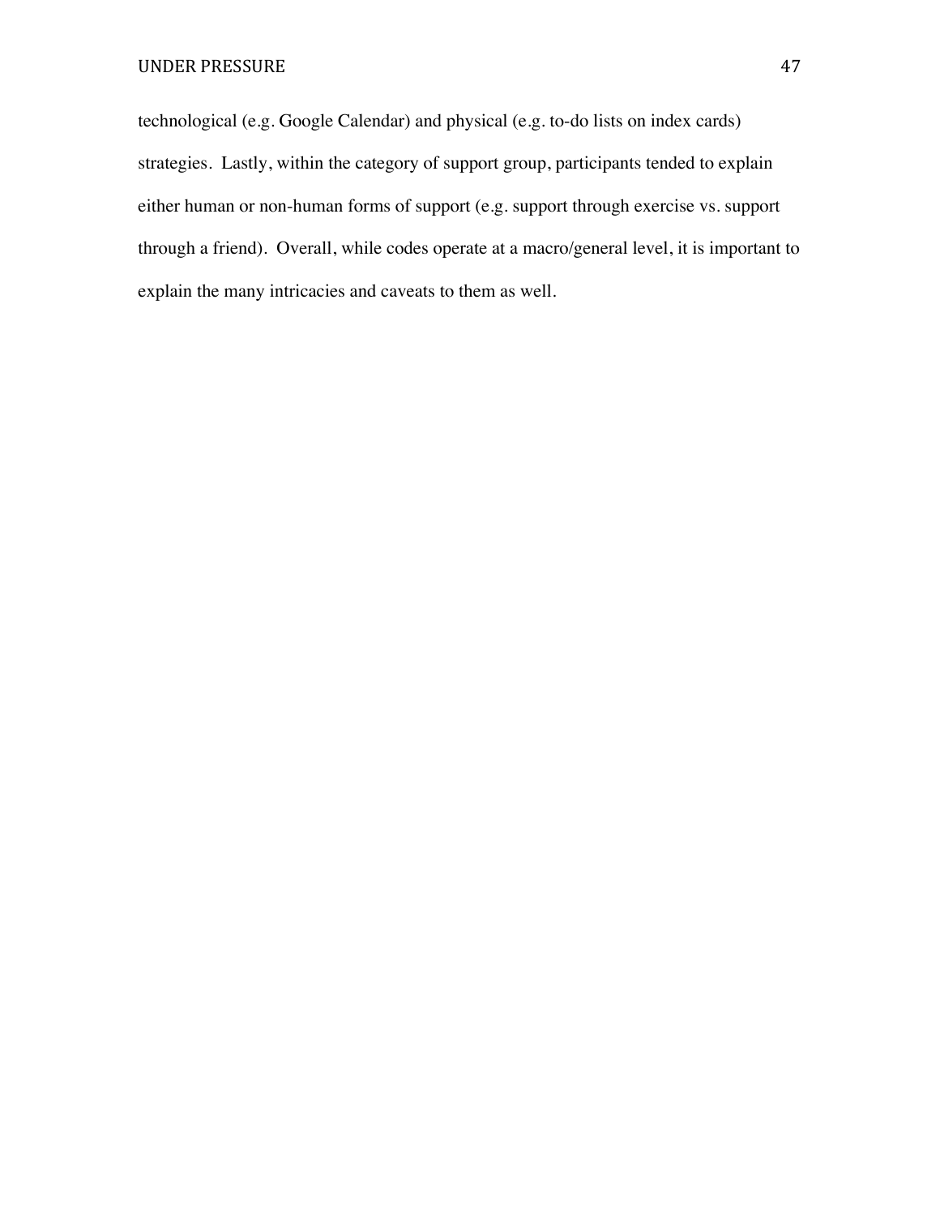technological (e.g. Google Calendar) and physical (e.g. to-do lists on index cards) strategies. Lastly, within the category of support group, participants tended to explain either human or non-human forms of support (e.g. support through exercise vs. support through a friend). Overall, while codes operate at a macro/general level, it is important to explain the many intricacies and caveats to them as well.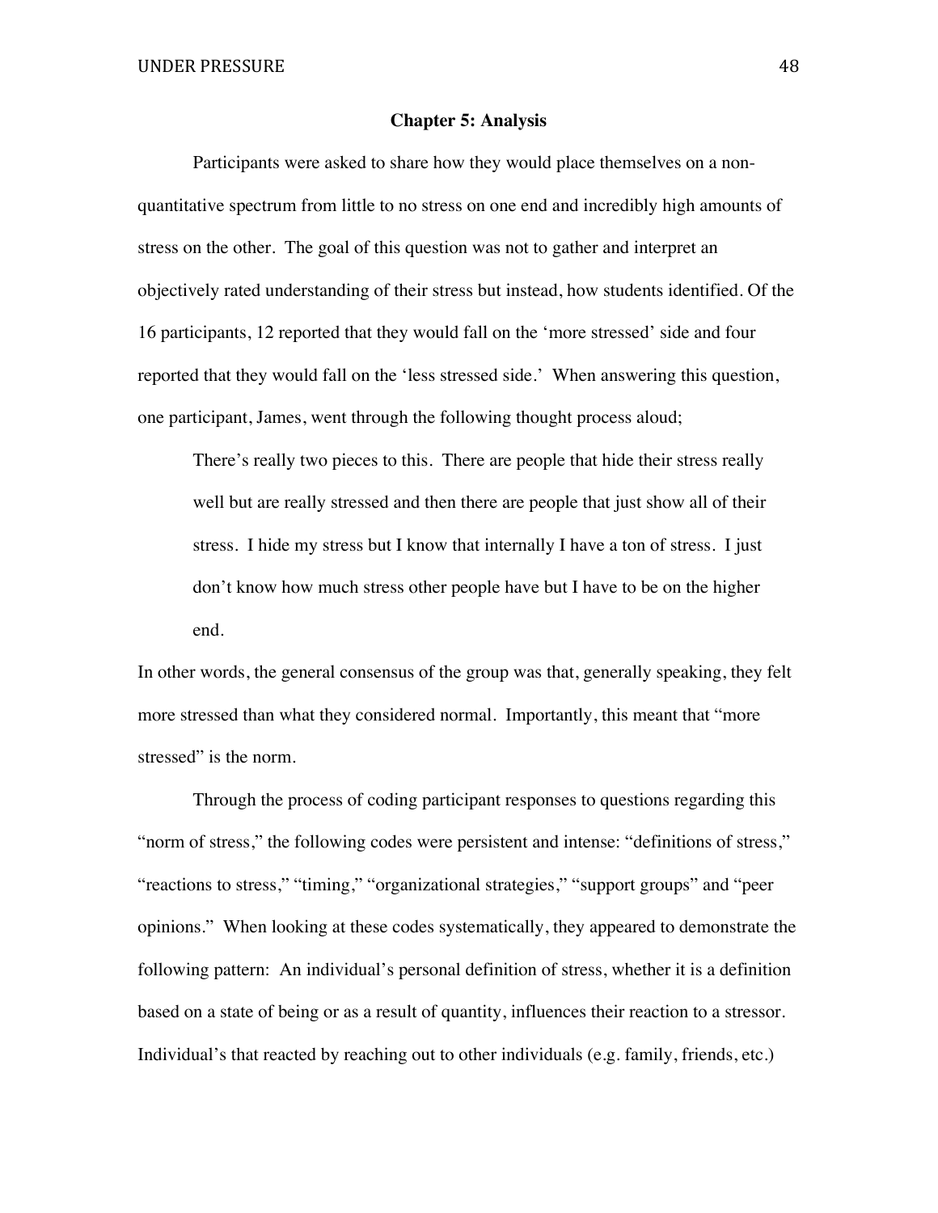## Chapter 5: Analysis

Participants were asked to share how they would place themselves on a non-quantitative spectrum from little to no stress on one end and incredibly high amounts of stress on the other. The goal of this question was not to gather and interpret an objectively rated understanding of their stress but instead, how students identified. Of the 16 participants, 12 reported that they would fall on the 'more stressed' side and four reported that they would fall on the 'less stressed side.' When answering this question, one participant, James, went through the following thought process aloud;

> There's really two pieces to this. There are people that hide their stress really well but are really stressed and then there are people that just show all of their stress. I hide my stress but I know that internally I have a ton of stress. I just don't know how much stress other people have but I have to be on the higher end.

In other words, the general consensus of the group was that, generally speaking, they felt more stressed than what they considered normal. Importantly, this meant that "more stressed" is the norm.

Through the process of coding participant responses to questions regarding this "norm of stress," the following codes were persistent and intense: "definitions of stress," "reactions to stress," "timing," "organizational strategies," "support groups" and "peer opinions." When looking at these codes systematically, they appeared to demonstrate the following pattern: An individual's personal definition of stress, whether it is a definition based on a state of being or as a result of quantity, influences their reaction to a stressor. Individual's that reacted by reaching out to other individuals (e.g. family, friends, etc.)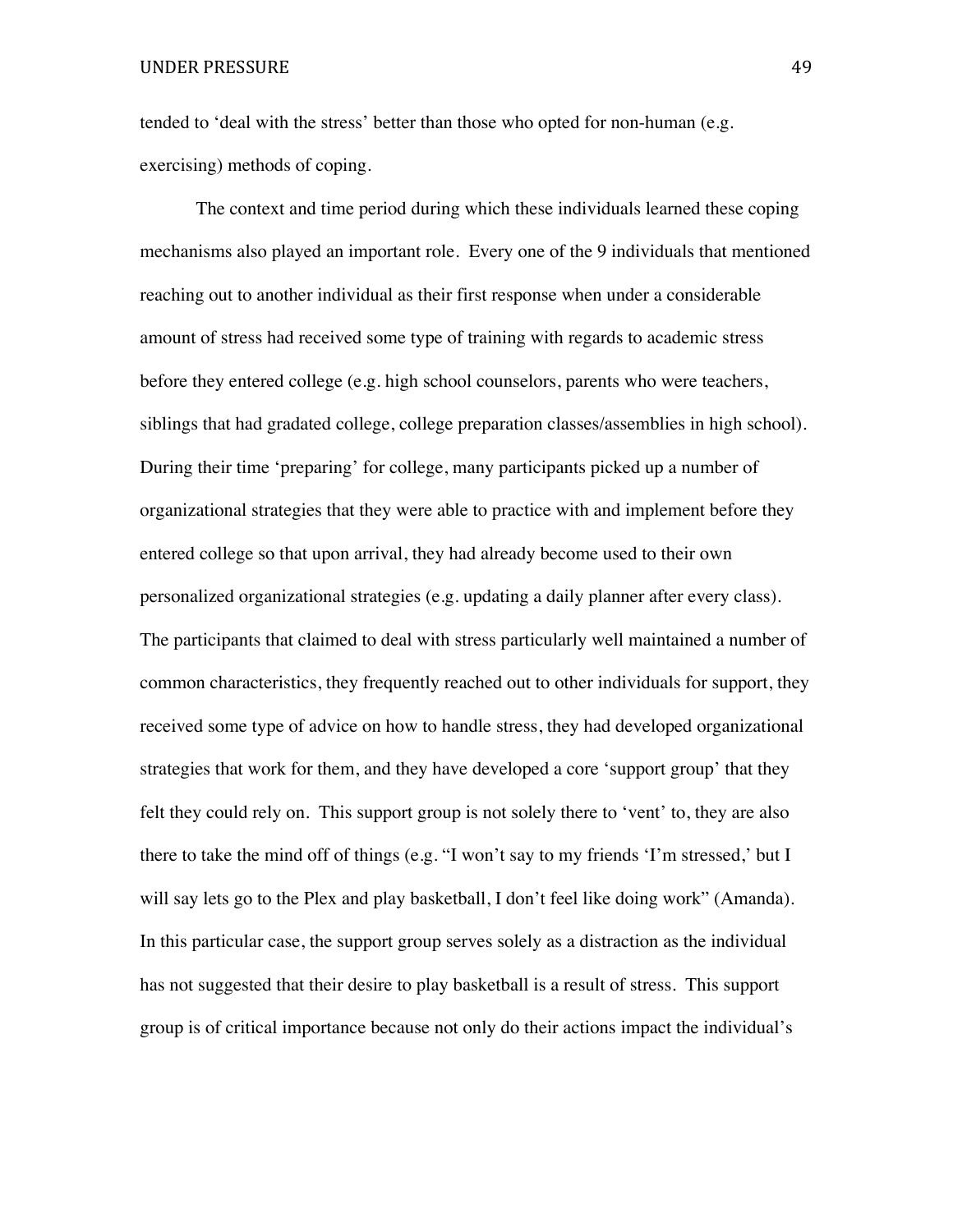tended to 'deal with the stress' better than those who opted for non-human (e.g. exercising) methods of coping.

The context and time period during which these individuals learned these coping mechanisms also played an important role. Every one of the 9 individuals that mentioned reaching out to another individual as their first response when under a considerable amount of stress had received some type of training with regards to academic stress before they entered college (e.g. high school counselors, parents who were teachers, siblings that had gradated college, college preparation classes/assemblies in high school). During their time 'preparing' for college, many participants picked up a number of organizational strategies that they were able to practice with and implement before they entered college so that upon arrival, they had already become used to their own personalized organizational strategies (e.g. updating a daily planner after every class). The participants that claimed to deal with stress particularly well maintained a number of common characteristics, they frequently reached out to other individuals for support, they received some type of advice on how to handle stress, they had developed organizational strategies that work for them, and they have developed a core 'support group' that they felt they could rely on. This support group is not solely there to 'vent' to, they are also there to take the mind off of things (e.g. "I won't say to my friends 'I'm stressed,' but I will say lets go to the Plex and play basketball, I don't feel like doing work" (Amanda). In this particular case, the support group serves solely as a distraction as the individual has not suggested that their desire to play basketball is a result of stress. This support group is of critical importance because not only do their actions impact the individual's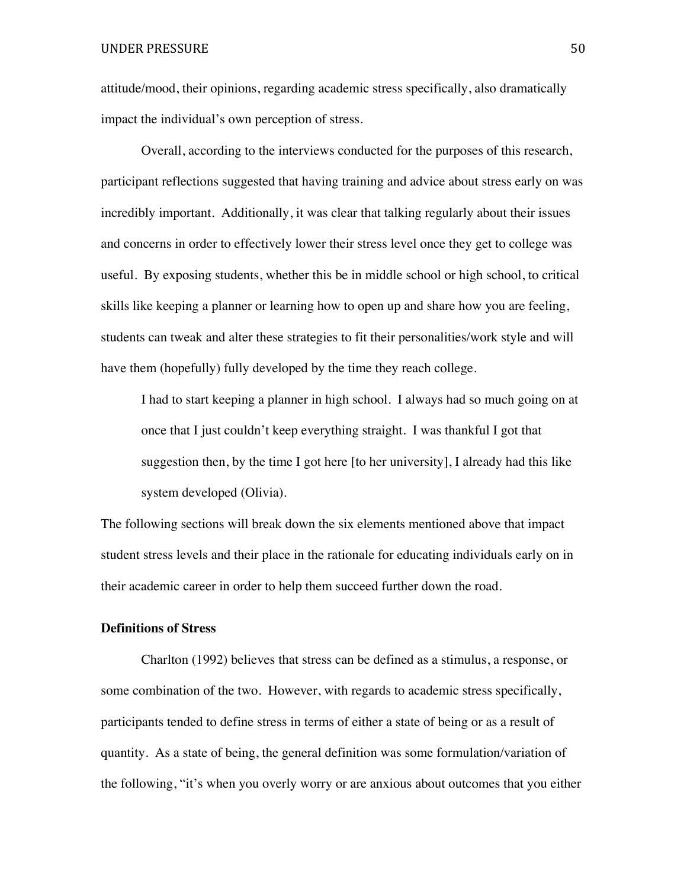attitude/mood, their opinions, regarding academic stress specifically, also dramatically impact the individual's own perception of stress.

Overall, according to the interviews conducted for the purposes of this research, participant reflections suggested that having training and advice about stress early on was incredibly important. Additionally, it was clear that talking regularly about their issues and concerns in order to effectively lower their stress level once they get to college was useful. By exposing students, whether this be in middle school or high school, to critical skills like keeping a planner or learning how to open up and share how you are feeling, students can tweak and alter these strategies to fit their personalities/work style and will have them (hopefully) fully developed by the time they reach college.

> I had to start keeping a planner in high school. I always had so much going on at once that I just couldn't keep everything straight. I was thankful I got that suggestion then, by the time I got here [to her university], I already had this like system developed (Olivia).

The following sections will break down the six elements mentioned above that impact student stress levels and their place in the rationale for educating individuals early on in their academic career in order to help them succeed further down the road.

**Definitions of Stress**

Charlton (1992) believes that stress can be defined as a stimulus, a response, or some combination of the two. However, with regards to academic stress specifically, participants tended to define stress in terms of either a state of being or as a result of quantity. As a state of being, the general definition was some formulation/variation of the following, "it's when you overly worry or are anxious about outcomes that you either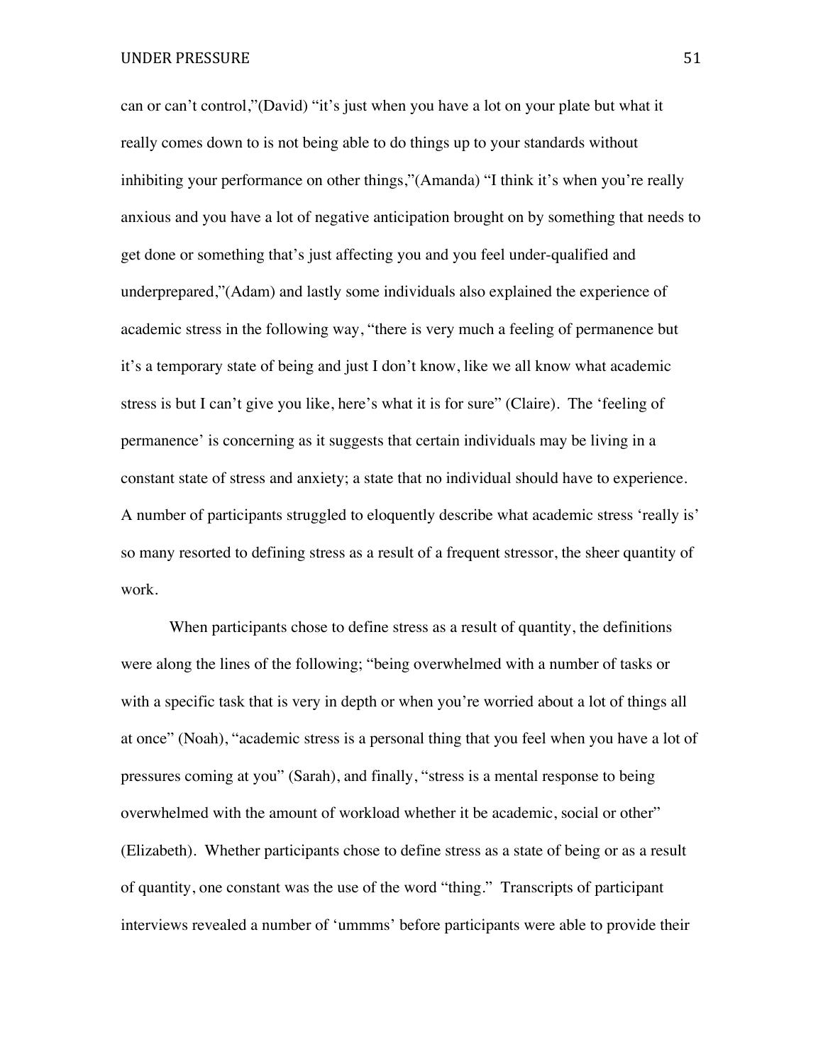can or can't control,"(David) "it's just when you have a lot on your plate but what it really comes down to is not being able to do things up to your standards without inhibiting your performance on other things,"(Amanda) "I think it's when you're really anxious and you have a lot of negative anticipation brought on by something that needs to get done or something that's just affecting you and you feel under-qualified and underprepared,"(Adam) and lastly some individuals also explained the experience of academic stress in the following way, "there is very much a feeling of permanence but it's a temporary state of being and just I don't know, like we all know what academic stress is but I can't give you like, here's what it is for sure" (Claire). The 'feeling of permanence' is concerning as it suggests that certain individuals may be living in a constant state of stress and anxiety; a state that no individual should have to experience. A number of participants struggled to eloquently describe what academic stress 'really is' so many resorted to defining stress as a result of a frequent stressor, the sheer quantity of work.

When participants chose to define stress as a result of quantity, the definitions were along the lines of the following; "being overwhelmed with a number of tasks or with a specific task that is very in depth or when you're worried about a lot of things all at once" (Noah), "academic stress is a personal thing that you feel when you have a lot of pressures coming at you" (Sarah), and finally, "stress is a mental response to being overwhelmed with the amount of workload whether it be academic, social or other" (Elizabeth). Whether participants chose to define stress as a state of being or as a result of quantity, one constant was the use of the word "thing." Transcripts of participant interviews revealed a number of 'ummms' before participants were able to provide their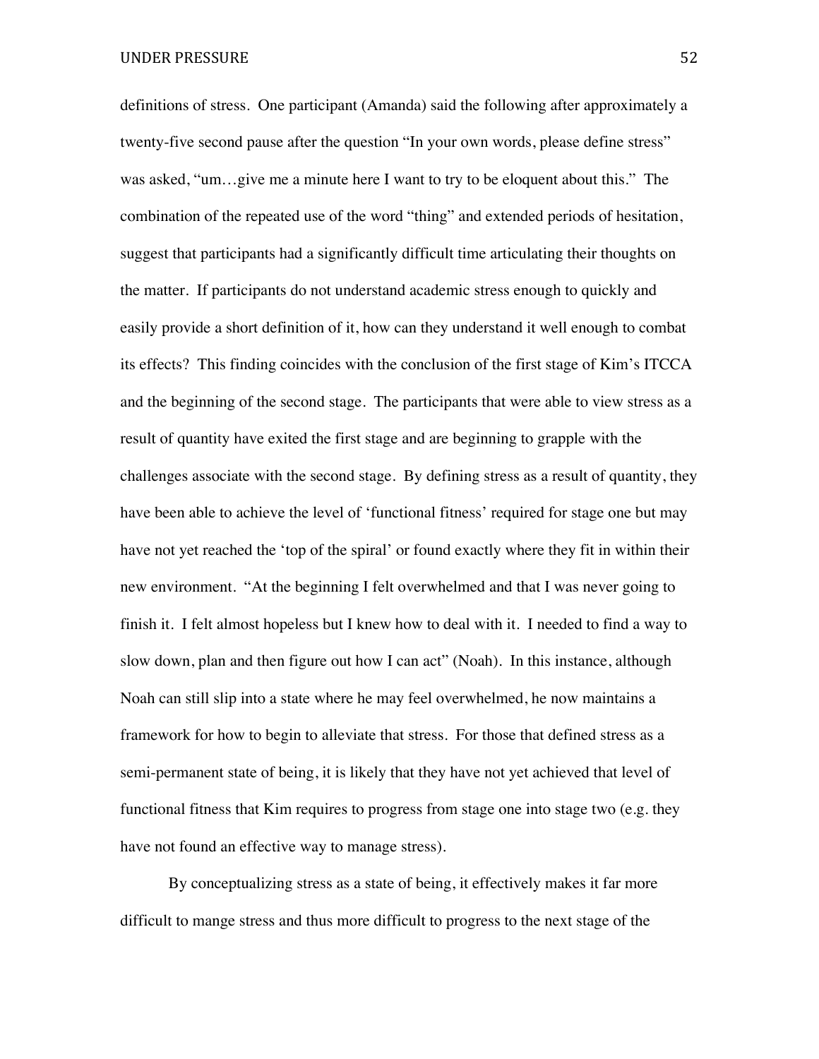definitions of stress. One participant (Amanda) said the following after approximately a twenty-five second pause after the question "In your own words, please define stress" was asked, "um…give me a minute here I want to try to be eloquent about this." The combination of the repeated use of the word "thing" and extended periods of hesitation, suggest that participants had a significantly difficult time articulating their thoughts on the matter. If participants do not understand academic stress enough to quickly and easily provide a short definition of it, how can they understand it well enough to combat its effects? This finding coincides with the conclusion of the first stage of Kim's ITCCA and the beginning of the second stage. The participants that were able to view stress as a result of quantity have exited the first stage and are beginning to grapple with the challenges associate with the second stage. By defining stress as a result of quantity, they have been able to achieve the level of 'functional fitness' required for stage one but may have not yet reached the 'top of the spiral' or found exactly where they fit in within their new environment. "At the beginning I felt overwhelmed and that I was never going to finish it. I felt almost hopeless but I knew how to deal with it. I needed to find a way to slow down, plan and then figure out how I can act" (Noah). In this instance, although Noah can still slip into a state where he may feel overwhelmed, he now maintains a framework for how to begin to alleviate that stress. For those that defined stress as a semi-permanent state of being, it is likely that they have not yet achieved that level of functional fitness that Kim requires to progress from stage one into stage two (e.g. they have not found an effective way to manage stress).

By conceptualizing stress as a state of being, it effectively makes it far more difficult to mange stress and thus more difficult to progress to the next stage of the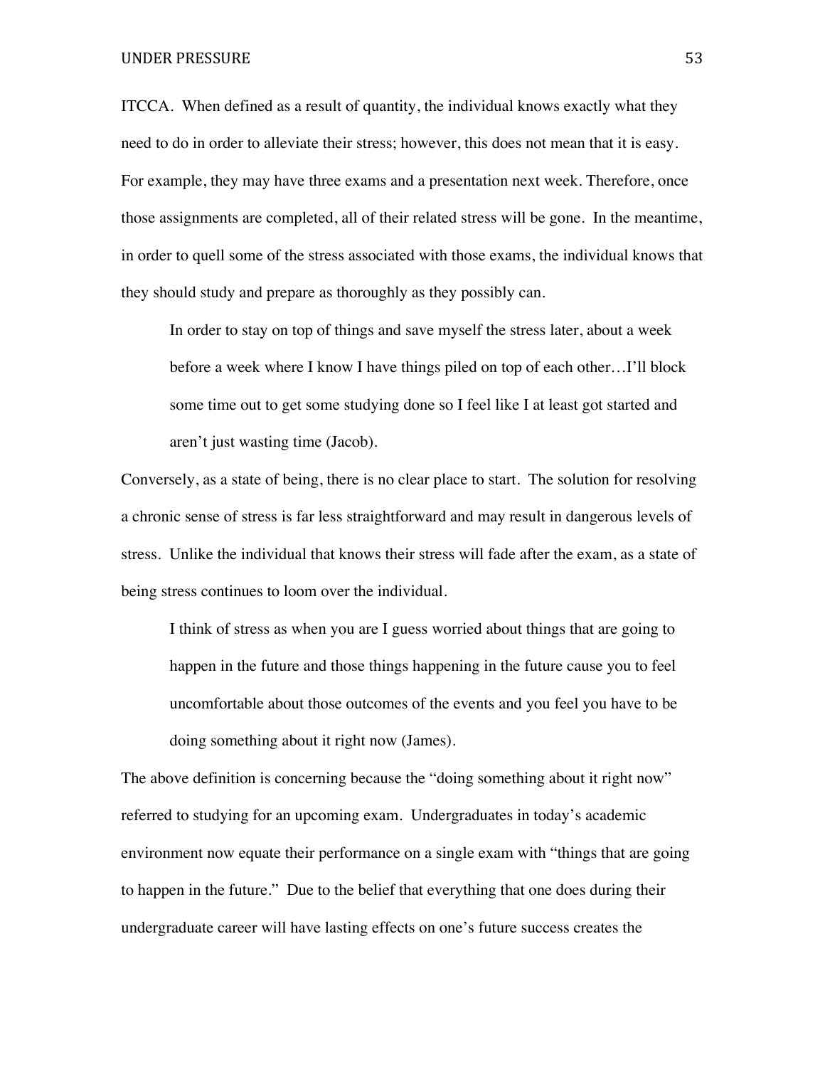ITCCA. When defined as a result of quantity, the individual knows exactly what they need to do in order to alleviate their stress; however, this does not mean that it is easy. For example, they may have three exams and a presentation next week. Therefore, once those assignments are completed, all of their related stress will be gone. In the meantime, in order to quell some of the stress associated with those exams, the individual knows that they should study and prepare as thoroughly as they possibly can.

> In order to stay on top of things and save myself the stress later, about a week before a week where I know I have things piled on top of each other…I'll block some time out to get some studying done so I feel like I at least got started and aren't just wasting time (Jacob).

Conversely, as a state of being, there is no clear place to start. The solution for resolving a chronic sense of stress is far less straightforward and may result in dangerous levels of stress. Unlike the individual that knows their stress will fade after the exam, as a state of being stress continues to loom over the individual.

> I think of stress as when you are I guess worried about things that are going to happen in the future and those things happening in the future cause you to feel uncomfortable about those outcomes of the events and you feel you have to be doing something about it right now (James).

The above definition is concerning because the "doing something about it right now" referred to studying for an upcoming exam. Undergraduates in today's academic environment now equate their performance on a single exam with "things that are going to happen in the future." Due to the belief that everything that one does during their undergraduate career will have lasting effects on one's future success creates the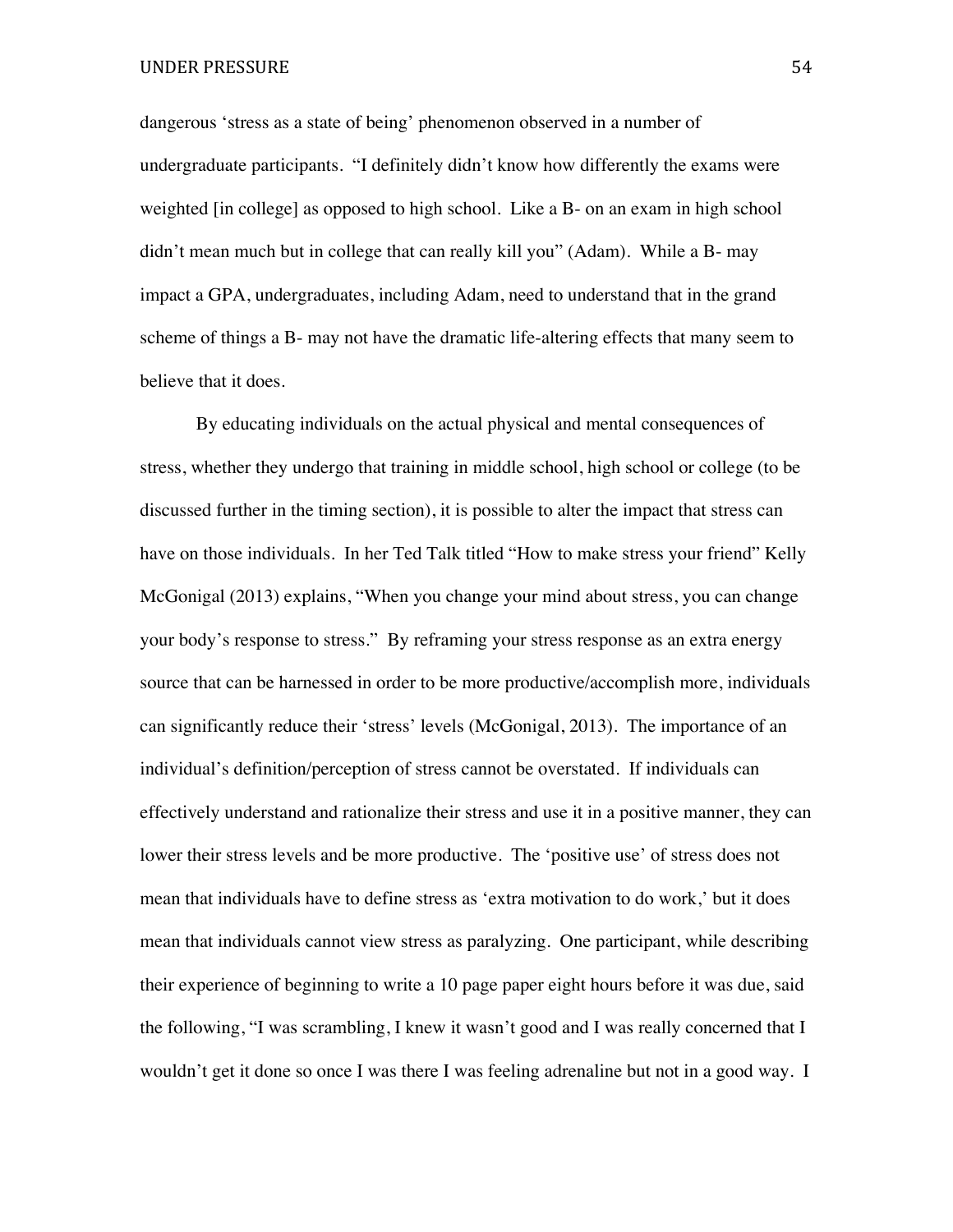dangerous 'stress as a state of being' phenomenon observed in a number of undergraduate participants. "I definitely didn't know how differently the exams were weighted [in college] as opposed to high school. Like a B- on an exam in high school didn't mean much but in college that can really kill you" (Adam). While a B- may impact a GPA, undergraduates, including Adam, need to understand that in the grand scheme of things a B- may not have the dramatic life-altering effects that many seem to believe that it does.

By educating individuals on the actual physical and mental consequences of stress, whether they undergo that training in middle school, high school or college (to be discussed further in the timing section), it is possible to alter the impact that stress can have on those individuals. In her Ted Talk titled "How to make stress your friend" Kelly McGonigal (2013) explains, "When you change your mind about stress, you can change your body's response to stress." By reframing your stress response as an extra energy source that can be harnessed in order to be more productive/accomplish more, individuals can significantly reduce their 'stress' levels (McGonigal, 2013). The importance of an individual's definition/perception of stress cannot be overstated. If individuals can effectively understand and rationalize their stress and use it in a positive manner, they can lower their stress levels and be more productive. The 'positive use' of stress does not mean that individuals have to define stress as 'extra motivation to do work,' but it does mean that individuals cannot view stress as paralyzing. One participant, while describing their experience of beginning to write a 10 page paper eight hours before it was due, said the following, "I was scrambling, I knew it wasn't good and I was really concerned that I wouldn't get it done so once I was there I was feeling adrenaline but not in a good way. I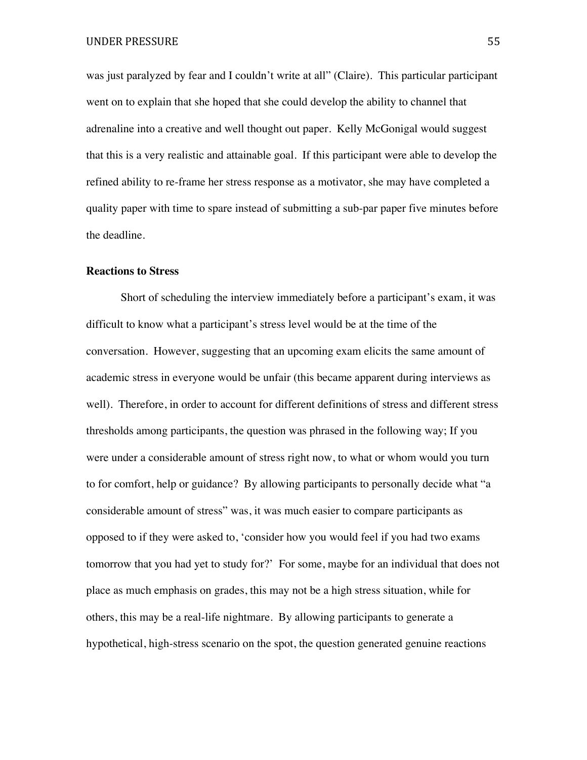was just paralyzed by fear and I couldn't write at all" (Claire). This particular participant went on to explain that she hoped that she could develop the ability to channel that adrenaline into a creative and well thought out paper. Kelly McGonigal would suggest that this is a very realistic and attainable goal. If this participant were able to develop the refined ability to re-frame her stress response as a motivator, she may have completed a quality paper with time to spare instead of submitting a sub-par paper five minutes before the deadline.

**Reactions to Stress**

Short of scheduling the interview immediately before a participant's exam, it was difficult to know what a participant's stress level would be at the time of the conversation. However, suggesting that an upcoming exam elicits the same amount of academic stress in everyone would be unfair (this became apparent during interviews as well). Therefore, in order to account for different definitions of stress and different stress thresholds among participants, the question was phrased in the following way; If you were under a considerable amount of stress right now, to what or whom would you turn to for comfort, help or guidance? By allowing participants to personally decide what "a considerable amount of stress" was, it was much easier to compare participants as opposed to if they were asked to, 'consider how you would feel if you had two exams tomorrow that you had yet to study for?' For some, maybe for an individual that does not place as much emphasis on grades, this may not be a high stress situation, while for others, this may be a real-life nightmare. By allowing participants to generate a hypothetical, high-stress scenario on the spot, the question generated genuine reactions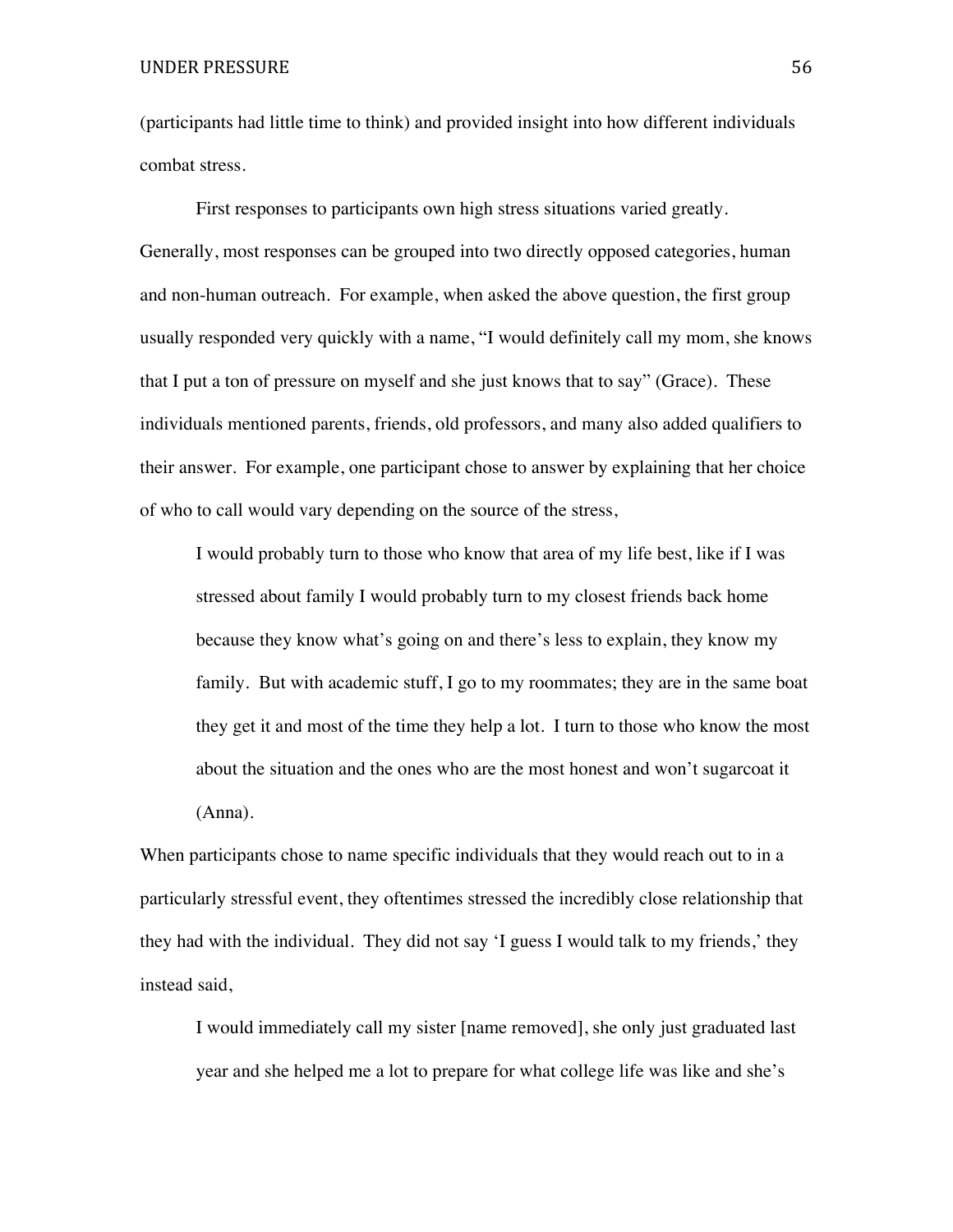(participants had little time to think) and provided insight into how different individuals combat stress.

First responses to participants own high stress situations varied greatly. Generally, most responses can be grouped into two directly opposed categories, human and non-human outreach. For example, when asked the above question, the first group usually responded very quickly with a name, "I would definitely call my mom, she knows that I put a ton of pressure on myself and she just knows that to say" (Grace). These individuals mentioned parents, friends, old professors, and many also added qualifiers to their answer. For example, one participant chose to answer by explaining that her choice of who to call would vary depending on the source of the stress,

> I would probably turn to those who know that area of my life best, like if I was stressed about family I would probably turn to my closest friends back home because they know what's going on and there's less to explain, they know my family. But with academic stuff, I go to my roommates; they are in the same boat they get it and most of the time they help a lot. I turn to those who know the most about the situation and the ones who are the most honest and won't sugarcoat it (Anna).

When participants chose to name specific individuals that they would reach out to in a particularly stressful event, they oftentimes stressed the incredibly close relationship that they had with the individual. They did not say 'I guess I would talk to my friends,' they instead said,

> I would immediately call my sister [name removed], she only just graduated last year and she helped me a lot to prepare for what college life was like and she's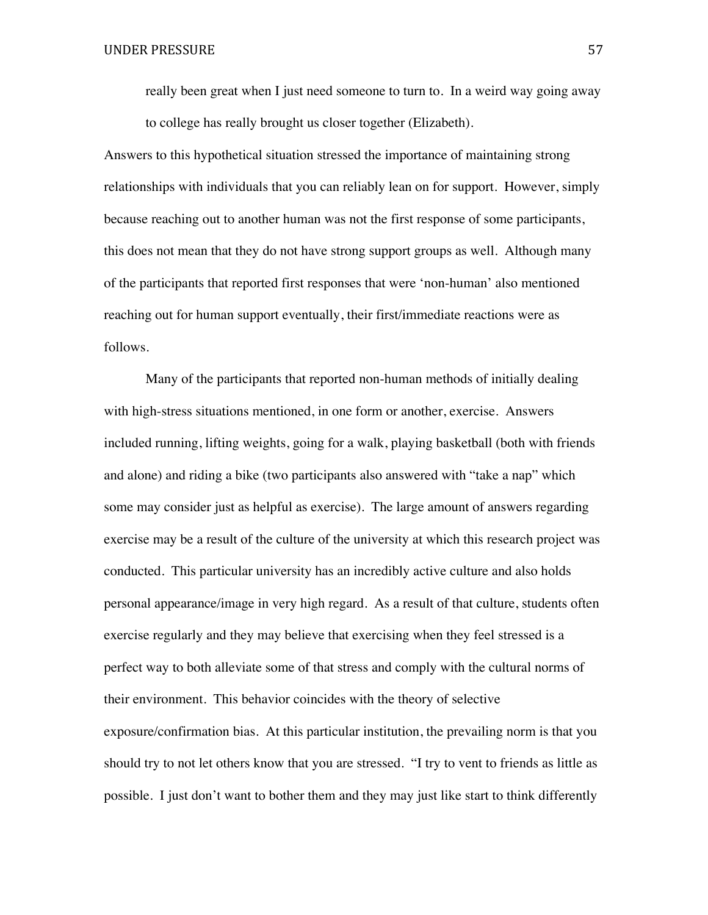> really been great when I just need someone to turn to. In a weird way going away to college has really brought us closer together (Elizabeth).

Answers to this hypothetical situation stressed the importance of maintaining strong relationships with individuals that you can reliably lean on for support. However, simply because reaching out to another human was not the first response of some participants, this does not mean that they do not have strong support groups as well. Although many of the participants that reported first responses that were 'non-human' also mentioned reaching out for human support eventually, their first/immediate reactions were as follows.

Many of the participants that reported non-human methods of initially dealing with high-stress situations mentioned, in one form or another, exercise. Answers included running, lifting weights, going for a walk, playing basketball (both with friends and alone) and riding a bike (two participants also answered with "take a nap" which some may consider just as helpful as exercise). The large amount of answers regarding exercise may be a result of the culture of the university at which this research project was conducted. This particular university has an incredibly active culture and also holds personal appearance/image in very high regard. As a result of that culture, students often exercise regularly and they may believe that exercising when they feel stressed is a perfect way to both alleviate some of that stress and comply with the cultural norms of their environment. This behavior coincides with the theory of selective exposure/confirmation bias. At this particular institution, the prevailing norm is that you should try to not let others know that you are stressed. "I try to vent to friends as little as possible. I just don't want to bother them and they may just like start to think differently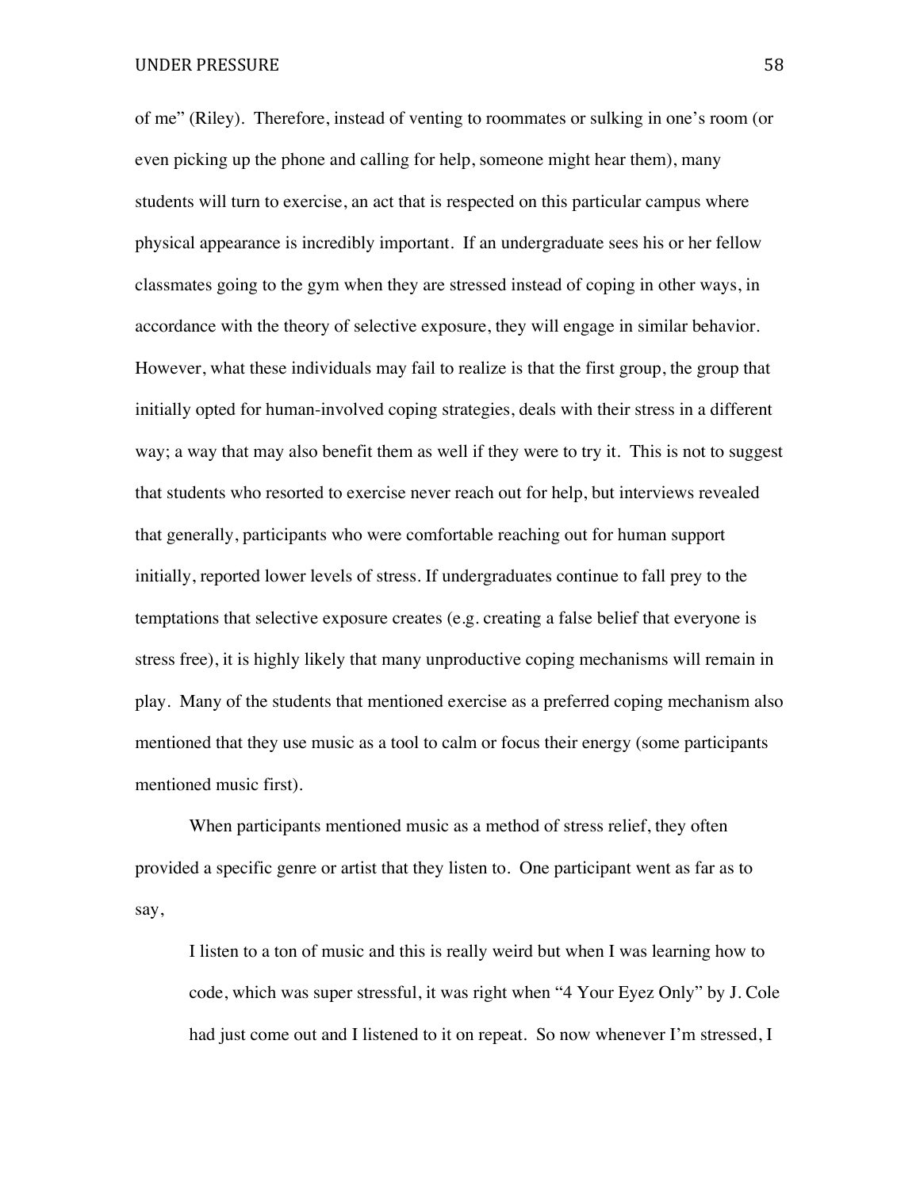of me" (Riley). Therefore, instead of venting to roommates or sulking in one's room (or even picking up the phone and calling for help, someone might hear them), many students will turn to exercise, an act that is respected on this particular campus where physical appearance is incredibly important. If an undergraduate sees his or her fellow classmates going to the gym when they are stressed instead of coping in other ways, in accordance with the theory of selective exposure, they will engage in similar behavior. However, what these individuals may fail to realize is that the first group, the group that initially opted for human-involved coping strategies, deals with their stress in a different way; a way that may also benefit them as well if they were to try it. This is not to suggest that students who resorted to exercise never reach out for help, but interviews revealed that generally, participants who were comfortable reaching out for human support initially, reported lower levels of stress. If undergraduates continue to fall prey to the temptations that selective exposure creates (e.g. creating a false belief that everyone is stress free), it is highly likely that many unproductive coping mechanisms will remain in play. Many of the students that mentioned exercise as a preferred coping mechanism also mentioned that they use music as a tool to calm or focus their energy (some participants mentioned music first).

When participants mentioned music as a method of stress relief, they often provided a specific genre or artist that they listen to. One participant went as far as to say,

> I listen to a ton of music and this is really weird but when I was learning how to code, which was super stressful, it was right when "4 Your Eyez Only" by J. Cole had just come out and I listened to it on repeat. So now whenever I'm stressed, I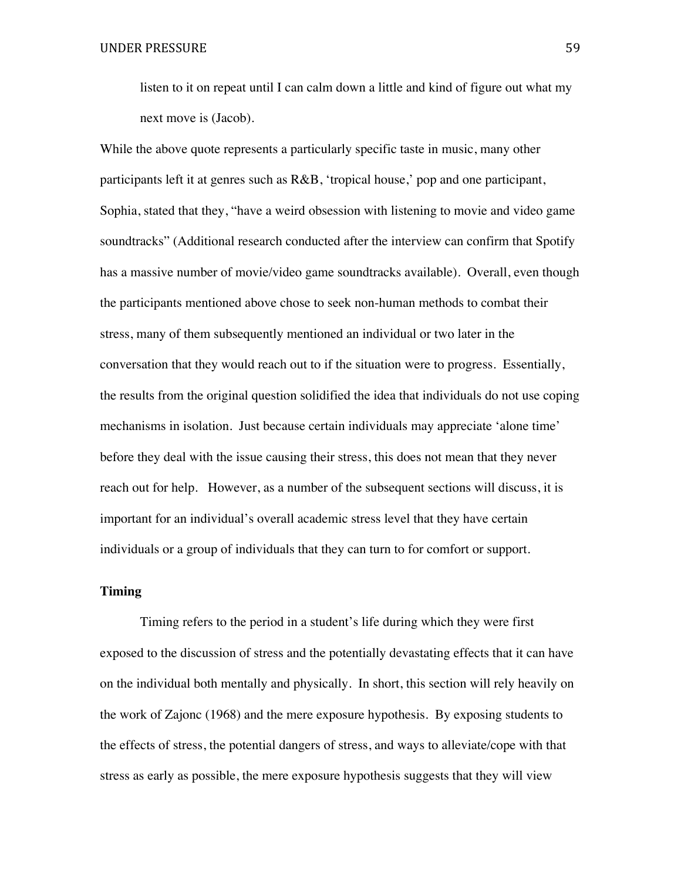listen to it on repeat until I can calm down a little and kind of figure out what my next move is (Jacob).

While the above quote represents a particularly specific taste in music, many other participants left it at genres such as R&B, 'tropical house,' pop and one participant, Sophia, stated that they, "have a weird obsession with listening to movie and video game soundtracks" (Additional research conducted after the interview can confirm that Spotify has a massive number of movie/video game soundtracks available). Overall, even though the participants mentioned above chose to seek non-human methods to combat their stress, many of them subsequently mentioned an individual or two later in the conversation that they would reach out to if the situation were to progress. Essentially, the results from the original question solidified the idea that individuals do not use coping mechanisms in isolation. Just because certain individuals may appreciate 'alone time' before they deal with the issue causing their stress, this does not mean that they never reach out for help. However, as a number of the subsequent sections will discuss, it is important for an individual's overall academic stress level that they have certain individuals or a group of individuals that they can turn to for comfort or support.

**Timing**

Timing refers to the period in a student's life during which they were first exposed to the discussion of stress and the potentially devastating effects that it can have on the individual both mentally and physically. In short, this section will rely heavily on the work of Zajonc (1968) and the mere exposure hypothesis. By exposing students to the effects of stress, the potential dangers of stress, and ways to alleviate/cope with that stress as early as possible, the mere exposure hypothesis suggests that they will view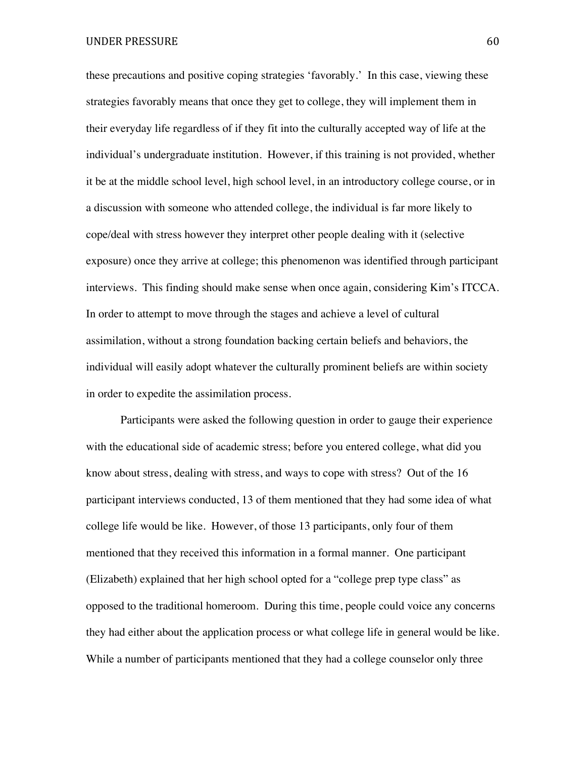these precautions and positive coping strategies 'favorably.' In this case, viewing these strategies favorably means that once they get to college, they will implement them in their everyday life regardless of if they fit into the culturally accepted way of life at the individual's undergraduate institution. However, if this training is not provided, whether it be at the middle school level, high school level, in an introductory college course, or in a discussion with someone who attended college, the individual is far more likely to cope/deal with stress however they interpret other people dealing with it (selective exposure) once they arrive at college; this phenomenon was identified through participant interviews. This finding should make sense when once again, considering Kim's ITCCA. In order to attempt to move through the stages and achieve a level of cultural assimilation, without a strong foundation backing certain beliefs and behaviors, the individual will easily adopt whatever the culturally prominent beliefs are within society in order to expedite the assimilation process.

Participants were asked the following question in order to gauge their experience with the educational side of academic stress; before you entered college, what did you know about stress, dealing with stress, and ways to cope with stress? Out of the 16 participant interviews conducted, 13 of them mentioned that they had some idea of what college life would be like. However, of those 13 participants, only four of them mentioned that they received this information in a formal manner. One participant (Elizabeth) explained that her high school opted for a "college prep type class" as opposed to the traditional homeroom. During this time, people could voice any concerns they had either about the application process or what college life in general would be like. While a number of participants mentioned that they had a college counselor only three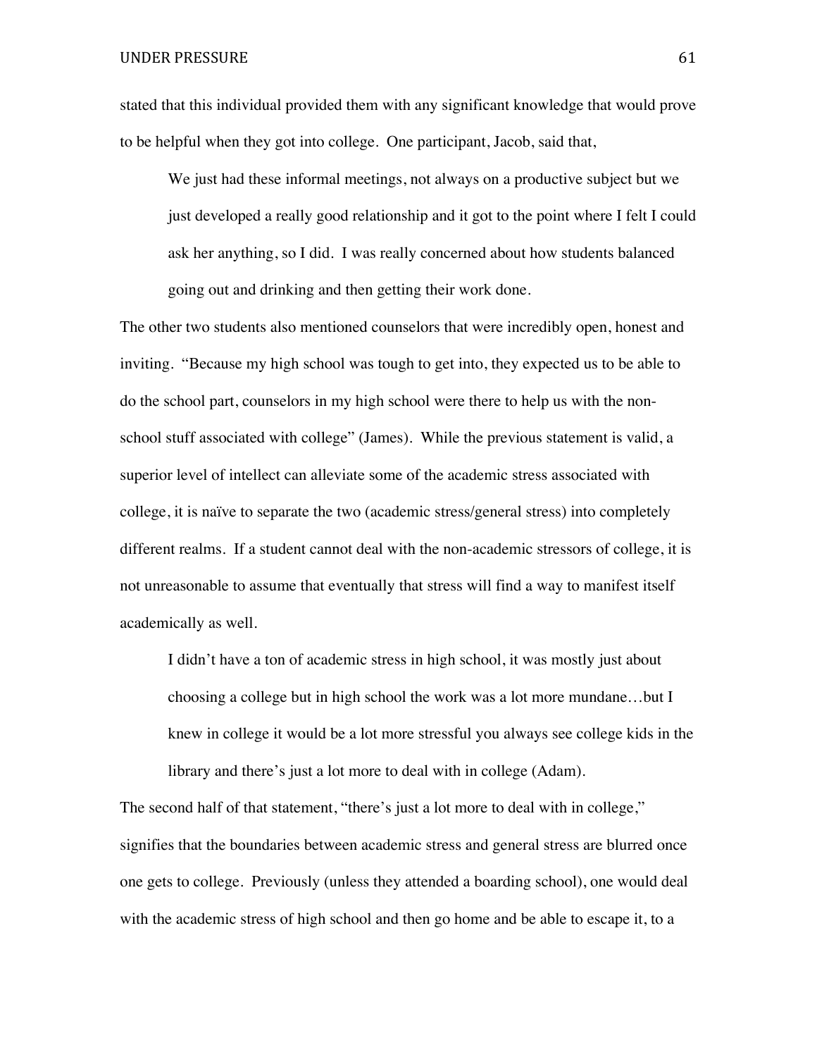stated that this individual provided them with any significant knowledge that would prove to be helpful when they got into college. One participant, Jacob, said that,

> We just had these informal meetings, not always on a productive subject but we just developed a really good relationship and it got to the point where I felt I could ask her anything, so I did. I was really concerned about how students balanced going out and drinking and then getting their work done.

The other two students also mentioned counselors that were incredibly open, honest and inviting. "Because my high school was tough to get into, they expected us to be able to do the school part, counselors in my high school were there to help us with the non-school stuff associated with college" (James). While the previous statement is valid, a superior level of intellect can alleviate some of the academic stress associated with college, it is naïve to separate the two (academic stress/general stress) into completely different realms. If a student cannot deal with the non-academic stressors of college, it is not unreasonable to assume that eventually that stress will find a way to manifest itself academically as well.

> I didn't have a ton of academic stress in high school, it was mostly just about choosing a college but in high school the work was a lot more mundane…but I knew in college it would be a lot more stressful you always see college kids in the library and there's just a lot more to deal with in college (Adam).

The second half of that statement, "there's just a lot more to deal with in college," signifies that the boundaries between academic stress and general stress are blurred once one gets to college. Previously (unless they attended a boarding school), one would deal with the academic stress of high school and then go home and be able to escape it, to a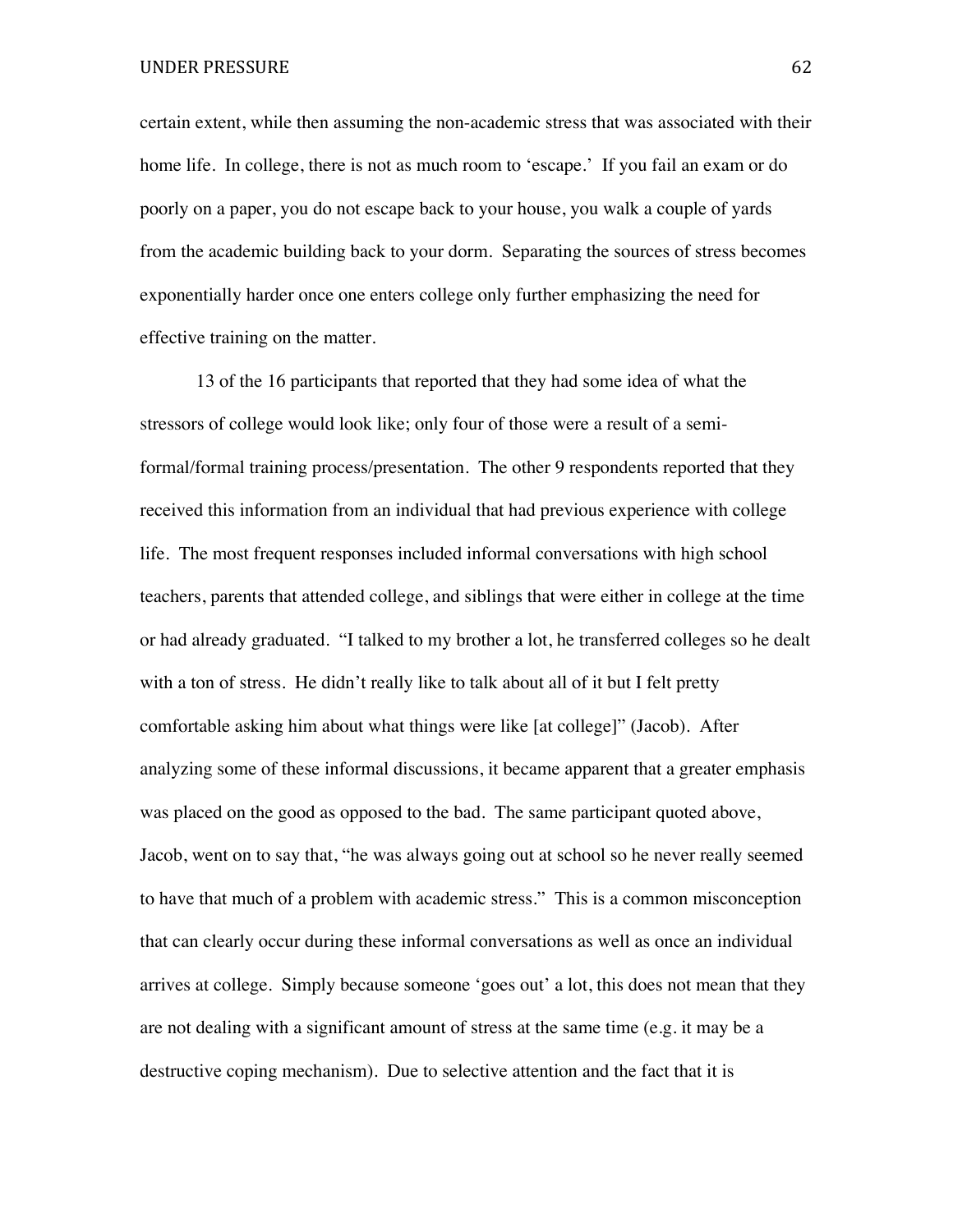certain extent, while then assuming the non-academic stress that was associated with their home life. In college, there is not as much room to 'escape.' If you fail an exam or do poorly on a paper, you do not escape back to your house, you walk a couple of yards from the academic building back to your dorm. Separating the sources of stress becomes exponentially harder once one enters college only further emphasizing the need for effective training on the matter.

13 of the 16 participants that reported that they had some idea of what the stressors of college would look like; only four of those were a result of a semi-formal/formal training process/presentation. The other 9 respondents reported that they received this information from an individual that had previous experience with college life. The most frequent responses included informal conversations with high school teachers, parents that attended college, and siblings that were either in college at the time or had already graduated. "I talked to my brother a lot, he transferred colleges so he dealt with a ton of stress. He didn't really like to talk about all of it but I felt pretty comfortable asking him about what things were like [at college]" (Jacob). After analyzing some of these informal discussions, it became apparent that a greater emphasis was placed on the good as opposed to the bad. The same participant quoted above, Jacob, went on to say that, "he was always going out at school so he never really seemed to have that much of a problem with academic stress." This is a common misconception that can clearly occur during these informal conversations as well as once an individual arrives at college. Simply because someone 'goes out' a lot, this does not mean that they are not dealing with a significant amount of stress at the same time (e.g. it may be a destructive coping mechanism). Due to selective attention and the fact that it is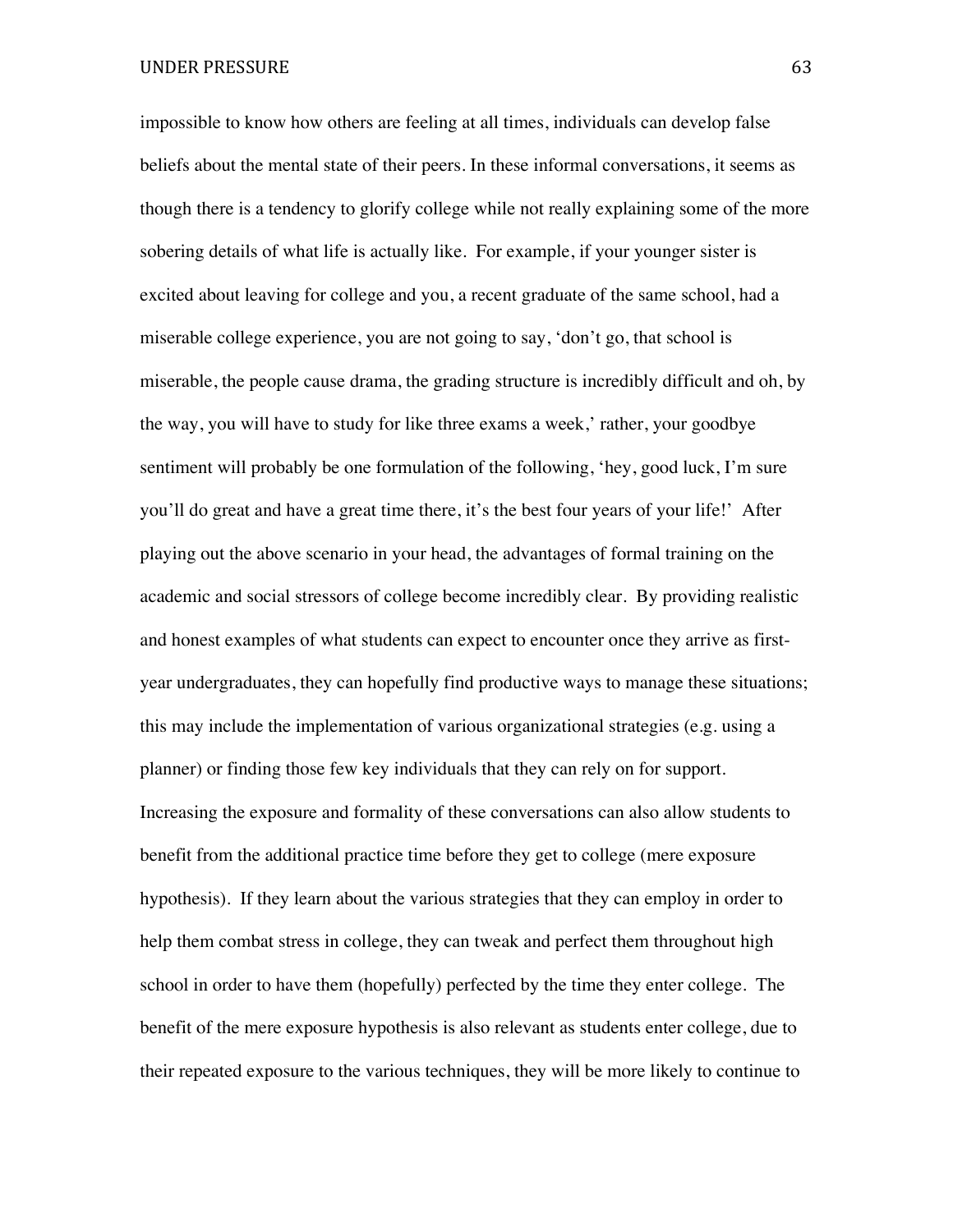impossible to know how others are feeling at all times, individuals can develop false beliefs about the mental state of their peers. In these informal conversations, it seems as though there is a tendency to glorify college while not really explaining some of the more sobering details of what life is actually like. For example, if your younger sister is excited about leaving for college and you, a recent graduate of the same school, had a miserable college experience, you are not going to say, 'don't go, that school is miserable, the people cause drama, the grading structure is incredibly difficult and oh, by the way, you will have to study for like three exams a week,' rather, your goodbye sentiment will probably be one formulation of the following, 'hey, good luck, I'm sure you'll do great and have a great time there, it's the best four years of your life!' After playing out the above scenario in your head, the advantages of formal training on the academic and social stressors of college become incredibly clear. By providing realistic and honest examples of what students can expect to encounter once they arrive as first-year undergraduates, they can hopefully find productive ways to manage these situations; this may include the implementation of various organizational strategies (e.g. using a planner) or finding those few key individuals that they can rely on for support. Increasing the exposure and formality of these conversations can also allow students to benefit from the additional practice time before they get to college (mere exposure hypothesis). If they learn about the various strategies that they can employ in order to help them combat stress in college, they can tweak and perfect them throughout high school in order to have them (hopefully) perfected by the time they enter college. The benefit of the mere exposure hypothesis is also relevant as students enter college, due to their repeated exposure to the various techniques, they will be more likely to continue to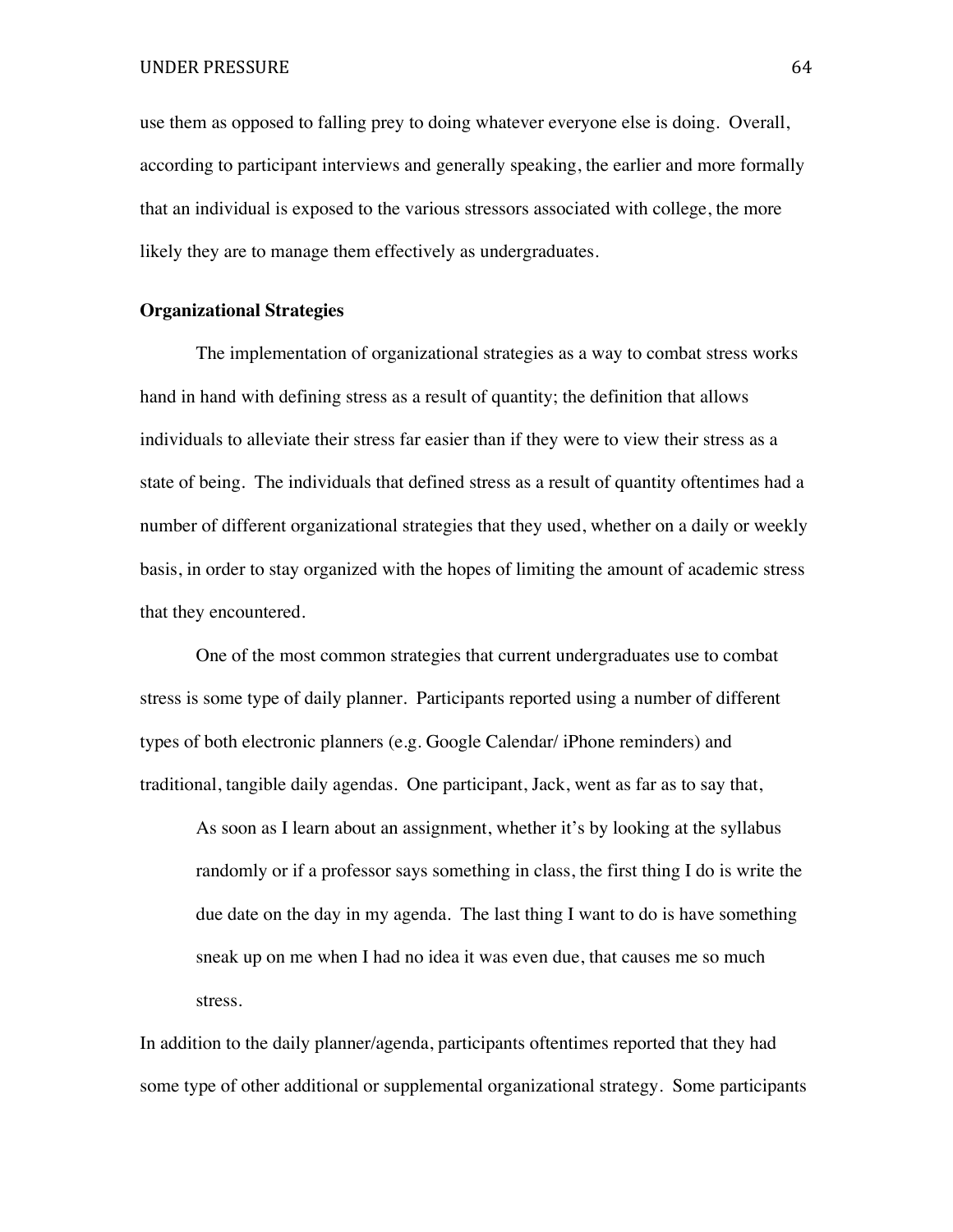use them as opposed to falling prey to doing whatever everyone else is doing. Overall, according to participant interviews and generally speaking, the earlier and more formally that an individual is exposed to the various stressors associated with college, the more likely they are to manage them effectively as undergraduates.

**Organizational Strategies**

The implementation of organizational strategies as a way to combat stress works hand in hand with defining stress as a result of quantity; the definition that allows individuals to alleviate their stress far easier than if they were to view their stress as a state of being. The individuals that defined stress as a result of quantity oftentimes had a number of different organizational strategies that they used, whether on a daily or weekly basis, in order to stay organized with the hopes of limiting the amount of academic stress that they encountered.

One of the most common strategies that current undergraduates use to combat stress is some type of daily planner. Participants reported using a number of different types of both electronic planners (e.g. Google Calendar/ iPhone reminders) and traditional, tangible daily agendas. One participant, Jack, went as far as to say that,

> As soon as I learn about an assignment, whether it's by looking at the syllabus randomly or if a professor says something in class, the first thing I do is write the due date on the day in my agenda. The last thing I want to do is have something sneak up on me when I had no idea it was even due, that causes me so much stress.

In addition to the daily planner/agenda, participants oftentimes reported that they had some type of other additional or supplemental organizational strategy. Some participants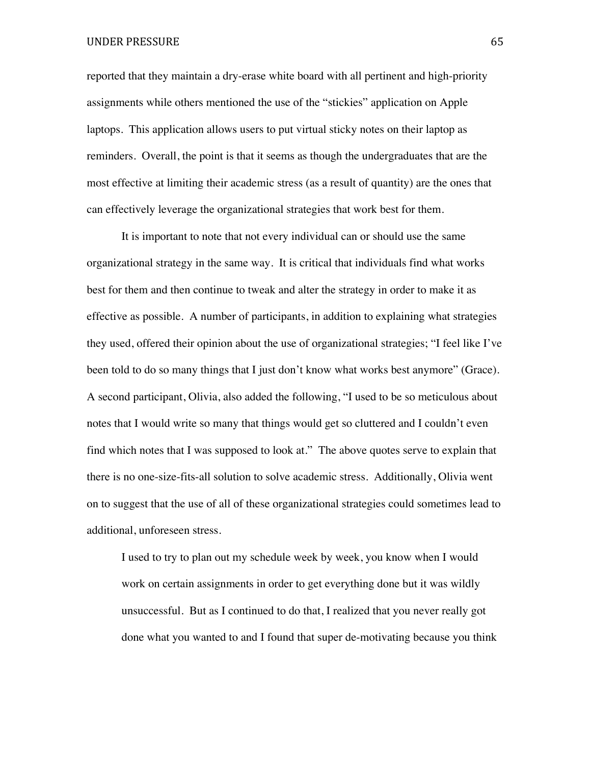reported that they maintain a dry-erase white board with all pertinent and high-priority assignments while others mentioned the use of the "stickies" application on Apple laptops. This application allows users to put virtual sticky notes on their laptop as reminders. Overall, the point is that it seems as though the undergraduates that are the most effective at limiting their academic stress (as a result of quantity) are the ones that can effectively leverage the organizational strategies that work best for them.

It is important to note that not every individual can or should use the same organizational strategy in the same way. It is critical that individuals find what works best for them and then continue to tweak and alter the strategy in order to make it as effective as possible. A number of participants, in addition to explaining what strategies they used, offered their opinion about the use of organizational strategies; "I feel like I've been told to do so many things that I just don't know what works best anymore" (Grace). A second participant, Olivia, also added the following, "I used to be so meticulous about notes that I would write so many that things would get so cluttered and I couldn't even find which notes that I was supposed to look at." The above quotes serve to explain that there is no one-size-fits-all solution to solve academic stress. Additionally, Olivia went on to suggest that the use of all of these organizational strategies could sometimes lead to additional, unforeseen stress.

> I used to try to plan out my schedule week by week, you know when I would work on certain assignments in order to get everything done but it was wildly unsuccessful. But as I continued to do that, I realized that you never really got done what you wanted to and I found that super de-motivating because you think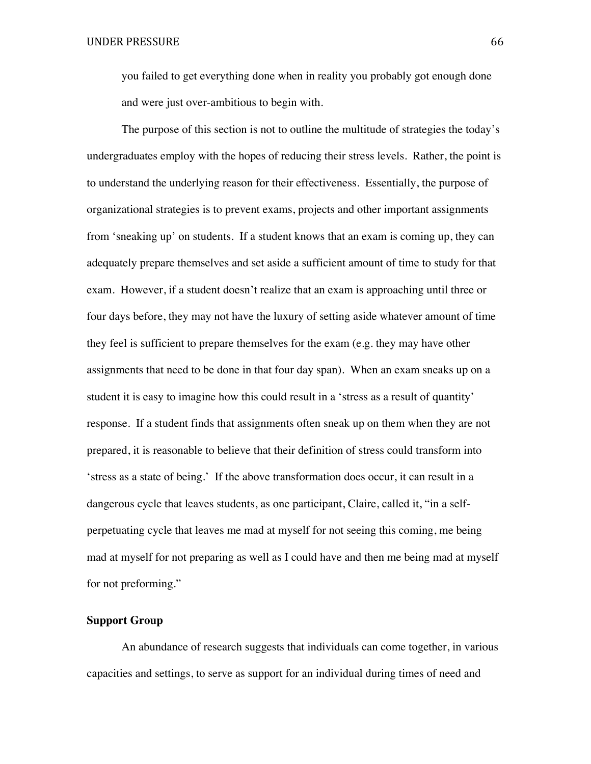you failed to get everything done when in reality you probably got enough done and were just over-ambitious to begin with.

The purpose of this section is not to outline the multitude of strategies the today's undergraduates employ with the hopes of reducing their stress levels. Rather, the point is to understand the underlying reason for their effectiveness. Essentially, the purpose of organizational strategies is to prevent exams, projects and other important assignments from 'sneaking up' on students. If a student knows that an exam is coming up, they can adequately prepare themselves and set aside a sufficient amount of time to study for that exam. However, if a student doesn't realize that an exam is approaching until three or four days before, they may not have the luxury of setting aside whatever amount of time they feel is sufficient to prepare themselves for the exam (e.g. they may have other assignments that need to be done in that four day span). When an exam sneaks up on a student it is easy to imagine how this could result in a 'stress as a result of quantity' response. If a student finds that assignments often sneak up on them when they are not prepared, it is reasonable to believe that their definition of stress could transform into 'stress as a state of being.' If the above transformation does occur, it can result in a dangerous cycle that leaves students, as one participant, Claire, called it, "in a self-perpetuating cycle that leaves me mad at myself for not seeing this coming, me being mad at myself for not preparing as well as I could have and then me being mad at myself for not preforming."

**Support Group**

An abundance of research suggests that individuals can come together, in various capacities and settings, to serve as support for an individual during times of need and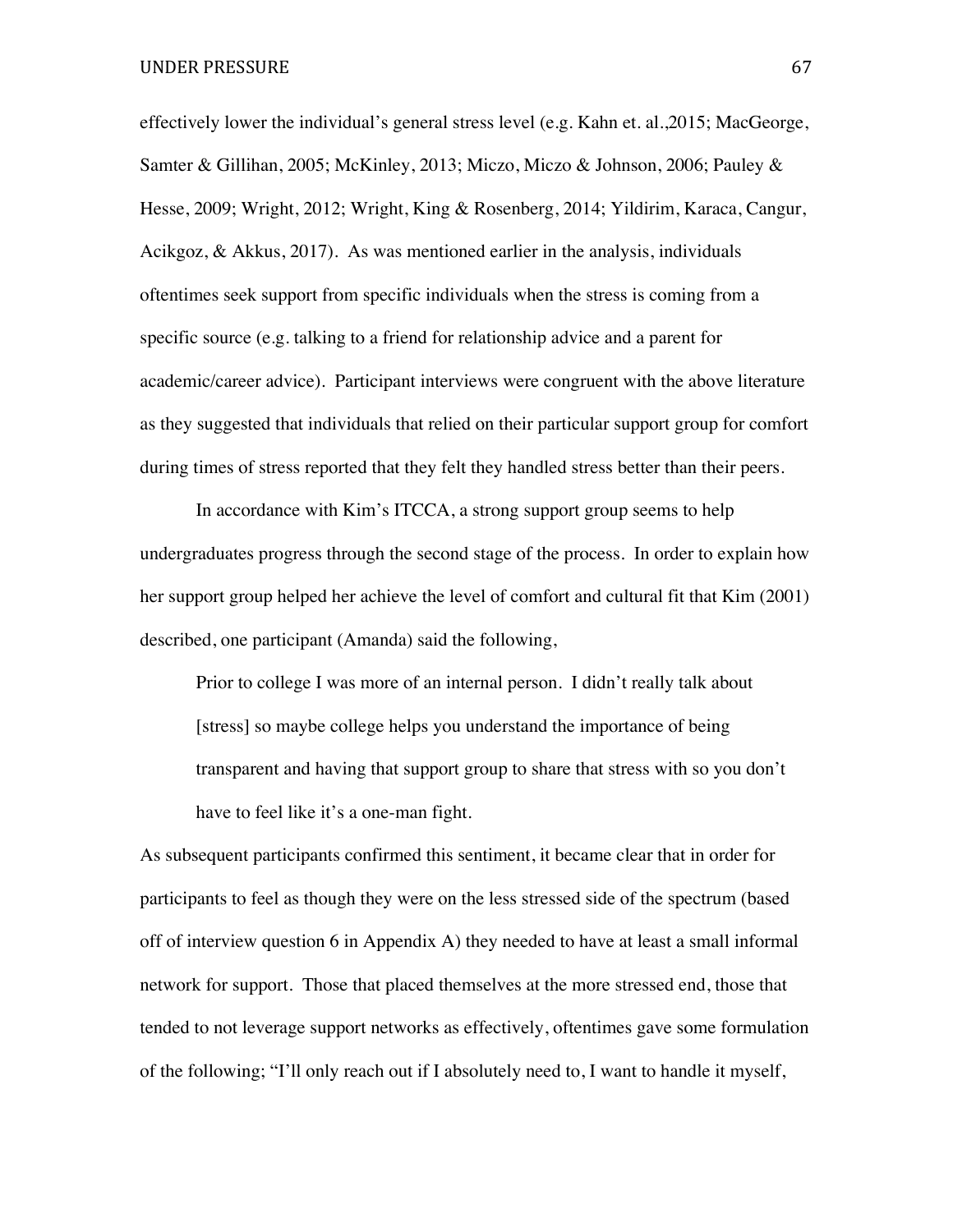effectively lower the individual's general stress level (e.g. Kahn et. al.,2015; MacGeorge, Samter & Gillihan, 2005; McKinley, 2013; Miczo, Miczo & Johnson, 2006; Pauley & Hesse, 2009; Wright, 2012; Wright, King & Rosenberg, 2014; Yildirim, Karaca, Cangur, Acikgoz, & Akkus, 2017). As was mentioned earlier in the analysis, individuals oftentimes seek support from specific individuals when the stress is coming from a specific source (e.g. talking to a friend for relationship advice and a parent for academic/career advice). Participant interviews were congruent with the above literature as they suggested that individuals that relied on their particular support group for comfort during times of stress reported that they felt they handled stress better than their peers.

In accordance with Kim's ITCCA, a strong support group seems to help undergraduates progress through the second stage of the process. In order to explain how her support group helped her achieve the level of comfort and cultural fit that Kim (2001) described, one participant (Amanda) said the following,

> Prior to college I was more of an internal person. I didn't really talk about [stress] so maybe college helps you understand the importance of being transparent and having that support group to share that stress with so you don't have to feel like it's a one-man fight.

As subsequent participants confirmed this sentiment, it became clear that in order for participants to feel as though they were on the less stressed side of the spectrum (based off of interview question 6 in Appendix A) they needed to have at least a small informal network for support. Those that placed themselves at the more stressed end, those that tended to not leverage support networks as effectively, oftentimes gave some formulation of the following; "I'll only reach out if I absolutely need to, I want to handle it myself,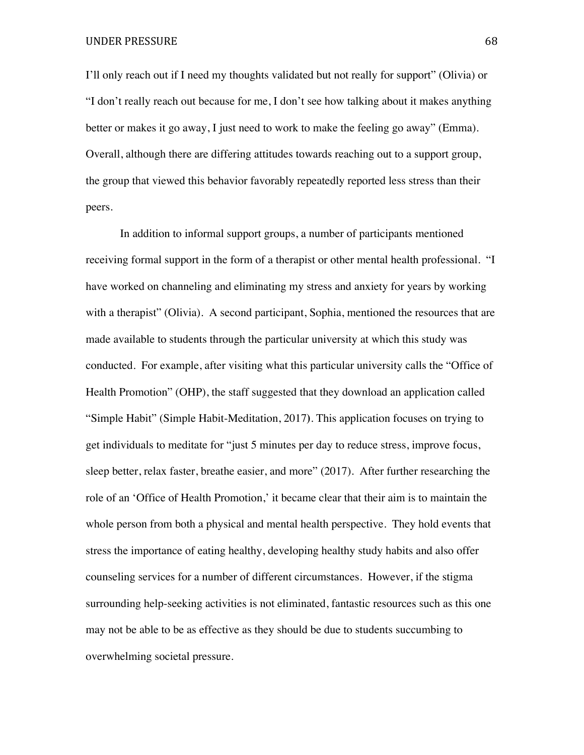I'll only reach out if I need my thoughts validated but not really for support" (Olivia) or "I don't really reach out because for me, I don't see how talking about it makes anything better or makes it go away, I just need to work to make the feeling go away" (Emma). Overall, although there are differing attitudes towards reaching out to a support group, the group that viewed this behavior favorably repeatedly reported less stress than their peers.

In addition to informal support groups, a number of participants mentioned receiving formal support in the form of a therapist or other mental health professional. "I have worked on channeling and eliminating my stress and anxiety for years by working with a therapist" (Olivia). A second participant, Sophia, mentioned the resources that are made available to students through the particular university at which this study was conducted. For example, after visiting what this particular university calls the "Office of Health Promotion" (OHP), the staff suggested that they download an application called "Simple Habit" (Simple Habit-Meditation, 2017). This application focuses on trying to get individuals to meditate for "just 5 minutes per day to reduce stress, improve focus, sleep better, relax faster, breathe easier, and more" (2017). After further researching the role of an 'Office of Health Promotion,' it became clear that their aim is to maintain the whole person from both a physical and mental health perspective. They hold events that stress the importance of eating healthy, developing healthy study habits and also offer counseling services for a number of different circumstances. However, if the stigma surrounding help-seeking activities is not eliminated, fantastic resources such as this one may not be able to be as effective as they should be due to students succumbing to overwhelming societal pressure.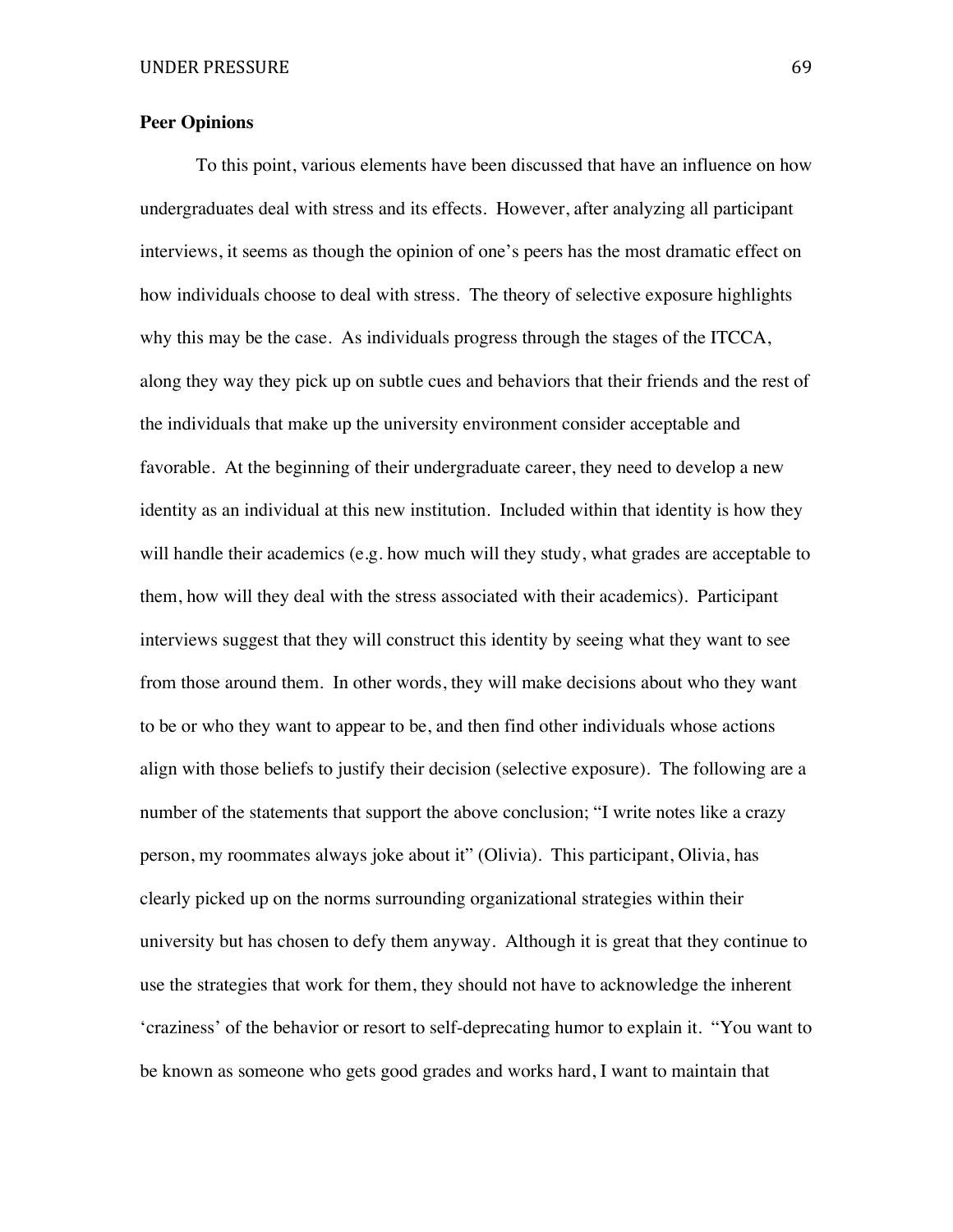**Peer Opinions**

To this point, various elements have been discussed that have an influence on how undergraduates deal with stress and its effects. However, after analyzing all participant interviews, it seems as though the opinion of one's peers has the most dramatic effect on how individuals choose to deal with stress. The theory of selective exposure highlights why this may be the case. As individuals progress through the stages of the ITCCA, along they way they pick up on subtle cues and behaviors that their friends and the rest of the individuals that make up the university environment consider acceptable and favorable. At the beginning of their undergraduate career, they need to develop a new identity as an individual at this new institution. Included within that identity is how they will handle their academics (e.g. how much will they study, what grades are acceptable to them, how will they deal with the stress associated with their academics). Participant interviews suggest that they will construct this identity by seeing what they want to see from those around them. In other words, they will make decisions about who they want to be or who they want to appear to be, and then find other individuals whose actions align with those beliefs to justify their decision (selective exposure). The following are a number of the statements that support the above conclusion; "I write notes like a crazy person, my roommates always joke about it" (Olivia). This participant, Olivia, has clearly picked up on the norms surrounding organizational strategies within their university but has chosen to defy them anyway. Although it is great that they continue to use the strategies that work for them, they should not have to acknowledge the inherent 'craziness' of the behavior or resort to self-deprecating humor to explain it. "You want to be known as someone who gets good grades and works hard, I want to maintain that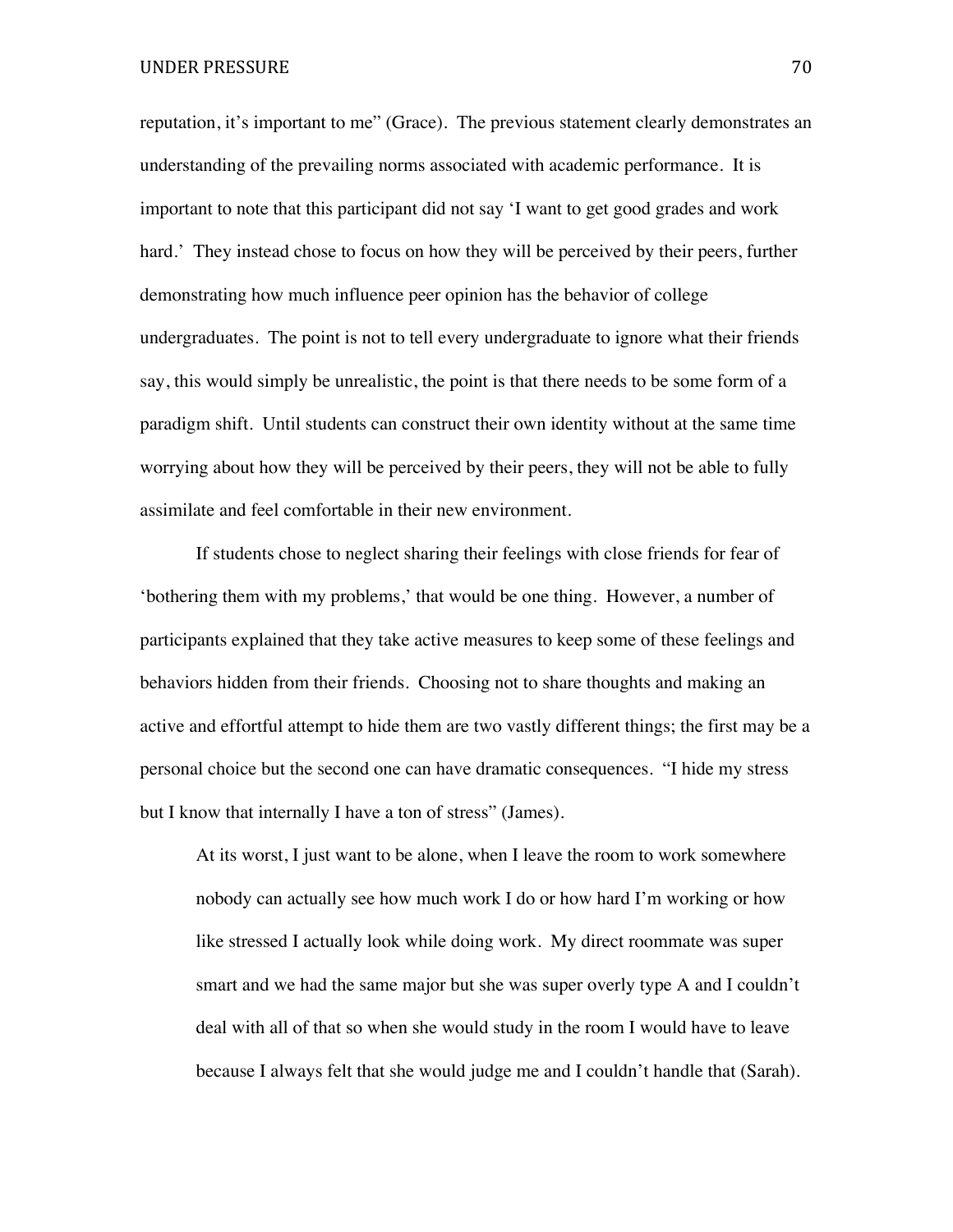reputation, it's important to me" (Grace). The previous statement clearly demonstrates an understanding of the prevailing norms associated with academic performance. It is important to note that this participant did not say 'I want to get good grades and work hard.' They instead chose to focus on how they will be perceived by their peers, further demonstrating how much influence peer opinion has the behavior of college undergraduates. The point is not to tell every undergraduate to ignore what their friends say, this would simply be unrealistic, the point is that there needs to be some form of a paradigm shift. Until students can construct their own identity without at the same time worrying about how they will be perceived by their peers, they will not be able to fully assimilate and feel comfortable in their new environment.

If students chose to neglect sharing their feelings with close friends for fear of 'bothering them with my problems,' that would be one thing. However, a number of participants explained that they take active measures to keep some of these feelings and behaviors hidden from their friends. Choosing not to share thoughts and making an active and effortful attempt to hide them are two vastly different things; the first may be a personal choice but the second one can have dramatic consequences. "I hide my stress but I know that internally I have a ton of stress" (James).

> At its worst, I just want to be alone, when I leave the room to work somewhere nobody can actually see how much work I do or how hard I'm working or how like stressed I actually look while doing work. My direct roommate was super smart and we had the same major but she was super overly type A and I couldn't deal with all of that so when she would study in the room I would have to leave because I always felt that she would judge me and I couldn't handle that (Sarah).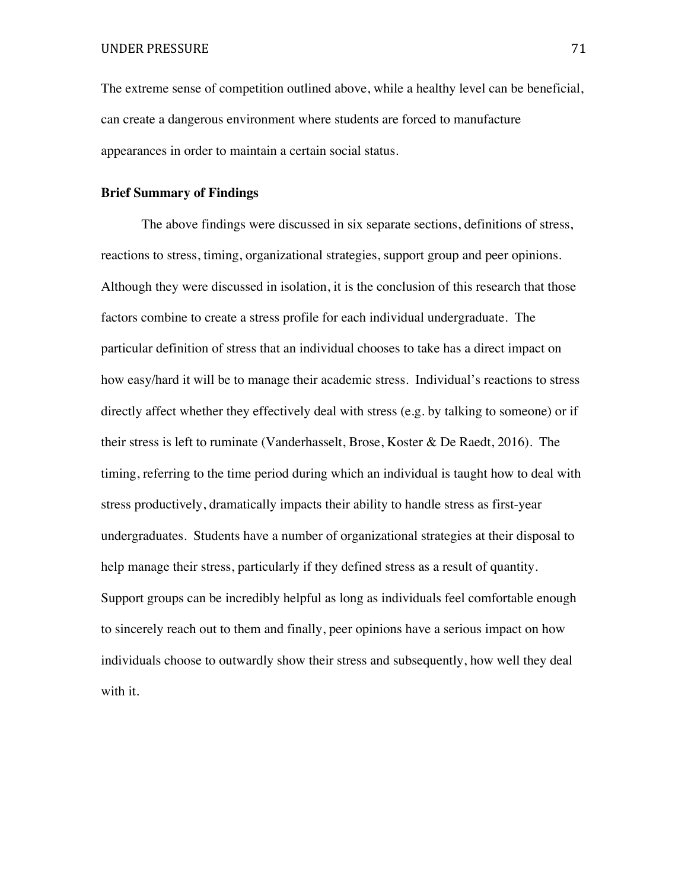The extreme sense of competition outlined above, while a healthy level can be beneficial, can create a dangerous environment where students are forced to manufacture appearances in order to maintain a certain social status.

**Brief Summary of Findings**

The above findings were discussed in six separate sections, definitions of stress, reactions to stress, timing, organizational strategies, support group and peer opinions. Although they were discussed in isolation, it is the conclusion of this research that those factors combine to create a stress profile for each individual undergraduate. The particular definition of stress that an individual chooses to take has a direct impact on how easy/hard it will be to manage their academic stress. Individual's reactions to stress directly affect whether they effectively deal with stress (e.g. by talking to someone) or if their stress is left to ruminate (Vanderhasselt, Brose, Koster & De Raedt, 2016). The timing, referring to the time period during which an individual is taught how to deal with stress productively, dramatically impacts their ability to handle stress as first-year undergraduates. Students have a number of organizational strategies at their disposal to help manage their stress, particularly if they defined stress as a result of quantity. Support groups can be incredibly helpful as long as individuals feel comfortable enough to sincerely reach out to them and finally, peer opinions have a serious impact on how individuals choose to outwardly show their stress and subsequently, how well they deal with it.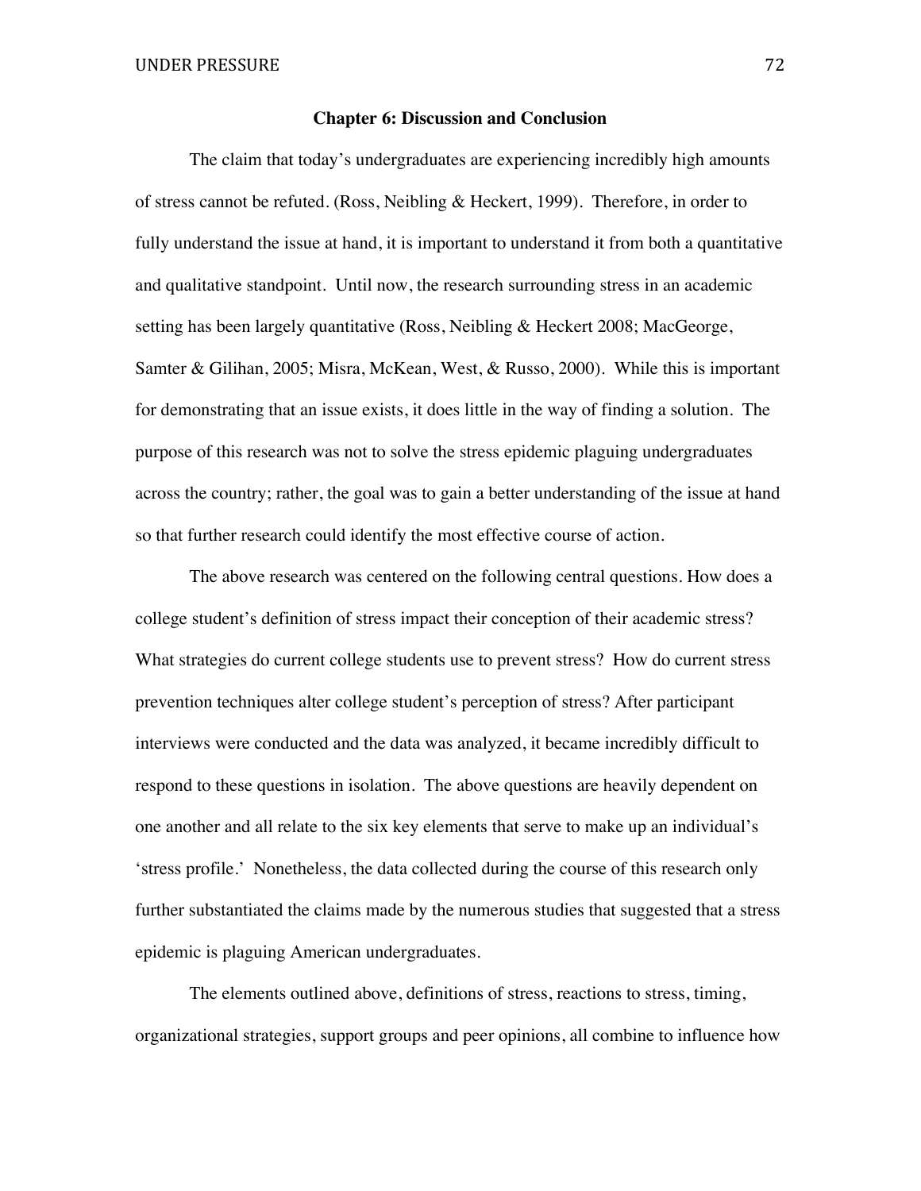## Chapter 6: Discussion and Conclusion

The claim that today's undergraduates are experiencing incredibly high amounts of stress cannot be refuted. (Ross, Neibling & Heckert, 1999). Therefore, in order to fully understand the issue at hand, it is important to understand it from both a quantitative and qualitative standpoint. Until now, the research surrounding stress in an academic setting has been largely quantitative (Ross, Neibling & Heckert 2008; MacGeorge, Samter & Gilihan, 2005; Misra, McKean, West, & Russo, 2000). While this is important for demonstrating that an issue exists, it does little in the way of finding a solution. The purpose of this research was not to solve the stress epidemic plaguing undergraduates across the country; rather, the goal was to gain a better understanding of the issue at hand so that further research could identify the most effective course of action.

The above research was centered on the following central questions. How does a college student's definition of stress impact their conception of their academic stress? What strategies do current college students use to prevent stress? How do current stress prevention techniques alter college student's perception of stress? After participant interviews were conducted and the data was analyzed, it became incredibly difficult to respond to these questions in isolation. The above questions are heavily dependent on one another and all relate to the six key elements that serve to make up an individual's 'stress profile.' Nonetheless, the data collected during the course of this research only further substantiated the claims made by the numerous studies that suggested that a stress epidemic is plaguing American undergraduates.

The elements outlined above, definitions of stress, reactions to stress, timing, organizational strategies, support groups and peer opinions, all combine to influence how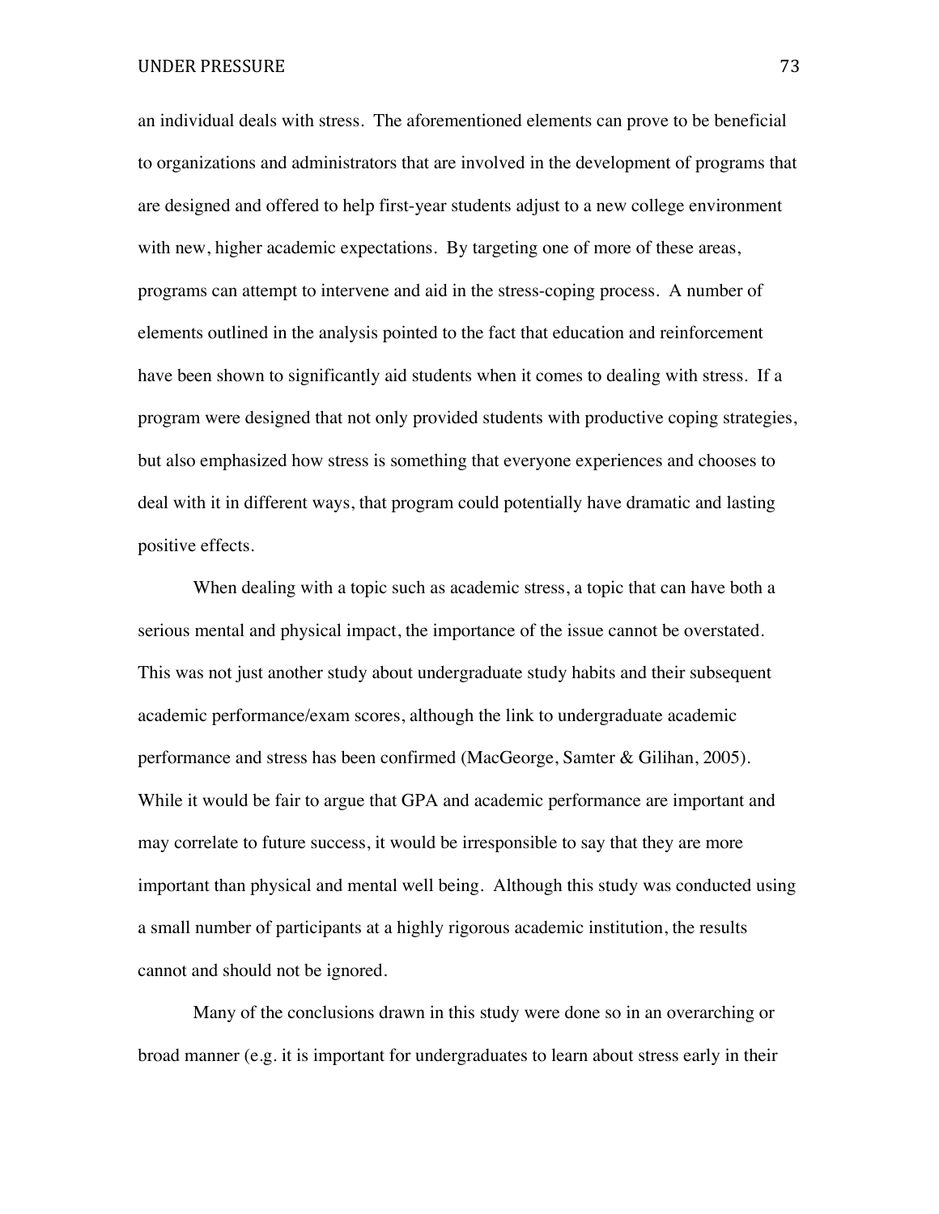an individual deals with stress. The aforementioned elements can prove to be beneficial to organizations and administrators that are involved in the development of programs that are designed and offered to help first-year students adjust to a new college environment with new, higher academic expectations. By targeting one of more of these areas, programs can attempt to intervene and aid in the stress-coping process. A number of elements outlined in the analysis pointed to the fact that education and reinforcement have been shown to significantly aid students when it comes to dealing with stress. If a program were designed that not only provided students with productive coping strategies, but also emphasized how stress is something that everyone experiences and chooses to deal with it in different ways, that program could potentially have dramatic and lasting positive effects.

When dealing with a topic such as academic stress, a topic that can have both a serious mental and physical impact, the importance of the issue cannot be overstated. This was not just another study about undergraduate study habits and their subsequent academic performance/exam scores, although the link to undergraduate academic performance and stress has been confirmed (MacGeorge, Samter & Gilihan, 2005). While it would be fair to argue that GPA and academic performance are important and may correlate to future success, it would be irresponsible to say that they are more important than physical and mental well being. Although this study was conducted using a small number of participants at a highly rigorous academic institution, the results cannot and should not be ignored.

Many of the conclusions drawn in this study were done so in an overarching or broad manner (e.g. it is important for undergraduates to learn about stress early in their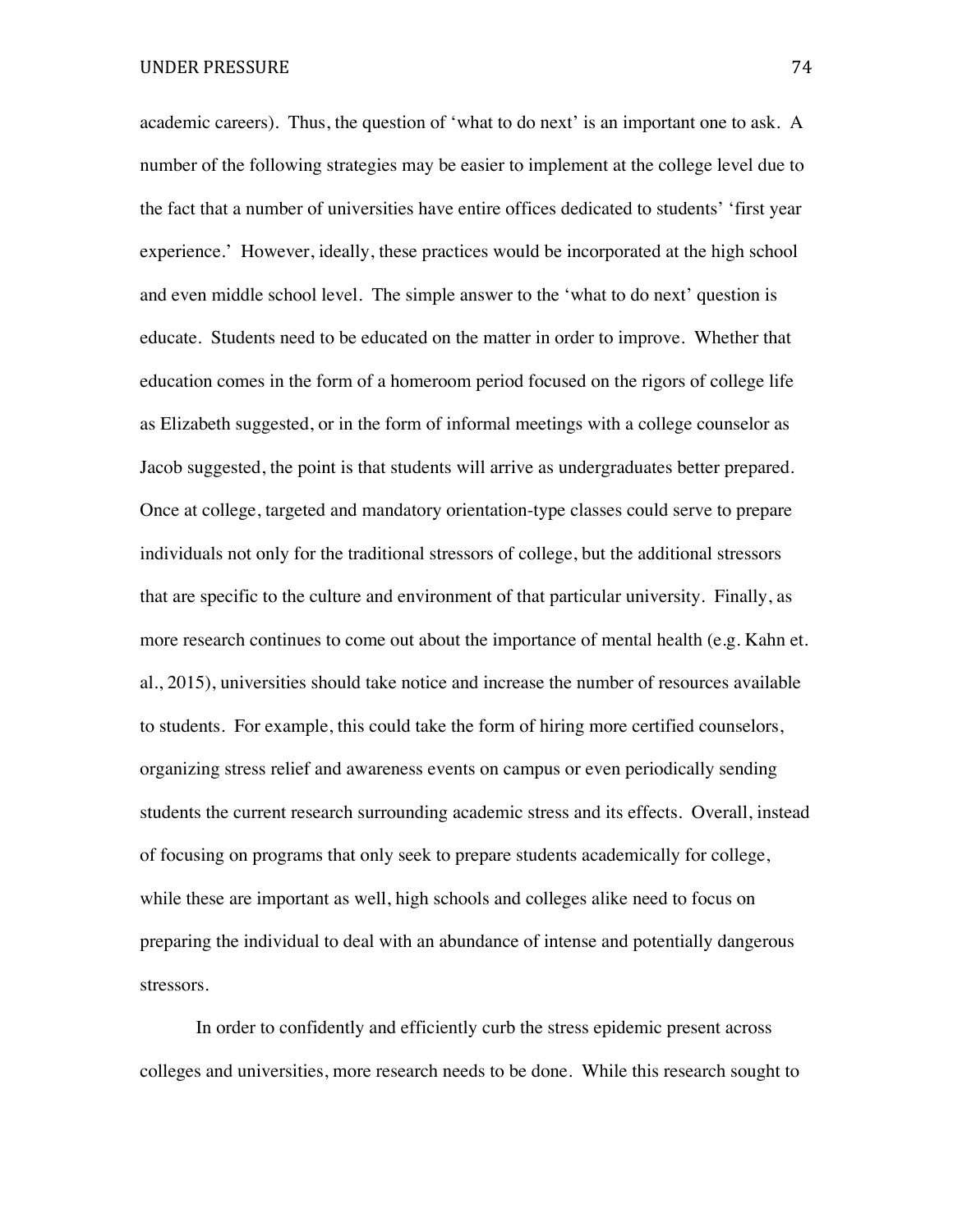academic careers). Thus, the question of 'what to do next' is an important one to ask. A number of the following strategies may be easier to implement at the college level due to the fact that a number of universities have entire offices dedicated to students' 'first year experience.' However, ideally, these practices would be incorporated at the high school and even middle school level. The simple answer to the 'what to do next' question is educate. Students need to be educated on the matter in order to improve. Whether that education comes in the form of a homeroom period focused on the rigors of college life as Elizabeth suggested, or in the form of informal meetings with a college counselor as Jacob suggested, the point is that students will arrive as undergraduates better prepared. Once at college, targeted and mandatory orientation-type classes could serve to prepare individuals not only for the traditional stressors of college, but the additional stressors that are specific to the culture and environment of that particular university. Finally, as more research continues to come out about the importance of mental health (e.g. Kahn et. al., 2015), universities should take notice and increase the number of resources available to students. For example, this could take the form of hiring more certified counselors, organizing stress relief and awareness events on campus or even periodically sending students the current research surrounding academic stress and its effects. Overall, instead of focusing on programs that only seek to prepare students academically for college, while these are important as well, high schools and colleges alike need to focus on preparing the individual to deal with an abundance of intense and potentially dangerous stressors.

In order to confidently and efficiently curb the stress epidemic present across colleges and universities, more research needs to be done. While this research sought to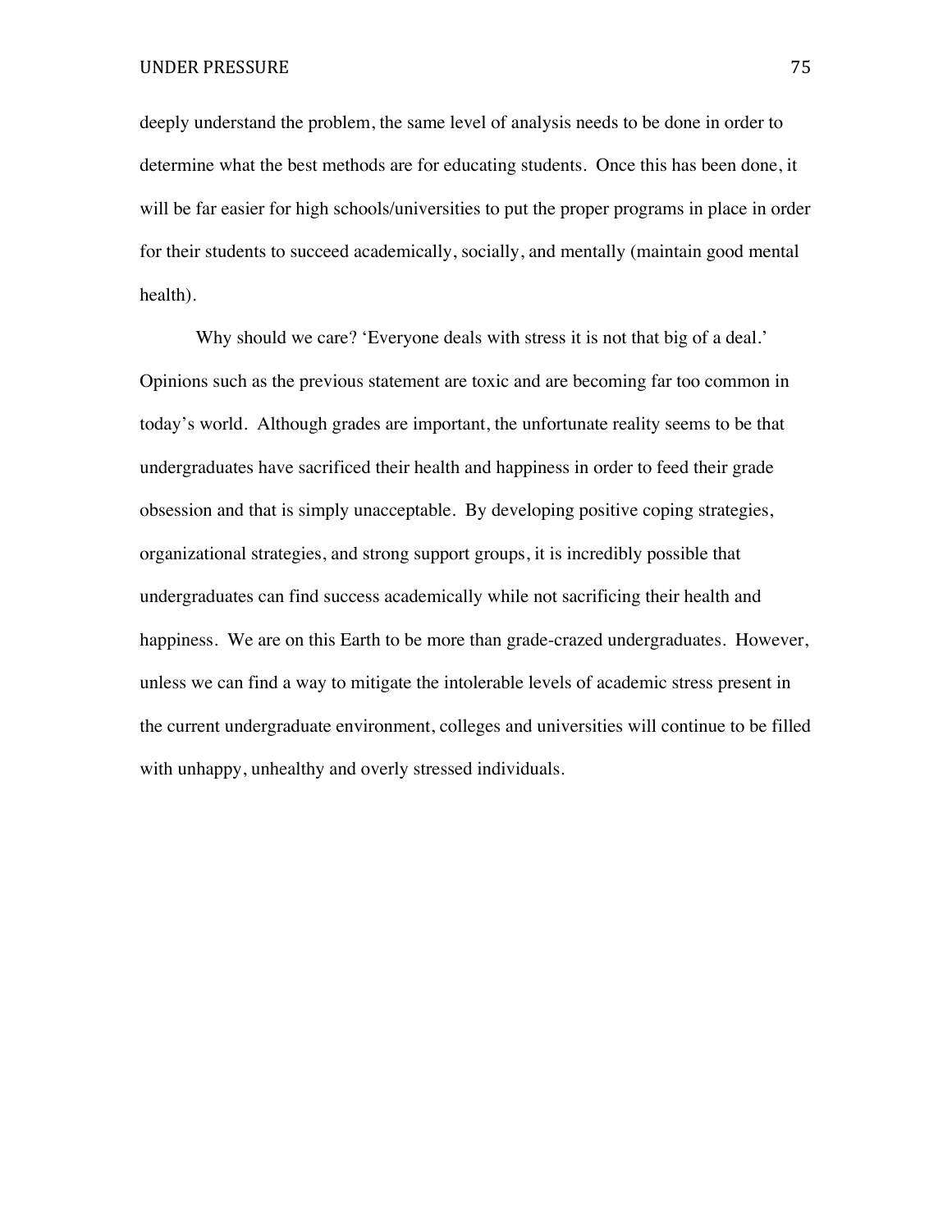deeply understand the problem, the same level of analysis needs to be done in order to determine what the best methods are for educating students. Once this has been done, it will be far easier for high schools/universities to put the proper programs in place in order for their students to succeed academically, socially, and mentally (maintain good mental health).

Why should we care? 'Everyone deals with stress it is not that big of a deal.' Opinions such as the previous statement are toxic and are becoming far too common in today's world. Although grades are important, the unfortunate reality seems to be that undergraduates have sacrificed their health and happiness in order to feed their grade obsession and that is simply unacceptable. By developing positive coping strategies, organizational strategies, and strong support groups, it is incredibly possible that undergraduates can find success academically while not sacrificing their health and happiness. We are on this Earth to be more than grade-crazed undergraduates. However, unless we can find a way to mitigate the intolerable levels of academic stress present in the current undergraduate environment, colleges and universities will continue to be filled with unhappy, unhealthy and overly stressed individuals.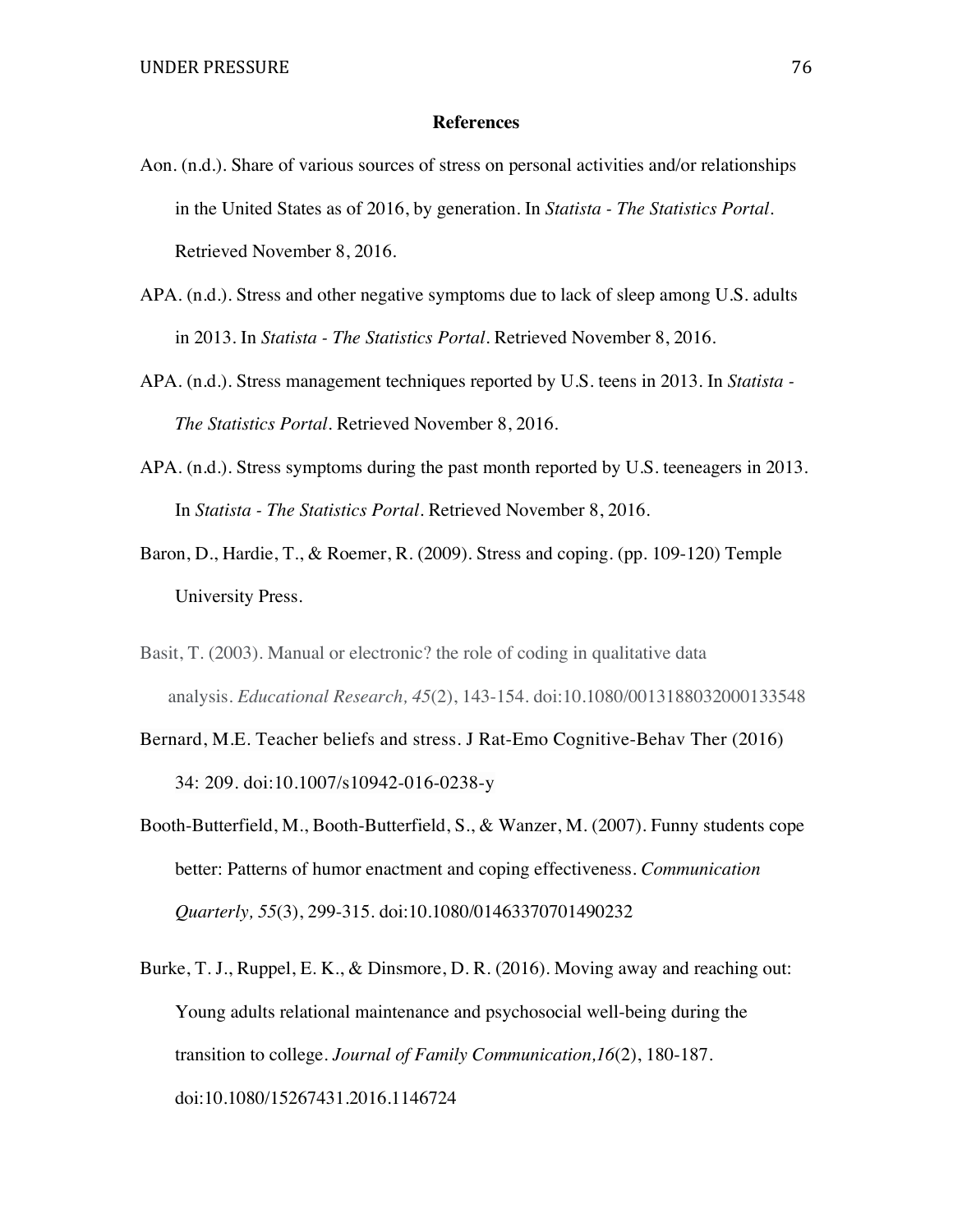## References

Aon. (n.d.). Share of various sources of stress on personal activities and/or relationships in the United States as of 2016, by generation. In *Statista - The Statistics Portal*. Retrieved November 8, 2016.

APA. (n.d.). Stress and other negative symptoms due to lack of sleep among U.S. adults in 2013. In *Statista - The Statistics Portal*. Retrieved November 8, 2016.

APA. (n.d.). Stress management techniques reported by U.S. teens in 2013. In *Statista - The Statistics Portal*. Retrieved November 8, 2016.

APA. (n.d.). Stress symptoms during the past month reported by U.S. teeneagers in 2013. In *Statista - The Statistics Portal*. Retrieved November 8, 2016.

Baron, D., Hardie, T., & Roemer, R. (2009). Stress and coping. (pp. 109-120) Temple University Press.

Basit, T. (2003). Manual or electronic? the role of coding in qualitative data analysis. *Educational Research, 45*(2), 143-154. doi:10.1080/0013188032000133548

Bernard, M.E. Teacher beliefs and stress. J Rat-Emo Cognitive-Behav Ther (2016) 34: 209. doi:10.1007/s10942-016-0238-y

Booth-Butterfield, M., Booth-Butterfield, S., & Wanzer, M. (2007). Funny students cope better: Patterns of humor enactment and coping effectiveness. *Communication Quarterly, 55*(3), 299-315. doi:10.1080/01463370701490232

Burke, T. J., Ruppel, E. K., & Dinsmore, D. R. (2016). Moving away and reaching out: Young adults relational maintenance and psychosocial well-being during the transition to college. *Journal of Family Communication,16*(2), 180-187. doi:10.1080/15267431.2016.1146724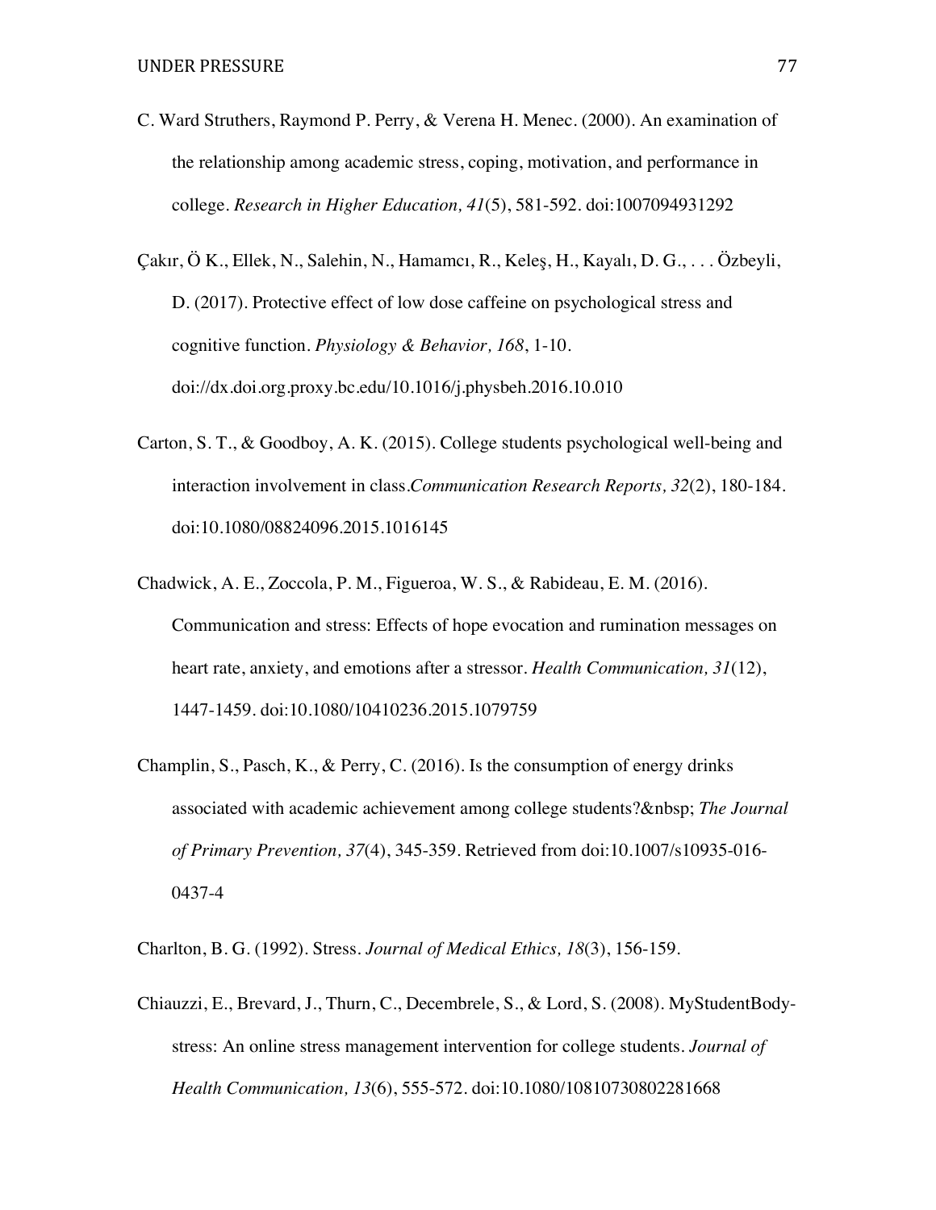C. Ward Struthers, Raymond P. Perry, & Verena H. Menec. (2000). An examination of the relationship among academic stress, coping, motivation, and performance in college. *Research in Higher Education, 41*(5), 581-592. doi:1007094931292

Çakır, Ö K., Ellek, N., Salehin, N., Hamamcı, R., Keleş, H., Kayalı, D. G., . . . Özbeyli, D. (2017). Protective effect of low dose caffeine on psychological stress and cognitive function. *Physiology & Behavior, 168*, 1-10. doi://dx.doi.org.proxy.bc.edu/10.1016/j.physbeh.2016.10.010

Carton, S. T., & Goodboy, A. K. (2015). College students psychological well-being and interaction involvement in class.*Communication Research Reports, 32*(2), 180-184. doi:10.1080/08824096.2015.1016145

Chadwick, A. E., Zoccola, P. M., Figueroa, W. S., & Rabideau, E. M. (2016). Communication and stress: Effects of hope evocation and rumination messages on heart rate, anxiety, and emotions after a stressor. *Health Communication, 31*(12), 1447-1459. doi:10.1080/10410236.2015.1079759

Champlin, S., Pasch, K., & Perry, C. (2016). Is the consumption of energy drinks associated with academic achievement among college students?&nbsp; *The Journal of Primary Prevention, 37*(4), 345-359. Retrieved from doi:10.1007/s10935-016-0437-4

Charlton, B. G. (1992). Stress. *Journal of Medical Ethics, 18*(3), 156-159.

Chiauzzi, E., Brevard, J., Thurn, C., Decembrele, S., & Lord, S. (2008). MyStudentBody-stress: An online stress management intervention for college students. *Journal of Health Communication, 13*(6), 555-572. doi:10.1080/10810730802281668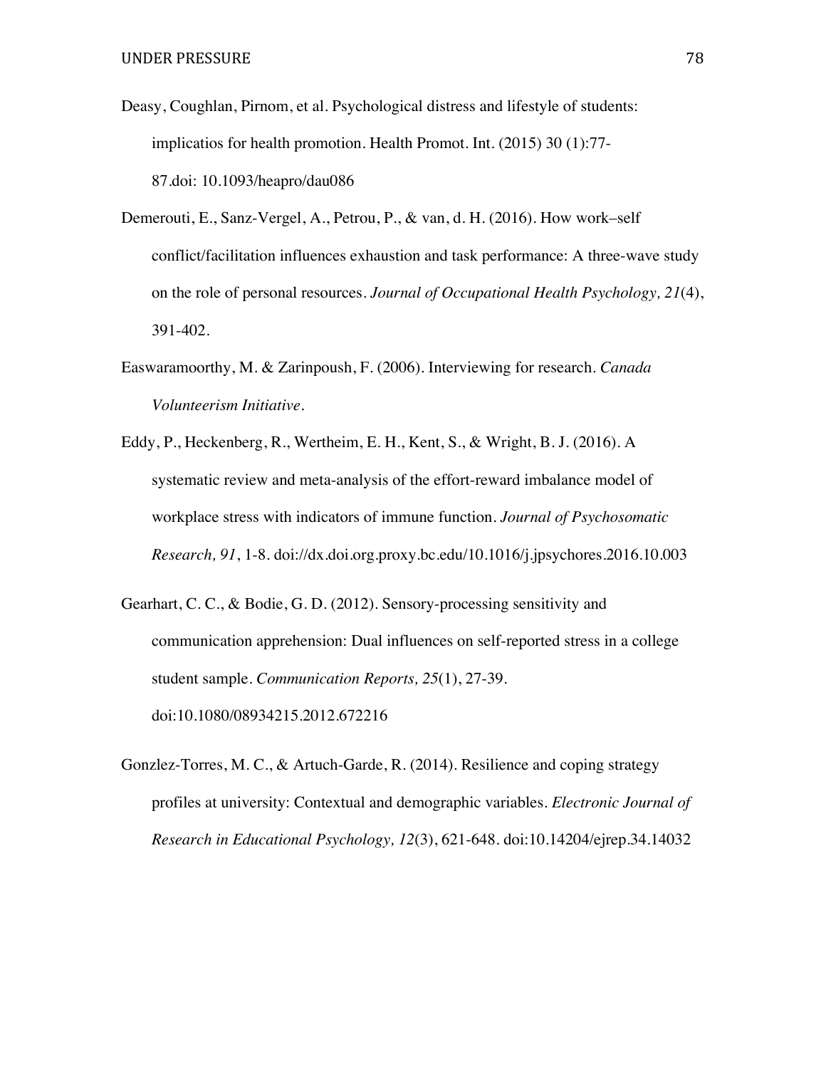Deasy, Coughlan, Pirnom, et al. Psychological distress and lifestyle of students: implicatios for health promotion. Health Promot. Int. (2015) 30 (1):77-87.doi: 10.1093/heapro/dau086

Demerouti, E., Sanz-Vergel, A., Petrou, P., & van, d. H. (2016). How work–self conflict/facilitation influences exhaustion and task performance: A three-wave study on the role of personal resources. *Journal of Occupational Health Psychology, 21*(4), 391-402.

Easwaramoorthy, M. & Zarinpoush, F. (2006). Interviewing for research. *Canada Volunteerism Initiative*.

Eddy, P., Heckenberg, R., Wertheim, E. H., Kent, S., & Wright, B. J. (2016). A systematic review and meta-analysis of the effort-reward imbalance model of workplace stress with indicators of immune function. *Journal of Psychosomatic Research, 91*, 1-8. doi://dx.doi.org.proxy.bc.edu/10.1016/j.jpsychores.2016.10.003

Gearhart, C. C., & Bodie, G. D. (2012). Sensory-processing sensitivity and communication apprehension: Dual influences on self-reported stress in a college student sample. *Communication Reports, 25*(1), 27-39. doi:10.1080/08934215.2012.672216

Gonzlez-Torres, M. C., & Artuch-Garde, R. (2014). Resilience and coping strategy profiles at university: Contextual and demographic variables. *Electronic Journal of Research in Educational Psychology, 12*(3), 621-648. doi:10.14204/ejrep.34.14032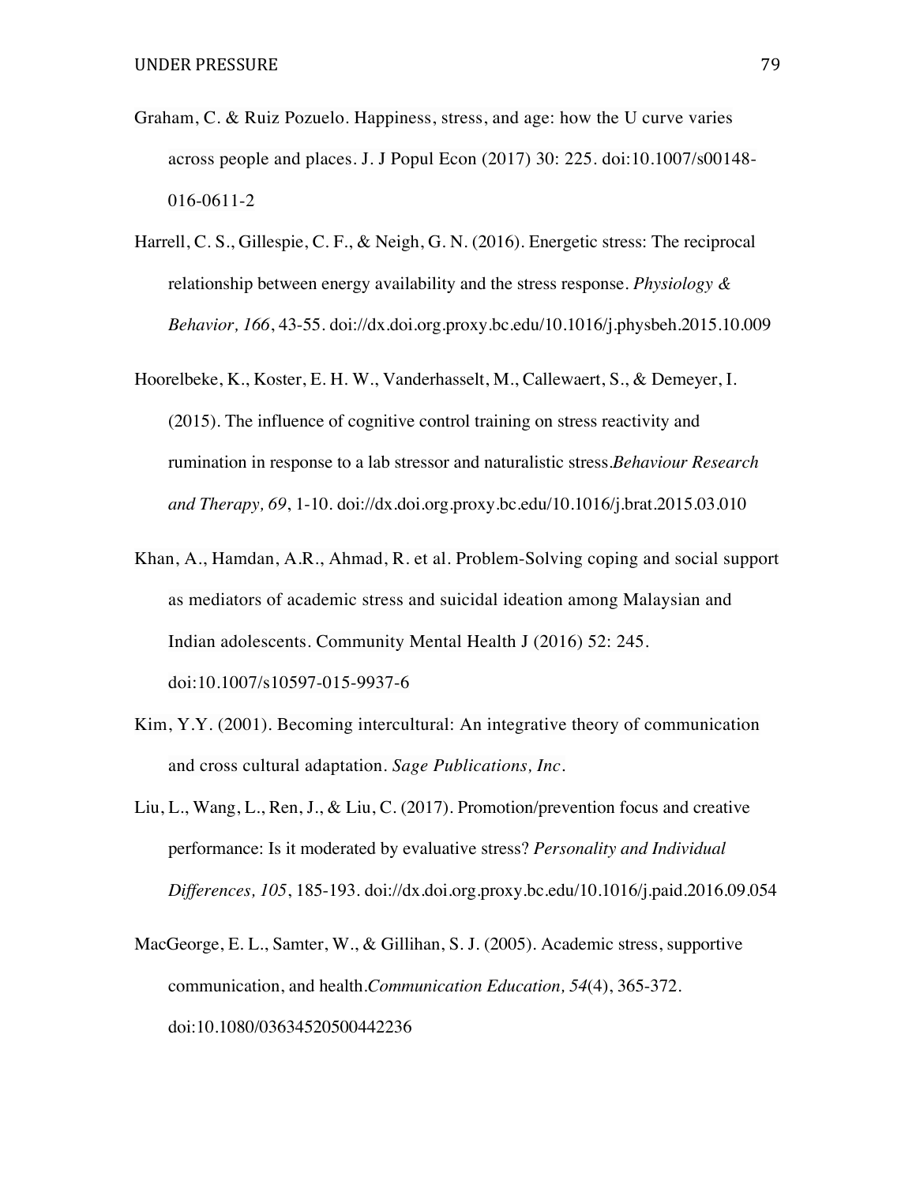Graham, C. & Ruiz Pozuelo. Happiness, stress, and age: how the U curve varies across people and places. J. J Popul Econ (2017) 30: 225. doi:10.1007/s00148-016-0611-2

Harrell, C. S., Gillespie, C. F., & Neigh, G. N. (2016). Energetic stress: The reciprocal relationship between energy availability and the stress response. *Physiology & Behavior, 166*, 43-55. doi://dx.doi.org.proxy.bc.edu/10.1016/j.physbeh.2015.10.009

Hoorelbeke, K., Koster, E. H. W., Vanderhasselt, M., Callewaert, S., & Demeyer, I. (2015). The influence of cognitive control training on stress reactivity and rumination in response to a lab stressor and naturalistic stress.*Behaviour Research and Therapy, 69*, 1-10. doi://dx.doi.org.proxy.bc.edu/10.1016/j.brat.2015.03.010

Khan, A., Hamdan, A.R., Ahmad, R. et al. Problem-Solving coping and social support as mediators of academic stress and suicidal ideation among Malaysian and Indian adolescents. Community Mental Health J (2016) 52: 245. doi:10.1007/s10597-015-9937-6

Kim, Y.Y. (2001). Becoming intercultural: An integrative theory of communication and cross cultural adaptation. *Sage Publications, Inc.*

Liu, L., Wang, L., Ren, J., & Liu, C. (2017). Promotion/prevention focus and creative performance: Is it moderated by evaluative stress? *Personality and Individual Differences, 105*, 185-193. doi://dx.doi.org.proxy.bc.edu/10.1016/j.paid.2016.09.054

MacGeorge, E. L., Samter, W., & Gillihan, S. J. (2005). Academic stress, supportive communication, and health.*Communication Education, 54*(4), 365-372. doi:10.1080/03634520500442236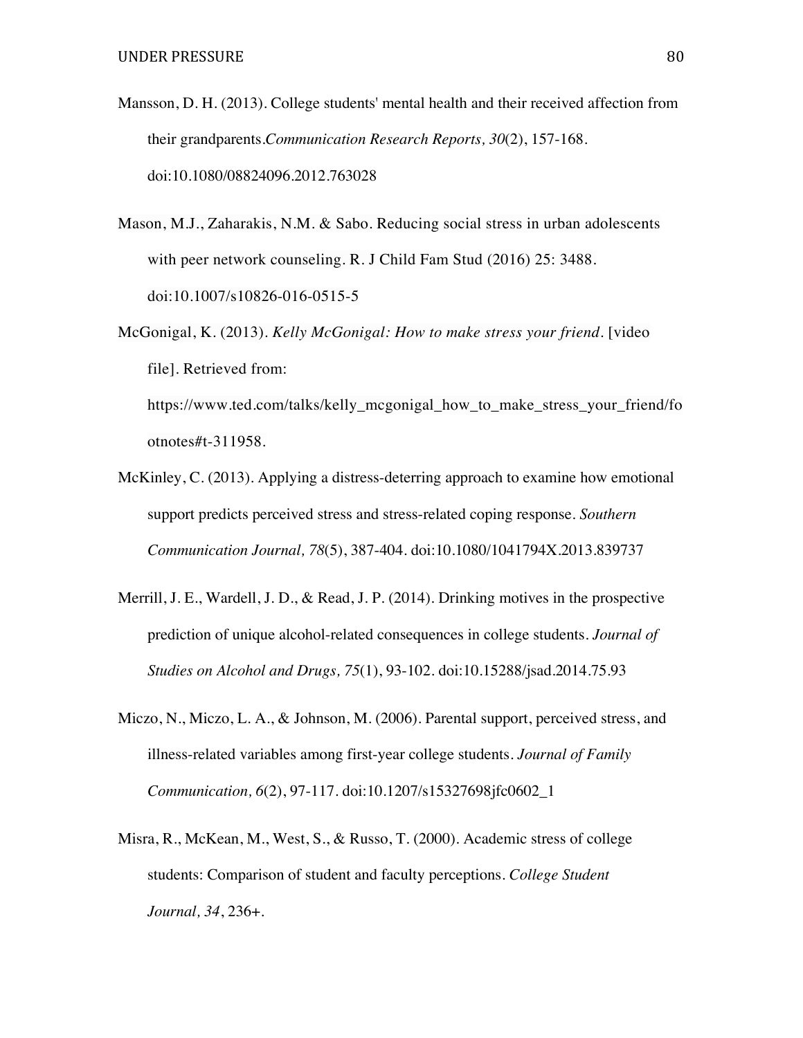Mansson, D. H. (2013). College students' mental health and their received affection from their grandparents.*Communication Research Reports, 30*(2), 157-168. doi:10.1080/08824096.2012.763028

Mason, M.J., Zaharakis, N.M. & Sabo. Reducing social stress in urban adolescents with peer network counseling. R. J Child Fam Stud (2016) 25: 3488. doi:10.1007/s10826-016-0515-5

McGonigal, K. (2013). *Kelly McGonigal: How to make stress your friend*. [video file]. Retrieved from: https://www.ted.com/talks/kelly_mcgonigal_how_to_make_stress_your_friend/footnotes#t-311958.

McKinley, C. (2013). Applying a distress-deterring approach to examine how emotional support predicts perceived stress and stress-related coping response. *Southern Communication Journal, 78*(5), 387-404. doi:10.1080/1041794X.2013.839737

Merrill, J. E., Wardell, J. D., & Read, J. P. (2014). Drinking motives in the prospective prediction of unique alcohol-related consequences in college students. *Journal of Studies on Alcohol and Drugs, 75*(1), 93-102. doi:10.15288/jsad.2014.75.93

Miczo, N., Miczo, L. A., & Johnson, M. (2006). Parental support, perceived stress, and illness-related variables among first-year college students. *Journal of Family Communication, 6*(2), 97-117. doi:10.1207/s15327698jfc0602_1

Misra, R., McKean, M., West, S., & Russo, T. (2000). Academic stress of college students: Comparison of student and faculty perceptions. *College Student Journal, 34*, 236+.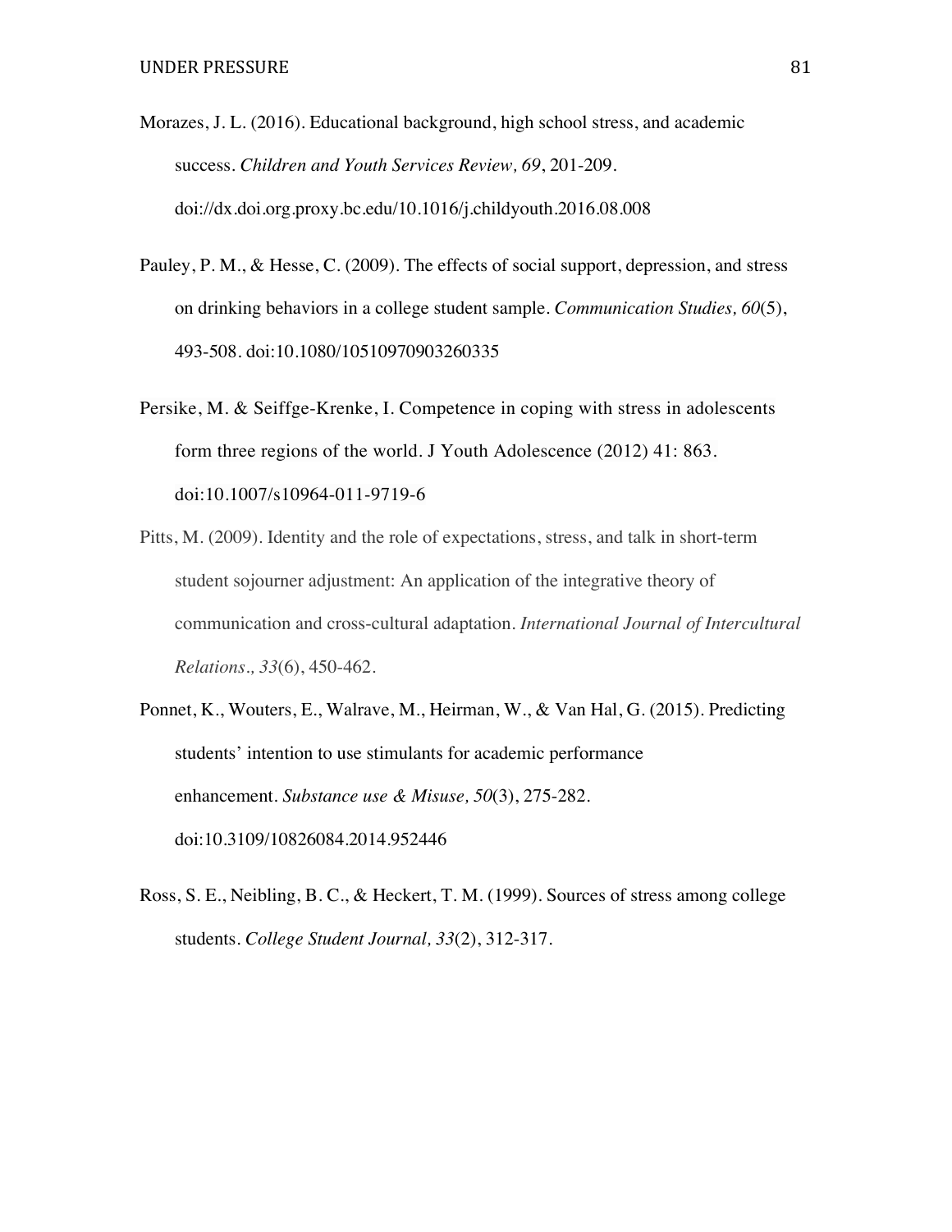Morazes, J. L. (2016). Educational background, high school stress, and academic success. *Children and Youth Services Review, 69*, 201-209. doi://dx.doi.org.proxy.bc.edu/10.1016/j.childyouth.2016.08.008

Pauley, P. M., & Hesse, C. (2009). The effects of social support, depression, and stress on drinking behaviors in a college student sample. *Communication Studies, 60*(5), 493-508. doi:10.1080/10510970903260335

Persike, M. & Seiffge-Krenke, I. Competence in coping with stress in adolescents form three regions of the world. J Youth Adolescence (2012) 41: 863. doi:10.1007/s10964-011-9719-6

Pitts, M. (2009). Identity and the role of expectations, stress, and talk in short-term student sojourner adjustment: An application of the integrative theory of communication and cross-cultural adaptation. *International Journal of Intercultural Relations., 33*(6), 450-462.

Ponnet, K., Wouters, E., Walrave, M., Heirman, W., & Van Hal, G. (2015). Predicting students' intention to use stimulants for academic performance enhancement. *Substance use & Misuse, 50*(3), 275-282. doi:10.3109/10826084.2014.952446

Ross, S. E., Neibling, B. C., & Heckert, T. M. (1999). Sources of stress among college students. *College Student Journal, 33*(2), 312-317.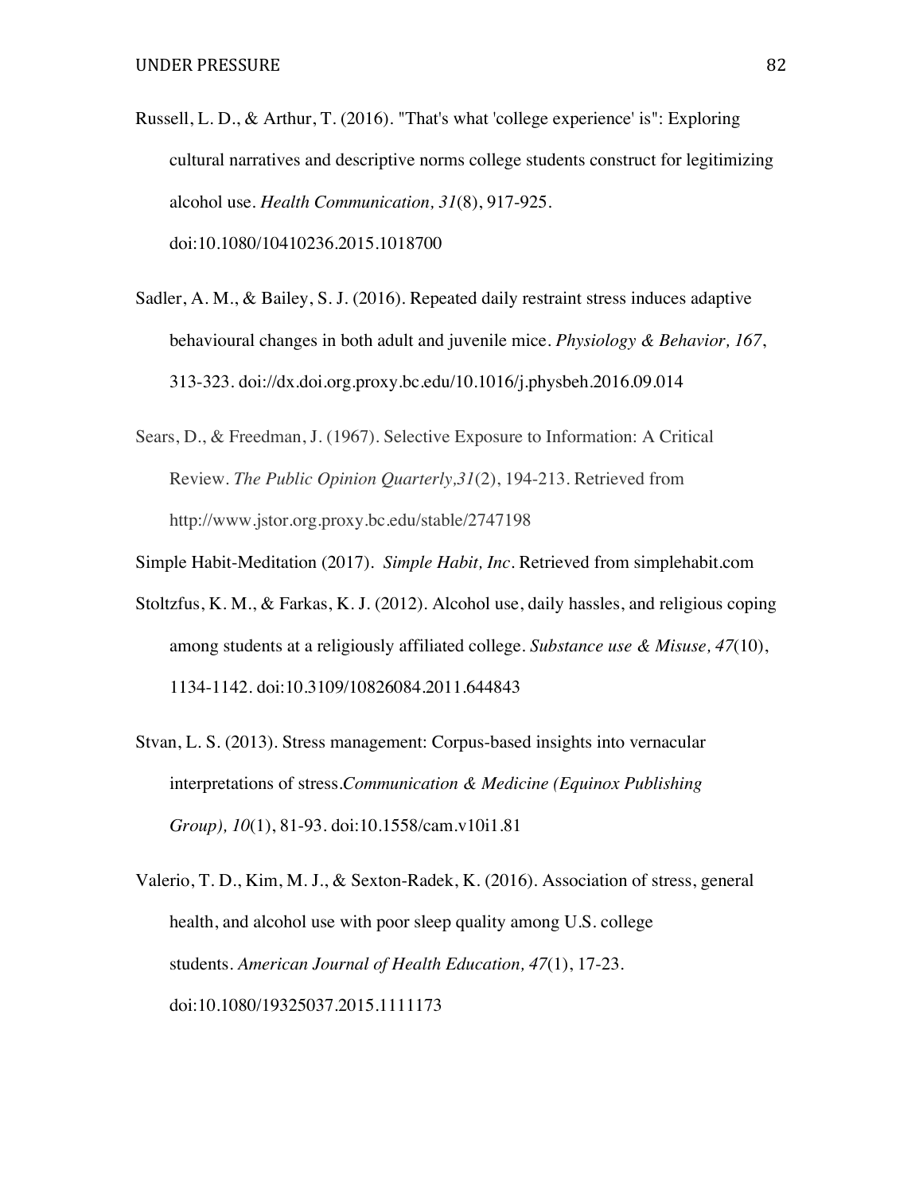Russell, L. D., & Arthur, T. (2016). "That's what 'college experience' is": Exploring cultural narratives and descriptive norms college students construct for legitimizing alcohol use. *Health Communication, 31*(8), 917-925. doi:10.1080/10410236.2015.1018700

Sadler, A. M., & Bailey, S. J. (2016). Repeated daily restraint stress induces adaptive behavioural changes in both adult and juvenile mice. *Physiology & Behavior, 167*, 313-323. doi://dx.doi.org.proxy.bc.edu/10.1016/j.physbeh.2016.09.014

Sears, D., & Freedman, J. (1967). Selective Exposure to Information: A Critical Review. *The Public Opinion Quarterly,31*(2), 194-213. Retrieved from http://www.jstor.org.proxy.bc.edu/stable/2747198

Simple Habit-Meditation (2017). *Simple Habit, Inc*. Retrieved from simplehabit.com

Stoltzfus, K. M., & Farkas, K. J. (2012). Alcohol use, daily hassles, and religious coping among students at a religiously affiliated college. *Substance use & Misuse, 47*(10), 1134-1142. doi:10.3109/10826084.2011.644843

Stvan, L. S. (2013). Stress management: Corpus-based insights into vernacular interpretations of stress.*Communication & Medicine (Equinox Publishing Group), 10*(1), 81-93. doi:10.1558/cam.v10i1.81

Valerio, T. D., Kim, M. J., & Sexton-Radek, K. (2016). Association of stress, general health, and alcohol use with poor sleep quality among U.S. college students. *American Journal of Health Education, 47*(1), 17-23. doi:10.1080/19325037.2015.1111173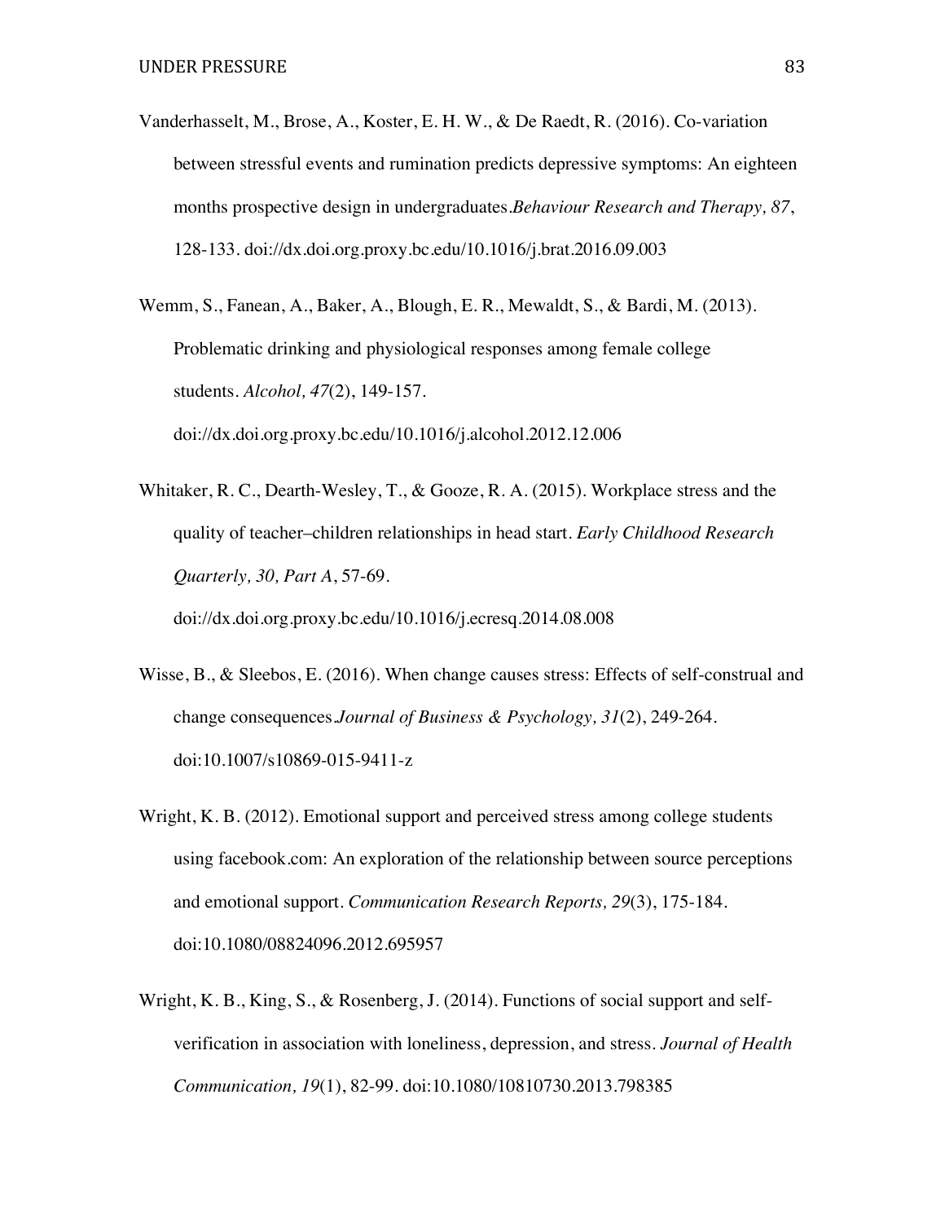Vanderhasselt, M., Brose, A., Koster, E. H. W., & De Raedt, R. (2016). Co-variation between stressful events and rumination predicts depressive symptoms: An eighteen months prospective design in undergraduates.*Behaviour Research and Therapy, 87*, 128-133. doi://dx.doi.org.proxy.bc.edu/10.1016/j.brat.2016.09.003

Wemm, S., Fanean, A., Baker, A., Blough, E. R., Mewaldt, S., & Bardi, M. (2013). Problematic drinking and physiological responses among female college students. *Alcohol, 47*(2), 149-157. doi://dx.doi.org.proxy.bc.edu/10.1016/j.alcohol.2012.12.006

Whitaker, R. C., Dearth-Wesley, T., & Gooze, R. A. (2015). Workplace stress and the quality of teacher–children relationships in head start. *Early Childhood Research Quarterly, 30, Part A*, 57-69. doi://dx.doi.org.proxy.bc.edu/10.1016/j.ecresq.2014.08.008

Wisse, B., & Sleebos, E. (2016). When change causes stress: Effects of self-construal and change consequences.*Journal of Business & Psychology, 31*(2), 249-264. doi:10.1007/s10869-015-9411-z

Wright, K. B. (2012). Emotional support and perceived stress among college students using facebook.com: An exploration of the relationship between source perceptions and emotional support. *Communication Research Reports, 29*(3), 175-184. doi:10.1080/08824096.2012.695957

Wright, K. B., King, S., & Rosenberg, J. (2014). Functions of social support and self-verification in association with loneliness, depression, and stress. *Journal of Health Communication, 19*(1), 82-99. doi:10.1080/10810730.2013.798385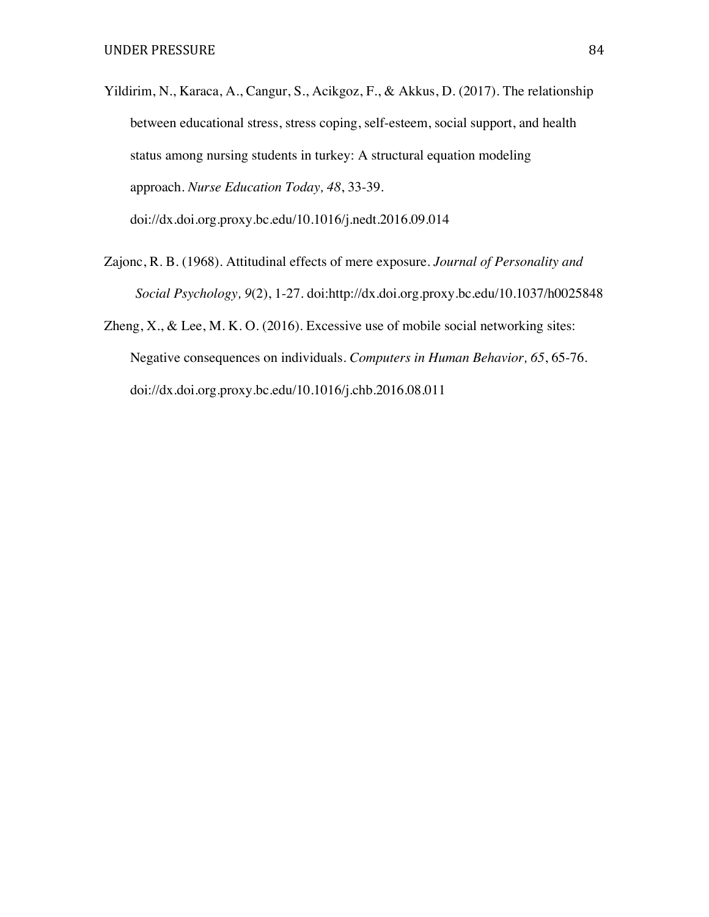Yildirim, N., Karaca, A., Cangur, S., Acikgoz, F., & Akkus, D. (2017). The relationship between educational stress, stress coping, self-esteem, social support, and health status among nursing students in turkey: A structural equation modeling approach. *Nurse Education Today, 48*, 33-39. doi://dx.doi.org.proxy.bc.edu/10.1016/j.nedt.2016.09.014

Zajonc, R. B. (1968). Attitudinal effects of mere exposure. *Journal of Personality and Social Psychology, 9*(2), 1-27. doi:http://dx.doi.org.proxy.bc.edu/10.1037/h0025848

Zheng, X., & Lee, M. K. O. (2016). Excessive use of mobile social networking sites: Negative consequences on individuals. *Computers in Human Behavior, 65*, 65-76. doi://dx.doi.org.proxy.bc.edu/10.1016/j.chb.2016.08.011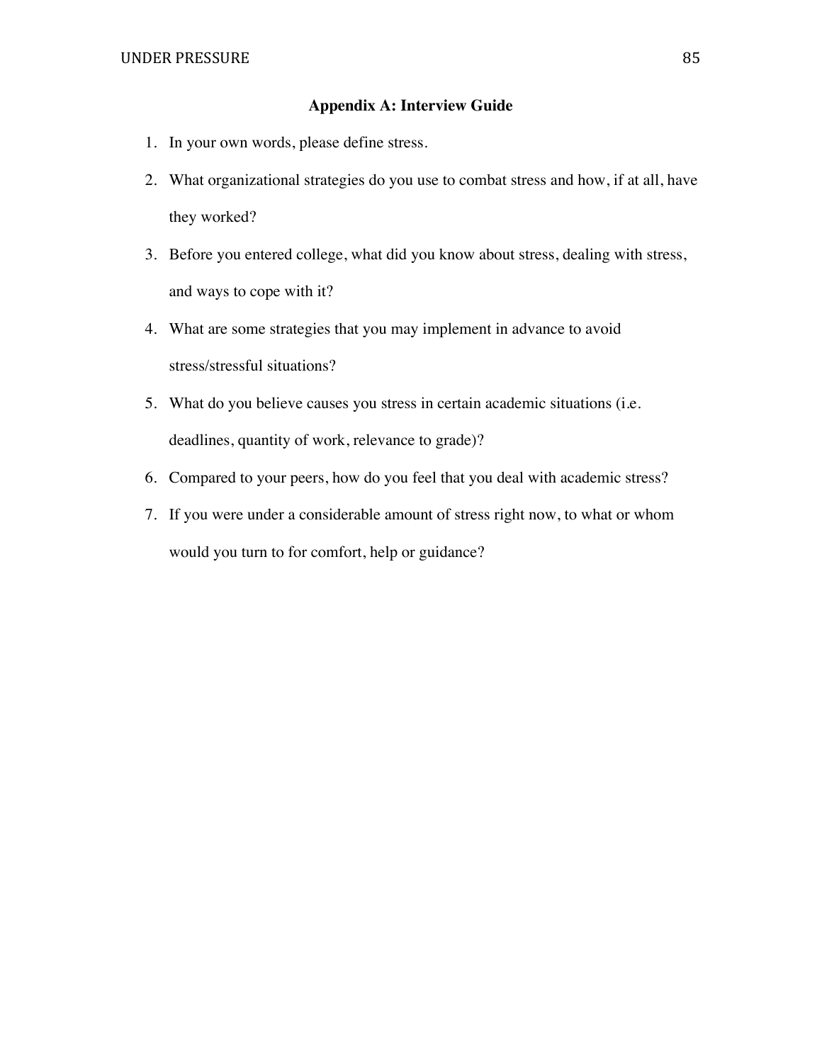## Appendix A: Interview Guide

1. In your own words, please define stress.
2. What organizational strategies do you use to combat stress and how, if at all, have they worked?
3. Before you entered college, what did you know about stress, dealing with stress, and ways to cope with it?
4. What are some strategies that you may implement in advance to avoid stress/stressful situations?
5. What do you believe causes you stress in certain academic situations (i.e. deadlines, quantity of work, relevance to grade)?
6. Compared to your peers, how do you feel that you deal with academic stress?
7. If you were under a considerable amount of stress right now, to what or whom would you turn to for comfort, help or guidance?